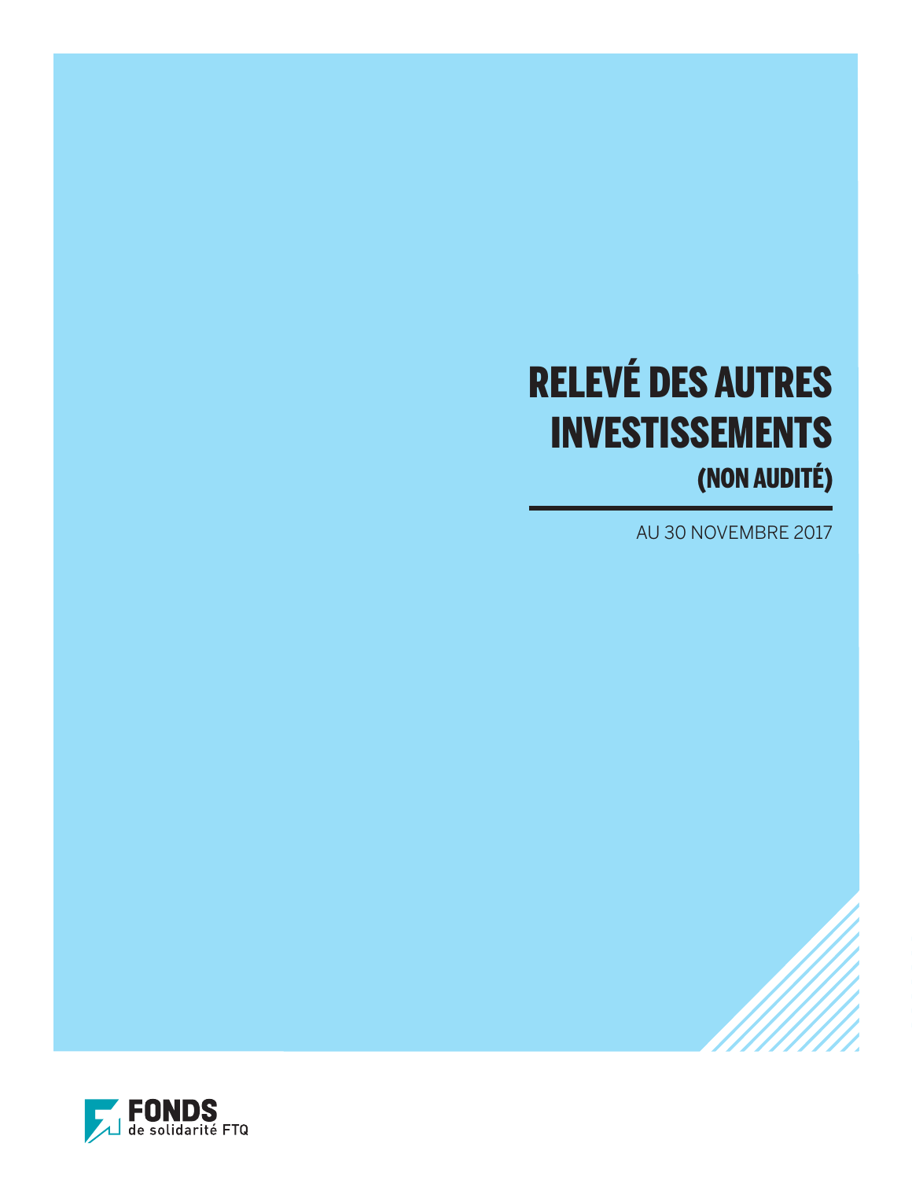# RELEVÉ DES AUTRES INVESTISSEMENTS

## (NON AUDITÉ)

AU 30 NOVEMBRE 2017

FONDS de solidarité FTQ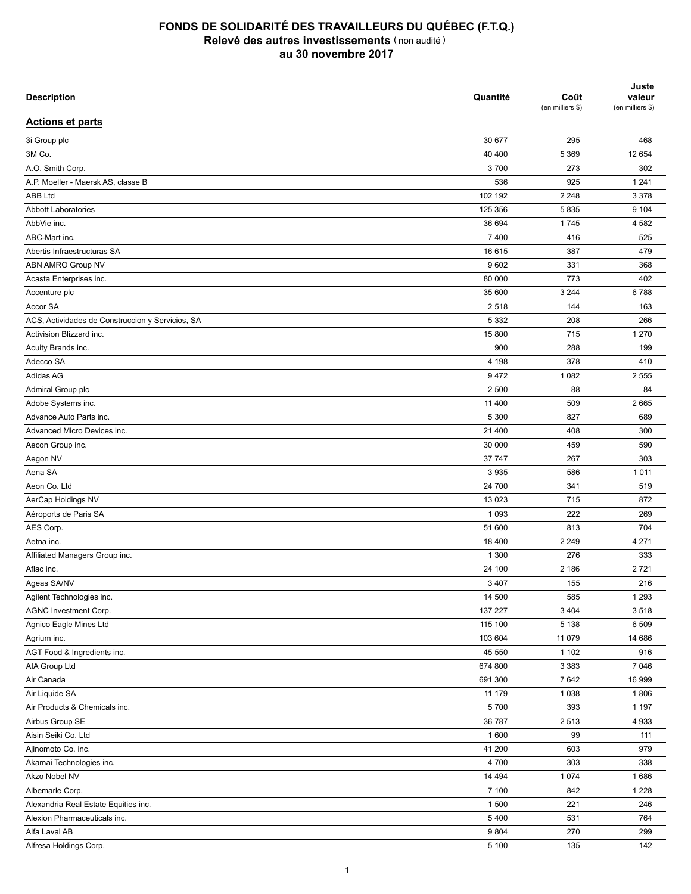# FONDS DE SOLIDARITÉ DES TRAVAILLEURS DU QUÉBEC (F.T.Q.)
## Relevé des autres investissements (non audité)
## au 30 novembre 2017

| Description | Quantité | Coût (en milliers $) | Juste valeur (en milliers $) |
|---|---|---|---|
| **Actions et parts** | | | |
| 3i Group plc | 30 677 | 295 | 468 |
| 3M Co. | 40 400 | 5 369 | 12 654 |
| A.O. Smith Corp. | 3 700 | 273 | 302 |
| A.P. Moeller - Maersk AS, classe B | 536 | 925 | 1 241 |
| ABB Ltd | 102 192 | 2 248 | 3 378 |
| Abbott Laboratories | 125 356 | 5 835 | 9 104 |
| AbbVie inc. | 36 694 | 1 745 | 4 582 |
| ABC-Mart inc. | 7 400 | 416 | 525 |
| Abertis Infraestructuras SA | 16 615 | 387 | 479 |
| ABN AMRO Group NV | 9 602 | 331 | 368 |
| Acasta Enterprises inc. | 80 000 | 773 | 402 |
| Accenture plc | 35 600 | 3 244 | 6 788 |
| Accor SA | 2 518 | 144 | 163 |
| ACS, Actividades de Construccion y Servicios, SA | 5 332 | 208 | 266 |
| Activision Blizzard inc. | 15 800 | 715 | 1 270 |
| Acuity Brands inc. | 900 | 288 | 199 |
| Adecco SA | 4 198 | 378 | 410 |
| Adidas AG | 9 472 | 1 082 | 2 555 |
| Admiral Group plc | 2 500 | 88 | 84 |
| Adobe Systems inc. | 11 400 | 509 | 2 665 |
| Advance Auto Parts inc. | 5 300 | 827 | 689 |
| Advanced Micro Devices inc. | 21 400 | 408 | 300 |
| Aecon Group inc. | 30 000 | 459 | 590 |
| Aegon NV | 37 747 | 267 | 303 |
| Aena SA | 3 935 | 586 | 1 011 |
| Aeon Co. Ltd | 24 700 | 341 | 519 |
| AerCap Holdings NV | 13 023 | 715 | 872 |
| Aéroports de Paris SA | 1 093 | 222 | 269 |
| AES Corp. | 51 600 | 813 | 704 |
| Aetna inc. | 18 400 | 2 249 | 4 271 |
| Affiliated Managers Group inc. | 1 300 | 276 | 333 |
| Aflac inc. | 24 100 | 2 186 | 2 721 |
| Ageas SA/NV | 3 407 | 155 | 216 |
| Agilent Technologies inc. | 14 500 | 585 | 1 293 |
| AGNC Investment Corp. | 137 227 | 3 404 | 3 518 |
| Agnico Eagle Mines Ltd | 115 100 | 5 138 | 6 509 |
| Agrium inc. | 103 604 | 11 079 | 14 686 |
| AGT Food & Ingredients inc. | 45 550 | 1 102 | 916 |
| AIA Group Ltd | 674 800 | 3 383 | 7 046 |
| Air Canada | 691 300 | 7 642 | 16 999 |
| Air Liquide SA | 11 179 | 1 038 | 1 806 |
| Air Products & Chemicals inc. | 5 700 | 393 | 1 197 |
| Airbus Group SE | 36 787 | 2 513 | 4 933 |
| Aisin Seiki Co. Ltd | 1 600 | 99 | 111 |
| Ajinomoto Co. inc. | 41 200 | 603 | 979 |
| Akamai Technologies inc. | 4 700 | 303 | 338 |
| Akzo Nobel NV | 14 494 | 1 074 | 1 686 |
| Albemarle Corp. | 7 100 | 842 | 1 228 |
| Alexandria Real Estate Equities inc. | 1 500 | 221 | 246 |
| Alexion Pharmaceuticals inc. | 5 400 | 531 | 764 |
| Alfa Laval AB | 9 804 | 270 | 299 |
| Alfresa Holdings Corp. | 5 100 | 135 | 142 |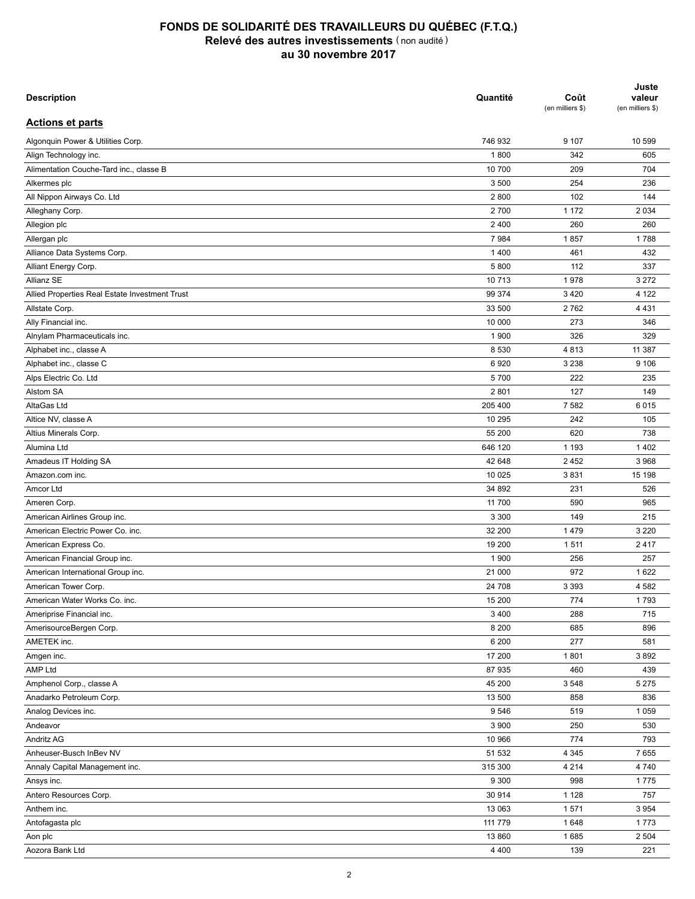# FONDS DE SOLIDARITÉ DES TRAVAILLEURS DU QUÉBEC (F.T.Q.)
## Relevé des autres investissements (non audité)
### au 30 novembre 2017

| Description | Quantité | Coût (en milliers $) | Juste valeur (en milliers $) |
|---|---|---|---|
| **Actions et parts** | | | |
| Algonquin Power & Utilities Corp. | 746 932 | 9 107 | 10 599 |
| Align Technology inc. | 1 800 | 342 | 605 |
| Alimentation Couche-Tard inc., classe B | 10 700 | 209 | 704 |
| Alkermes plc | 3 500 | 254 | 236 |
| All Nippon Airways Co. Ltd | 2 800 | 102 | 144 |
| Alleghany Corp. | 2 700 | 1 172 | 2 034 |
| Allegion plc | 2 400 | 260 | 260 |
| Allergan plc | 7 984 | 1 857 | 1 788 |
| Alliance Data Systems Corp. | 1 400 | 461 | 432 |
| Alliant Energy Corp. | 5 800 | 112 | 337 |
| Allianz SE | 10 713 | 1 978 | 3 272 |
| Allied Properties Real Estate Investment Trust | 99 374 | 3 420 | 4 122 |
| Allstate Corp. | 33 500 | 2 762 | 4 431 |
| Ally Financial inc. | 10 000 | 273 | 346 |
| Alnylam Pharmaceuticals inc. | 1 900 | 326 | 329 |
| Alphabet inc., classe A | 8 530 | 4 813 | 11 387 |
| Alphabet inc., classe C | 6 920 | 3 238 | 9 106 |
| Alps Electric Co. Ltd | 5 700 | 222 | 235 |
| Alstom SA | 2 801 | 127 | 149 |
| AltaGas Ltd | 205 400 | 7 582 | 6 015 |
| Altice NV, classe A | 10 295 | 242 | 105 |
| Altius Minerals Corp. | 55 200 | 620 | 738 |
| Alumina Ltd | 646 120 | 1 193 | 1 402 |
| Amadeus IT Holding SA | 42 648 | 2 452 | 3 968 |
| Amazon.com inc. | 10 025 | 3 831 | 15 198 |
| Amcor Ltd | 34 892 | 231 | 526 |
| Ameren Corp. | 11 700 | 590 | 965 |
| American Airlines Group inc. | 3 300 | 149 | 215 |
| American Electric Power Co. inc. | 32 200 | 1 479 | 3 220 |
| American Express Co. | 19 200 | 1 511 | 2 417 |
| American Financial Group inc. | 1 900 | 256 | 257 |
| American International Group inc. | 21 000 | 972 | 1 622 |
| American Tower Corp. | 24 708 | 3 393 | 4 582 |
| American Water Works Co. inc. | 15 200 | 774 | 1 793 |
| Ameriprise Financial inc. | 3 400 | 288 | 715 |
| AmerisourceBergen Corp. | 8 200 | 685 | 896 |
| AMETEK inc. | 6 200 | 277 | 581 |
| Amgen inc. | 17 200 | 1 801 | 3 892 |
| AMP Ltd | 87 935 | 460 | 439 |
| Amphenol Corp., classe A | 45 200 | 3 548 | 5 275 |
| Anadarko Petroleum Corp. | 13 500 | 858 | 836 |
| Analog Devices inc. | 9 546 | 519 | 1 059 |
| Andeavor | 3 900 | 250 | 530 |
| Andritz AG | 10 966 | 774 | 793 |
| Anheuser-Busch InBev NV | 51 532 | 4 345 | 7 655 |
| Annaly Capital Management inc. | 315 300 | 4 214 | 4 740 |
| Ansys inc. | 9 300 | 998 | 1 775 |
| Antero Resources Corp. | 30 914 | 1 128 | 757 |
| Anthem inc. | 13 063 | 1 571 | 3 954 |
| Antofagasta plc | 111 779 | 1 648 | 1 773 |
| Aon plc | 13 860 | 1 685 | 2 504 |
| Aozora Bank Ltd | 4 400 | 139 | 221 |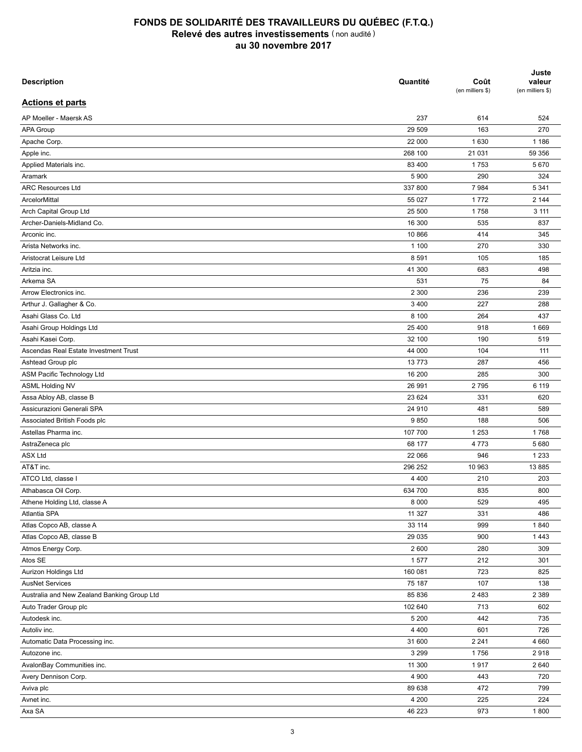# FONDS DE SOLIDARITÉ DES TRAVAILLEURS DU QUÉBEC (F.T.Q.)
## Relevé des autres investissements (non audité)
## au 30 novembre 2017

| Description | Quantité | Coût (en milliers $) | Juste valeur (en milliers $) |
|---|---|---|---|
| **Actions et parts** | | | |
| AP Moeller - Maersk AS | 237 | 614 | 524 |
| APA Group | 29 509 | 163 | 270 |
| Apache Corp. | 22 000 | 1 630 | 1 186 |
| Apple inc. | 268 100 | 21 031 | 59 356 |
| Applied Materials inc. | 83 400 | 1 753 | 5 670 |
| Aramark | 5 900 | 290 | 324 |
| ARC Resources Ltd | 337 800 | 7 984 | 5 341 |
| ArcelorMittal | 55 027 | 1 772 | 2 144 |
| Arch Capital Group Ltd | 25 500 | 1 758 | 3 111 |
| Archer-Daniels-Midland Co. | 16 300 | 535 | 837 |
| Arconic inc. | 10 866 | 414 | 345 |
| Arista Networks inc. | 1 100 | 270 | 330 |
| Aristocrat Leisure Ltd | 8 591 | 105 | 185 |
| Aritzia inc. | 41 300 | 683 | 498 |
| Arkema SA | 531 | 75 | 84 |
| Arrow Electronics inc. | 2 300 | 236 | 239 |
| Arthur J. Gallagher & Co. | 3 400 | 227 | 288 |
| Asahi Glass Co. Ltd | 8 100 | 264 | 437 |
| Asahi Group Holdings Ltd | 25 400 | 918 | 1 669 |
| Asahi Kasei Corp. | 32 100 | 190 | 519 |
| Ascendas Real Estate Investment Trust | 44 000 | 104 | 111 |
| Ashtead Group plc | 13 773 | 287 | 456 |
| ASM Pacific Technology Ltd | 16 200 | 285 | 300 |
| ASML Holding NV | 26 991 | 2 795 | 6 119 |
| Assa Abloy AB, classe B | 23 624 | 331 | 620 |
| Assicurazioni Generali SPA | 24 910 | 481 | 589 |
| Associated British Foods plc | 9 850 | 188 | 506 |
| Astellas Pharma inc. | 107 700 | 1 253 | 1 768 |
| AstraZeneca plc | 68 177 | 4 773 | 5 680 |
| ASX Ltd | 22 066 | 946 | 1 233 |
| AT&T inc. | 296 252 | 10 963 | 13 885 |
| ATCO Ltd, classe I | 4 400 | 210 | 203 |
| Athabasca Oil Corp. | 634 700 | 835 | 800 |
| Athene Holding Ltd, classe A | 8 000 | 529 | 495 |
| Atlantia SPA | 11 327 | 331 | 486 |
| Atlas Copco AB, classe A | 33 114 | 999 | 1 840 |
| Atlas Copco AB, classe B | 29 035 | 900 | 1 443 |
| Atmos Energy Corp. | 2 600 | 280 | 309 |
| Atos SE | 1 577 | 212 | 301 |
| Aurizon Holdings Ltd | 160 081 | 723 | 825 |
| AusNet Services | 75 187 | 107 | 138 |
| Australia and New Zealand Banking Group Ltd | 85 836 | 2 483 | 2 389 |
| Auto Trader Group plc | 102 640 | 713 | 602 |
| Autodesk inc. | 5 200 | 442 | 735 |
| Autoliv inc. | 4 400 | 601 | 726 |
| Automatic Data Processing inc. | 31 600 | 2 241 | 4 660 |
| Autozone inc. | 3 299 | 1 756 | 2 918 |
| AvalonBay Communities inc. | 11 300 | 1 917 | 2 640 |
| Avery Dennison Corp. | 4 900 | 443 | 720 |
| Aviva plc | 89 638 | 472 | 799 |
| Avnet inc. | 4 200 | 225 | 224 |
| Axa SA | 46 223 | 973 | 1 800 |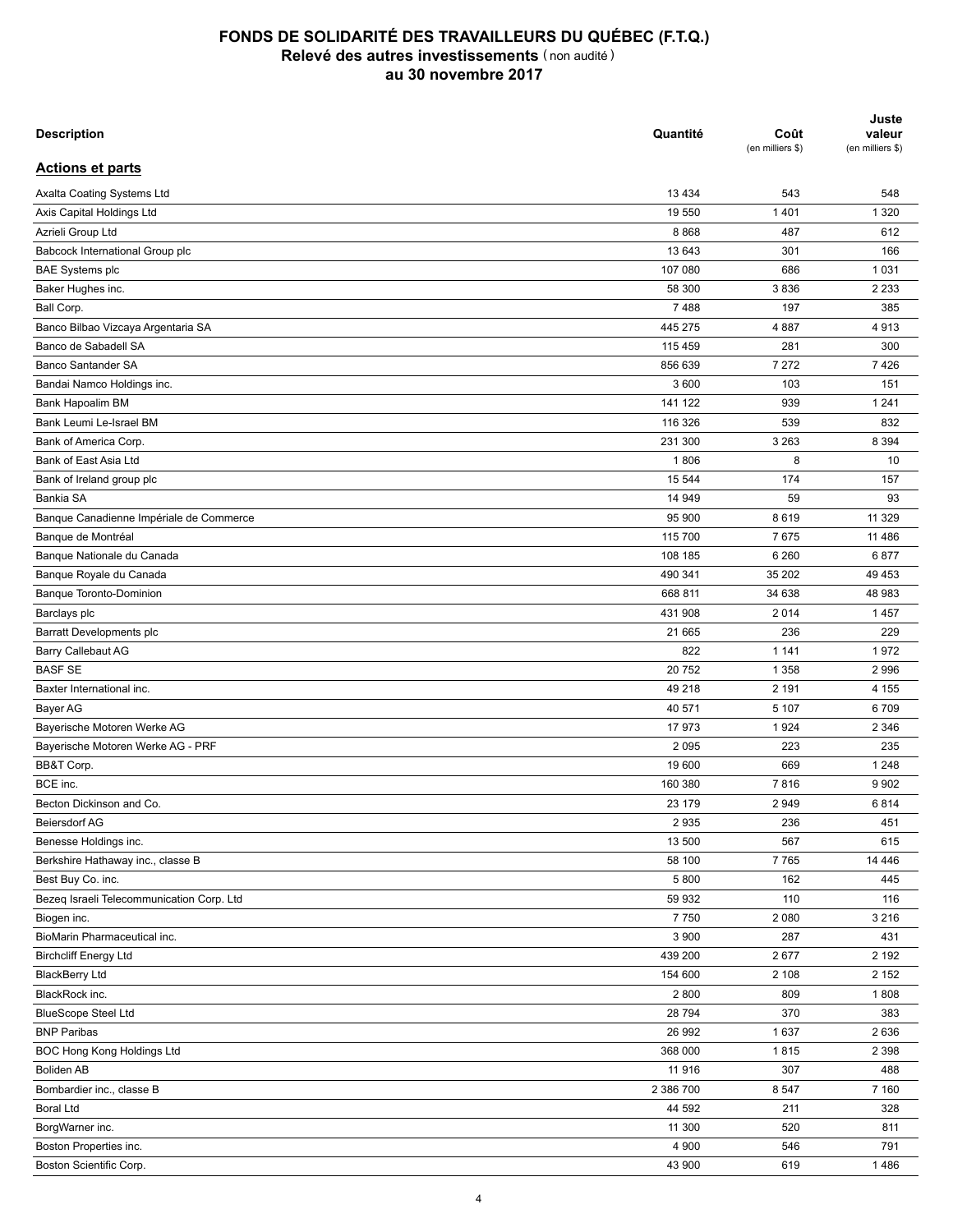# FONDS DE SOLIDARITÉ DES TRAVAILLEURS DU QUÉBEC (F.T.Q.)
## Relevé des autres investissements (non audité)
## au 30 novembre 2017

| Description | Quantité | Coût (en milliers $) | Juste valeur (en milliers $) |
|---|---|---|---|
| **Actions et parts** | | | |
| Axalta Coating Systems Ltd | 13 434 | 543 | 548 |
| Axis Capital Holdings Ltd | 19 550 | 1 401 | 1 320 |
| Azrieli Group Ltd | 8 868 | 487 | 612 |
| Babcock International Group plc | 13 643 | 301 | 166 |
| BAE Systems plc | 107 080 | 686 | 1 031 |
| Baker Hughes inc. | 58 300 | 3 836 | 2 233 |
| Ball Corp. | 7 488 | 197 | 385 |
| Banco Bilbao Vizcaya Argentaria SA | 445 275 | 4 887 | 4 913 |
| Banco de Sabadell SA | 115 459 | 281 | 300 |
| Banco Santander SA | 856 639 | 7 272 | 7 426 |
| Bandai Namco Holdings inc. | 3 600 | 103 | 151 |
| Bank Hapoalim BM | 141 122 | 939 | 1 241 |
| Bank Leumi Le-Israel BM | 116 326 | 539 | 832 |
| Bank of America Corp. | 231 300 | 3 263 | 8 394 |
| Bank of East Asia Ltd | 1 806 | 8 | 10 |
| Bank of Ireland group plc | 15 544 | 174 | 157 |
| Bankia SA | 14 949 | 59 | 93 |
| Banque Canadienne Impériale de Commerce | 95 900 | 8 619 | 11 329 |
| Banque de Montréal | 115 700 | 7 675 | 11 486 |
| Banque Nationale du Canada | 108 185 | 6 260 | 6 877 |
| Banque Royale du Canada | 490 341 | 35 202 | 49 453 |
| Banque Toronto-Dominion | 668 811 | 34 638 | 48 983 |
| Barclays plc | 431 908 | 2 014 | 1 457 |
| Barratt Developments plc | 21 665 | 236 | 229 |
| Barry Callebaut AG | 822 | 1 141 | 1 972 |
| BASF SE | 20 752 | 1 358 | 2 996 |
| Baxter International inc. | 49 218 | 2 191 | 4 155 |
| Bayer AG | 40 571 | 5 107 | 6 709 |
| Bayerische Motoren Werke AG | 17 973 | 1 924 | 2 346 |
| Bayerische Motoren Werke AG - PRF | 2 095 | 223 | 235 |
| BB&T Corp. | 19 600 | 669 | 1 248 |
| BCE inc. | 160 380 | 7 816 | 9 902 |
| Becton Dickinson and Co. | 23 179 | 2 949 | 6 814 |
| Beiersdorf AG | 2 935 | 236 | 451 |
| Benesse Holdings inc. | 13 500 | 567 | 615 |
| Berkshire Hathaway inc., classe B | 58 100 | 7 765 | 14 446 |
| Best Buy Co. inc. | 5 800 | 162 | 445 |
| Bezeq Israeli Telecommunication Corp. Ltd | 59 932 | 110 | 116 |
| Biogen inc. | 7 750 | 2 080 | 3 216 |
| BioMarin Pharmaceutical inc. | 3 900 | 287 | 431 |
| Birchcliff Energy Ltd | 439 200 | 2 677 | 2 192 |
| BlackBerry Ltd | 154 600 | 2 108 | 2 152 |
| BlackRock inc. | 2 800 | 809 | 1 808 |
| BlueScope Steel Ltd | 28 794 | 370 | 383 |
| BNP Paribas | 26 992 | 1 637 | 2 636 |
| BOC Hong Kong Holdings Ltd | 368 000 | 1 815 | 2 398 |
| Boliden AB | 11 916 | 307 | 488 |
| Bombardier inc., classe B | 2 386 700 | 8 547 | 7 160 |
| Boral Ltd | 44 592 | 211 | 328 |
| BorgWarner inc. | 11 300 | 520 | 811 |
| Boston Properties inc. | 4 900 | 546 | 791 |
| Boston Scientific Corp. | 43 900 | 619 | 1 486 |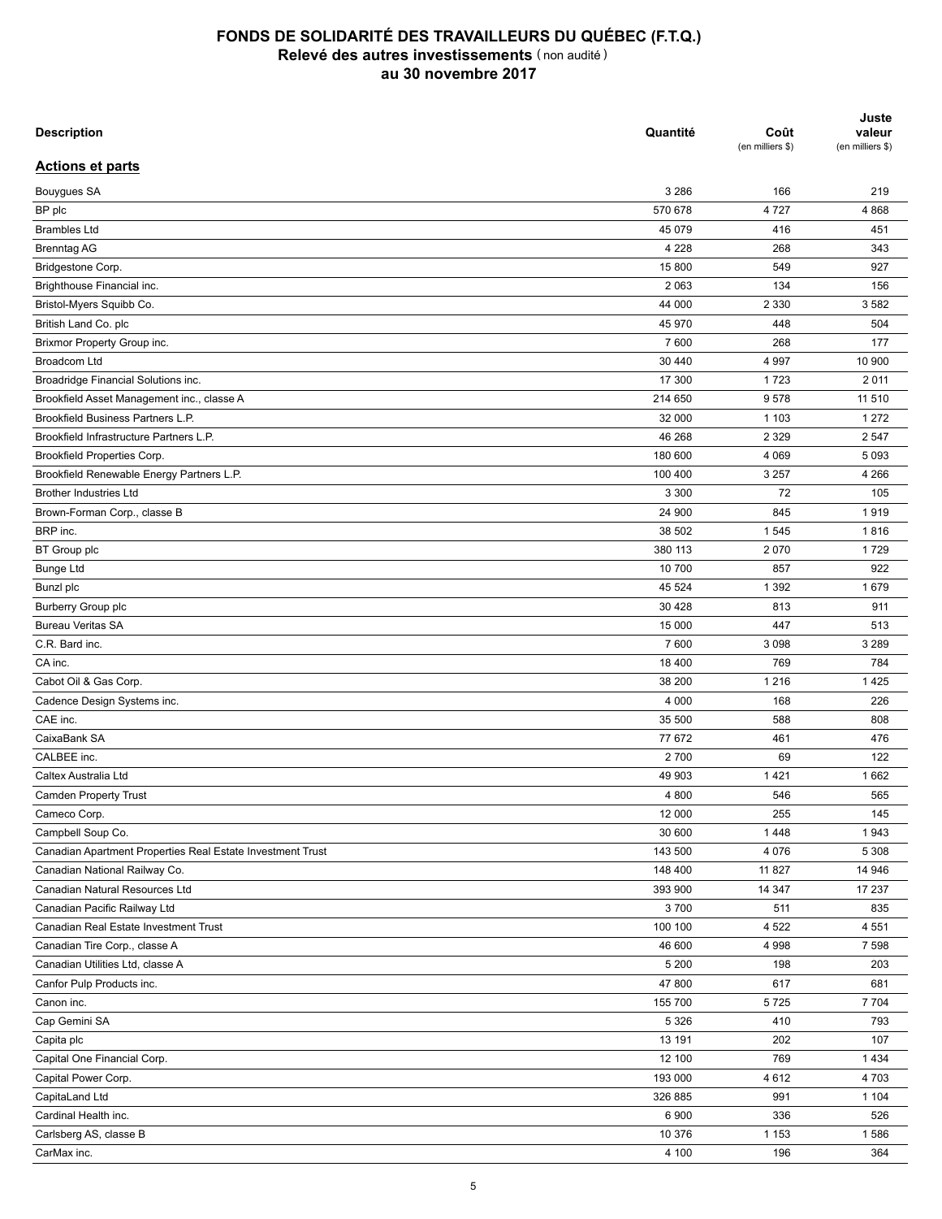# FONDS DE SOLIDARITÉ DES TRAVAILLEURS DU QUÉBEC (F.T.Q.)
## Relevé des autres investissements (non audité)
## au 30 novembre 2017

| Description | Quantité | Coût (en milliers $) | Juste valeur (en milliers $) |
|---|---|---|---|
| **Actions et parts** | | | |
| Bouygues SA | 3 286 | 166 | 219 |
| BP plc | 570 678 | 4 727 | 4 868 |
| Brambles Ltd | 45 079 | 416 | 451 |
| Brenntag AG | 4 228 | 268 | 343 |
| Bridgestone Corp. | 15 800 | 549 | 927 |
| Brighthouse Financial inc. | 2 063 | 134 | 156 |
| Bristol-Myers Squibb Co. | 44 000 | 2 330 | 3 582 |
| British Land Co. plc | 45 970 | 448 | 504 |
| Brixmor Property Group inc. | 7 600 | 268 | 177 |
| Broadcom Ltd | 30 440 | 4 997 | 10 900 |
| Broadridge Financial Solutions inc. | 17 300 | 1 723 | 2 011 |
| Brookfield Asset Management inc., classe A | 214 650 | 9 578 | 11 510 |
| Brookfield Business Partners L.P. | 32 000 | 1 103 | 1 272 |
| Brookfield Infrastructure Partners L.P. | 46 268 | 2 329 | 2 547 |
| Brookfield Properties Corp. | 180 600 | 4 069 | 5 093 |
| Brookfield Renewable Energy Partners L.P. | 100 400 | 3 257 | 4 266 |
| Brother Industries Ltd | 3 300 | 72 | 105 |
| Brown-Forman Corp., classe B | 24 900 | 845 | 1 919 |
| BRP inc. | 38 502 | 1 545 | 1 816 |
| BT Group plc | 380 113 | 2 070 | 1 729 |
| Bunge Ltd | 10 700 | 857 | 922 |
| Bunzl plc | 45 524 | 1 392 | 1 679 |
| Burberry Group plc | 30 428 | 813 | 911 |
| Bureau Veritas SA | 15 000 | 447 | 513 |
| C.R. Bard inc. | 7 600 | 3 098 | 3 289 |
| CA inc. | 18 400 | 769 | 784 |
| Cabot Oil & Gas Corp. | 38 200 | 1 216 | 1 425 |
| Cadence Design Systems inc. | 4 000 | 168 | 226 |
| CAE inc. | 35 500 | 588 | 808 |
| CaixaBank SA | 77 672 | 461 | 476 |
| CALBEE inc. | 2 700 | 69 | 122 |
| Caltex Australia Ltd | 49 903 | 1 421 | 1 662 |
| Camden Property Trust | 4 800 | 546 | 565 |
| Cameco Corp. | 12 000 | 255 | 145 |
| Campbell Soup Co. | 30 600 | 1 448 | 1 943 |
| Canadian Apartment Properties Real Estate Investment Trust | 143 500 | 4 076 | 5 308 |
| Canadian National Railway Co. | 148 400 | 11 827 | 14 946 |
| Canadian Natural Resources Ltd | 393 900 | 14 347 | 17 237 |
| Canadian Pacific Railway Ltd | 3 700 | 511 | 835 |
| Canadian Real Estate Investment Trust | 100 100 | 4 522 | 4 551 |
| Canadian Tire Corp., classe A | 46 600 | 4 998 | 7 598 |
| Canadian Utilities Ltd, classe A | 5 200 | 198 | 203 |
| Canfor Pulp Products inc. | 47 800 | 617 | 681 |
| Canon inc. | 155 700 | 5 725 | 7 704 |
| Cap Gemini SA | 5 326 | 410 | 793 |
| Capita plc | 13 191 | 202 | 107 |
| Capital One Financial Corp. | 12 100 | 769 | 1 434 |
| Capital Power Corp. | 193 000 | 4 612 | 4 703 |
| CapitaLand Ltd | 326 885 | 991 | 1 104 |
| Cardinal Health inc. | 6 900 | 336 | 526 |
| Carlsberg AS, classe B | 10 376 | 1 153 | 1 586 |
| CarMax inc. | 4 100 | 196 | 364 |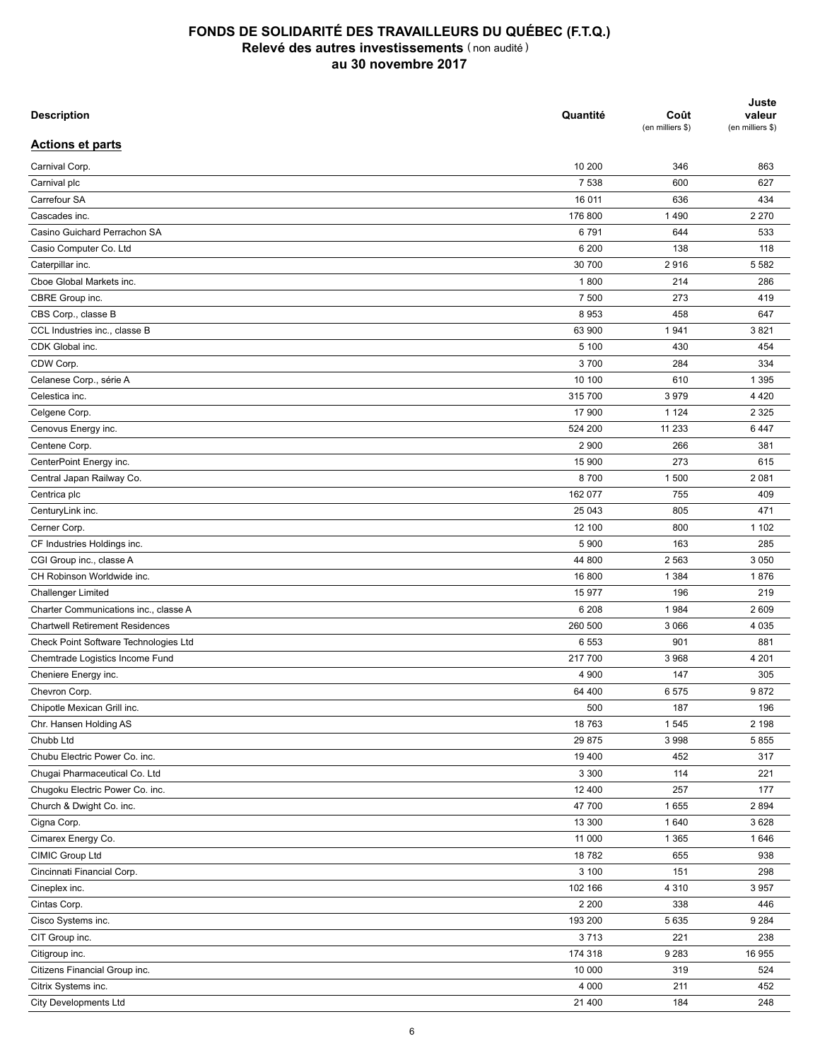# FONDS DE SOLIDARITÉ DES TRAVAILLEURS DU QUÉBEC (F.T.Q.)
## Relevé des autres investissements (non audité)
## au 30 novembre 2017

| Description | Quantité | Coût (en milliers $) | Juste valeur (en milliers $) |
|---|---|---|---|
| **Actions et parts** | | | |
| Carnival Corp. | 10 200 | 346 | 863 |
| Carnival plc | 7 538 | 600 | 627 |
| Carrefour SA | 16 011 | 636 | 434 |
| Cascades inc. | 176 800 | 1 490 | 2 270 |
| Casino Guichard Perrachon SA | 6 791 | 644 | 533 |
| Casio Computer Co. Ltd | 6 200 | 138 | 118 |
| Caterpillar inc. | 30 700 | 2 916 | 5 582 |
| Cboe Global Markets inc. | 1 800 | 214 | 286 |
| CBRE Group inc. | 7 500 | 273 | 419 |
| CBS Corp., classe B | 8 953 | 458 | 647 |
| CCL Industries inc., classe B | 63 900 | 1 941 | 3 821 |
| CDK Global inc. | 5 100 | 430 | 454 |
| CDW Corp. | 3 700 | 284 | 334 |
| Celanese Corp., série A | 10 100 | 610 | 1 395 |
| Celestica inc. | 315 700 | 3 979 | 4 420 |
| Celgene Corp. | 17 900 | 1 124 | 2 325 |
| Cenovus Energy inc. | 524 200 | 11 233 | 6 447 |
| Centene Corp. | 2 900 | 266 | 381 |
| CenterPoint Energy inc. | 15 900 | 273 | 615 |
| Central Japan Railway Co. | 8 700 | 1 500 | 2 081 |
| Centrica plc | 162 077 | 755 | 409 |
| CenturyLink inc. | 25 043 | 805 | 471 |
| Cerner Corp. | 12 100 | 800 | 1 102 |
| CF Industries Holdings inc. | 5 900 | 163 | 285 |
| CGI Group inc., classe A | 44 800 | 2 563 | 3 050 |
| CH Robinson Worldwide inc. | 16 800 | 1 384 | 1 876 |
| Challenger Limited | 15 977 | 196 | 219 |
| Charter Communications inc., classe A | 6 208 | 1 984 | 2 609 |
| Chartwell Retirement Residences | 260 500 | 3 066 | 4 035 |
| Check Point Software Technologies Ltd | 6 553 | 901 | 881 |
| Chemtrade Logistics Income Fund | 217 700 | 3 968 | 4 201 |
| Cheniere Energy inc. | 4 900 | 147 | 305 |
| Chevron Corp. | 64 400 | 6 575 | 9 872 |
| Chipotle Mexican Grill inc. | 500 | 187 | 196 |
| Chr. Hansen Holding AS | 18 763 | 1 545 | 2 198 |
| Chubb Ltd | 29 875 | 3 998 | 5 855 |
| Chubu Electric Power Co. inc. | 19 400 | 452 | 317 |
| Chugai Pharmaceutical Co. Ltd | 3 300 | 114 | 221 |
| Chugoku Electric Power Co. inc. | 12 400 | 257 | 177 |
| Church & Dwight Co. inc. | 47 700 | 1 655 | 2 894 |
| Cigna Corp. | 13 300 | 1 640 | 3 628 |
| Cimarex Energy Co. | 11 000 | 1 365 | 1 646 |
| CIMIC Group Ltd | 18 782 | 655 | 938 |
| Cincinnati Financial Corp. | 3 100 | 151 | 298 |
| Cineplex inc. | 102 166 | 4 310 | 3 957 |
| Cintas Corp. | 2 200 | 338 | 446 |
| Cisco Systems inc. | 193 200 | 5 635 | 9 284 |
| CIT Group inc. | 3 713 | 221 | 238 |
| Citigroup inc. | 174 318 | 9 283 | 16 955 |
| Citizens Financial Group inc. | 10 000 | 319 | 524 |
| Citrix Systems inc. | 4 000 | 211 | 452 |
| City Developments Ltd | 21 400 | 184 | 248 |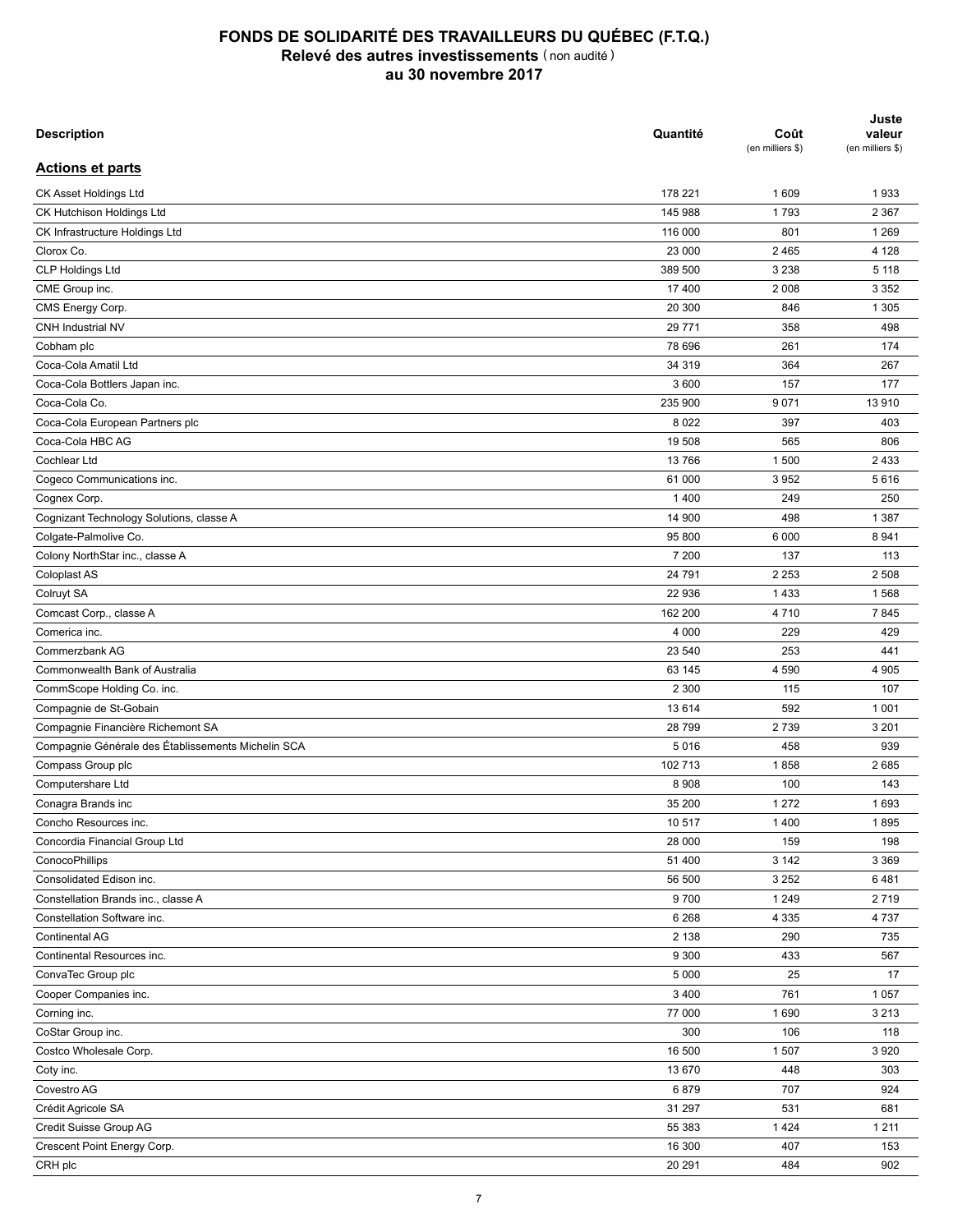# FONDS DE SOLIDARITÉ DES TRAVAILLEURS DU QUÉBEC (F.T.Q.)
## Relevé des autres investissements (non audité)
## au 30 novembre 2017

| Description | Quantité | Coût (en milliers $) | Juste valeur (en milliers $) |
|---|---|---|---|
| **Actions et parts** | | | |
| CK Asset Holdings Ltd | 178 221 | 1 609 | 1 933 |
| CK Hutchison Holdings Ltd | 145 988 | 1 793 | 2 367 |
| CK Infrastructure Holdings Ltd | 116 000 | 801 | 1 269 |
| Clorox Co. | 23 000 | 2 465 | 4 128 |
| CLP Holdings Ltd | 389 500 | 3 238 | 5 118 |
| CME Group inc. | 17 400 | 2 008 | 3 352 |
| CMS Energy Corp. | 20 300 | 846 | 1 305 |
| CNH Industrial NV | 29 771 | 358 | 498 |
| Cobham plc | 78 696 | 261 | 174 |
| Coca-Cola Amatil Ltd | 34 319 | 364 | 267 |
| Coca-Cola Bottlers Japan inc. | 3 600 | 157 | 177 |
| Coca-Cola Co. | 235 900 | 9 071 | 13 910 |
| Coca-Cola European Partners plc | 8 022 | 397 | 403 |
| Coca-Cola HBC AG | 19 508 | 565 | 806 |
| Cochlear Ltd | 13 766 | 1 500 | 2 433 |
| Cogeco Communications inc. | 61 000 | 3 952 | 5 616 |
| Cognex Corp. | 1 400 | 249 | 250 |
| Cognizant Technology Solutions, classe A | 14 900 | 498 | 1 387 |
| Colgate-Palmolive Co. | 95 800 | 6 000 | 8 941 |
| Colony NorthStar inc., classe A | 7 200 | 137 | 113 |
| Coloplast AS | 24 791 | 2 253 | 2 508 |
| Colruyt SA | 22 936 | 1 433 | 1 568 |
| Comcast Corp., classe A | 162 200 | 4 710 | 7 845 |
| Comerica inc. | 4 000 | 229 | 429 |
| Commerzbank AG | 23 540 | 253 | 441 |
| Commonwealth Bank of Australia | 63 145 | 4 590 | 4 905 |
| CommScope Holding Co. inc. | 2 300 | 115 | 107 |
| Compagnie de St-Gobain | 13 614 | 592 | 1 001 |
| Compagnie Financière Richemont SA | 28 799 | 2 739 | 3 201 |
| Compagnie Générale des Établissements Michelin SCA | 5 016 | 458 | 939 |
| Compass Group plc | 102 713 | 1 858 | 2 685 |
| Computershare Ltd | 8 908 | 100 | 143 |
| Conagra Brands inc | 35 200 | 1 272 | 1 693 |
| Concho Resources inc. | 10 517 | 1 400 | 1 895 |
| Concordia Financial Group Ltd | 28 000 | 159 | 198 |
| ConocoPhillips | 51 400 | 3 142 | 3 369 |
| Consolidated Edison inc. | 56 500 | 3 252 | 6 481 |
| Constellation Brands inc., classe A | 9 700 | 1 249 | 2 719 |
| Constellation Software inc. | 6 268 | 4 335 | 4 737 |
| Continental AG | 2 138 | 290 | 735 |
| Continental Resources inc. | 9 300 | 433 | 567 |
| ConvaTec Group plc | 5 000 | 25 | 17 |
| Cooper Companies inc. | 3 400 | 761 | 1 057 |
| Corning inc. | 77 000 | 1 690 | 3 213 |
| CoStar Group inc. | 300 | 106 | 118 |
| Costco Wholesale Corp. | 16 500 | 1 507 | 3 920 |
| Coty inc. | 13 670 | 448 | 303 |
| Covestro AG | 6 879 | 707 | 924 |
| Crédit Agricole SA | 31 297 | 531 | 681 |
| Credit Suisse Group AG | 55 383 | 1 424 | 1 211 |
| Crescent Point Energy Corp. | 16 300 | 407 | 153 |
| CRH plc | 20 291 | 484 | 902 |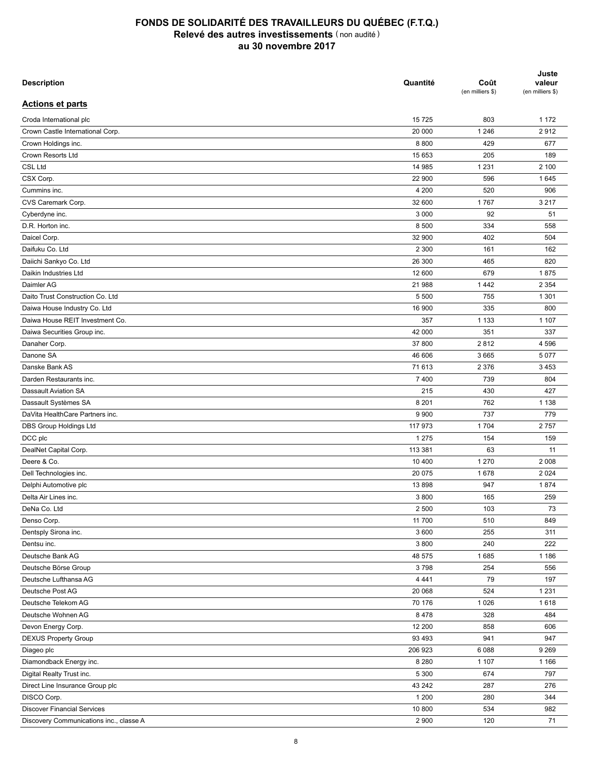# FONDS DE SOLIDARITÉ DES TRAVAILLEURS DU QUÉBEC (F.T.Q.)
## Relevé des autres investissements (non audité)
## au 30 novembre 2017

| Description | Quantité | Coût (en milliers $) | Juste valeur (en milliers $) |
|---|---|---|---|
| **Actions et parts** | | | |
| Croda International plc | 15 725 | 803 | 1 172 |
| Crown Castle International Corp. | 20 000 | 1 246 | 2 912 |
| Crown Holdings inc. | 8 800 | 429 | 677 |
| Crown Resorts Ltd | 15 653 | 205 | 189 |
| CSL Ltd | 14 985 | 1 231 | 2 100 |
| CSX Corp. | 22 900 | 596 | 1 645 |
| Cummins inc. | 4 200 | 520 | 906 |
| CVS Caremark Corp. | 32 600 | 1 767 | 3 217 |
| Cyberdyne inc. | 3 000 | 92 | 51 |
| D.R. Horton inc. | 8 500 | 334 | 558 |
| Daicel Corp. | 32 900 | 402 | 504 |
| Daifuku Co. Ltd | 2 300 | 161 | 162 |
| Daiichi Sankyo Co. Ltd | 26 300 | 465 | 820 |
| Daikin Industries Ltd | 12 600 | 679 | 1 875 |
| Daimler AG | 21 988 | 1 442 | 2 354 |
| Daito Trust Construction Co. Ltd | 5 500 | 755 | 1 301 |
| Daiwa House Industry Co. Ltd | 16 900 | 335 | 800 |
| Daiwa House REIT Investment Co. | 357 | 1 133 | 1 107 |
| Daiwa Securities Group inc. | 42 000 | 351 | 337 |
| Danaher Corp. | 37 800 | 2 812 | 4 596 |
| Danone SA | 46 606 | 3 665 | 5 077 |
| Danske Bank AS | 71 613 | 2 376 | 3 453 |
| Darden Restaurants inc. | 7 400 | 739 | 804 |
| Dassault Aviation SA | 215 | 430 | 427 |
| Dassault Systèmes SA | 8 201 | 762 | 1 138 |
| DaVita HealthCare Partners inc. | 9 900 | 737 | 779 |
| DBS Group Holdings Ltd | 117 973 | 1 704 | 2 757 |
| DCC plc | 1 275 | 154 | 159 |
| DealNet Capital Corp. | 113 381 | 63 | 11 |
| Deere & Co. | 10 400 | 1 270 | 2 008 |
| Dell Technologies inc. | 20 075 | 1 678 | 2 024 |
| Delphi Automotive plc | 13 898 | 947 | 1 874 |
| Delta Air Lines inc. | 3 800 | 165 | 259 |
| DeNa Co. Ltd | 2 500 | 103 | 73 |
| Denso Corp. | 11 700 | 510 | 849 |
| Dentsply Sirona inc. | 3 600 | 255 | 311 |
| Dentsu inc. | 3 800 | 240 | 222 |
| Deutsche Bank AG | 48 575 | 1 685 | 1 186 |
| Deutsche Börse Group | 3 798 | 254 | 556 |
| Deutsche Lufthansa AG | 4 441 | 79 | 197 |
| Deutsche Post AG | 20 068 | 524 | 1 231 |
| Deutsche Telekom AG | 70 176 | 1 026 | 1 618 |
| Deutsche Wohnen AG | 8 478 | 328 | 484 |
| Devon Energy Corp. | 12 200 | 858 | 606 |
| DEXUS Property Group | 93 493 | 941 | 947 |
| Diageo plc | 206 923 | 6 088 | 9 269 |
| Diamondback Energy inc. | 8 280 | 1 107 | 1 166 |
| Digital Realty Trust inc. | 5 300 | 674 | 797 |
| Direct Line Insurance Group plc | 43 242 | 287 | 276 |
| DISCO Corp. | 1 200 | 280 | 344 |
| Discover Financial Services | 10 800 | 534 | 982 |
| Discovery Communications inc., classe A | 2 900 | 120 | 71 |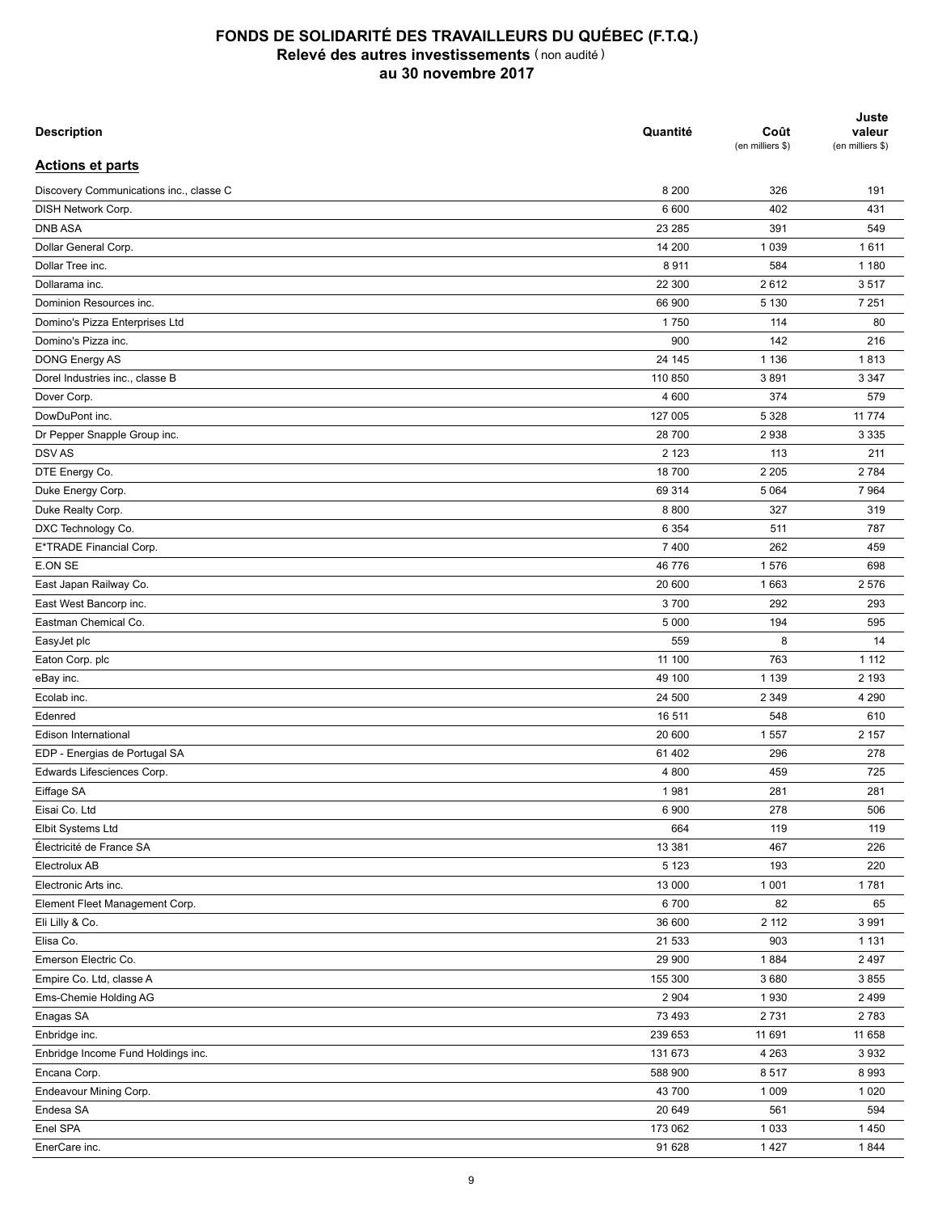# FONDS DE SOLIDARITÉ DES TRAVAILLEURS DU QUÉBEC (F.T.Q.)
## Relevé des autres investissements (non audité)
## au 30 novembre 2017

| Description | Quantité | Coût (en milliers $) | Juste valeur (en milliers $) |
|---|---|---|---|
| **Actions et parts** | | | |
| Discovery Communications inc., classe C | 8 200 | 326 | 191 |
| DISH Network Corp. | 6 600 | 402 | 431 |
| DNB ASA | 23 285 | 391 | 549 |
| Dollar General Corp. | 14 200 | 1 039 | 1 611 |
| Dollar Tree inc. | 8 911 | 584 | 1 180 |
| Dollarama inc. | 22 300 | 2 612 | 3 517 |
| Dominion Resources inc. | 66 900 | 5 130 | 7 251 |
| Domino's Pizza Enterprises Ltd | 1 750 | 114 | 80 |
| Domino's Pizza inc. | 900 | 142 | 216 |
| DONG Energy AS | 24 145 | 1 136 | 1 813 |
| Dorel Industries inc., classe B | 110 850 | 3 891 | 3 347 |
| Dover Corp. | 4 600 | 374 | 579 |
| DowDuPont inc. | 127 005 | 5 328 | 11 774 |
| Dr Pepper Snapple Group inc. | 28 700 | 2 938 | 3 335 |
| DSV AS | 2 123 | 113 | 211 |
| DTE Energy Co. | 18 700 | 2 205 | 2 784 |
| Duke Energy Corp. | 69 314 | 5 064 | 7 964 |
| Duke Realty Corp. | 8 800 | 327 | 319 |
| DXC Technology Co. | 6 354 | 511 | 787 |
| E*TRADE Financial Corp. | 7 400 | 262 | 459 |
| E.ON SE | 46 776 | 1 576 | 698 |
| East Japan Railway Co. | 20 600 | 1 663 | 2 576 |
| East West Bancorp inc. | 3 700 | 292 | 293 |
| Eastman Chemical Co. | 5 000 | 194 | 595 |
| EasyJet plc | 559 | 8 | 14 |
| Eaton Corp. plc | 11 100 | 763 | 1 112 |
| eBay inc. | 49 100 | 1 139 | 2 193 |
| Ecolab inc. | 24 500 | 2 349 | 4 290 |
| Edenred | 16 511 | 548 | 610 |
| Edison International | 20 600 | 1 557 | 2 157 |
| EDP - Energias de Portugal SA | 61 402 | 296 | 278 |
| Edwards Lifesciences Corp. | 4 800 | 459 | 725 |
| Eiffage SA | 1 981 | 281 | 281 |
| Eisai Co. Ltd | 6 900 | 278 | 506 |
| Elbit Systems Ltd | 664 | 119 | 119 |
| Électricité de France SA | 13 381 | 467 | 226 |
| Electrolux AB | 5 123 | 193 | 220 |
| Electronic Arts inc. | 13 000 | 1 001 | 1 781 |
| Element Fleet Management Corp. | 6 700 | 82 | 65 |
| Eli Lilly & Co. | 36 600 | 2 112 | 3 991 |
| Elisa Co. | 21 533 | 903 | 1 131 |
| Emerson Electric Co. | 29 900 | 1 884 | 2 497 |
| Empire Co. Ltd, classe A | 155 300 | 3 680 | 3 855 |
| Ems-Chemie Holding AG | 2 904 | 1 930 | 2 499 |
| Enagas SA | 73 493 | 2 731 | 2 783 |
| Enbridge inc. | 239 653 | 11 691 | 11 658 |
| Enbridge Income Fund Holdings inc. | 131 673 | 4 263 | 3 932 |
| Encana Corp. | 588 900 | 8 517 | 8 993 |
| Endeavour Mining Corp. | 43 700 | 1 009 | 1 020 |
| Endesa SA | 20 649 | 561 | 594 |
| Enel SPA | 173 062 | 1 033 | 1 450 |
| EnerCare inc. | 91 628 | 1 427 | 1 844 |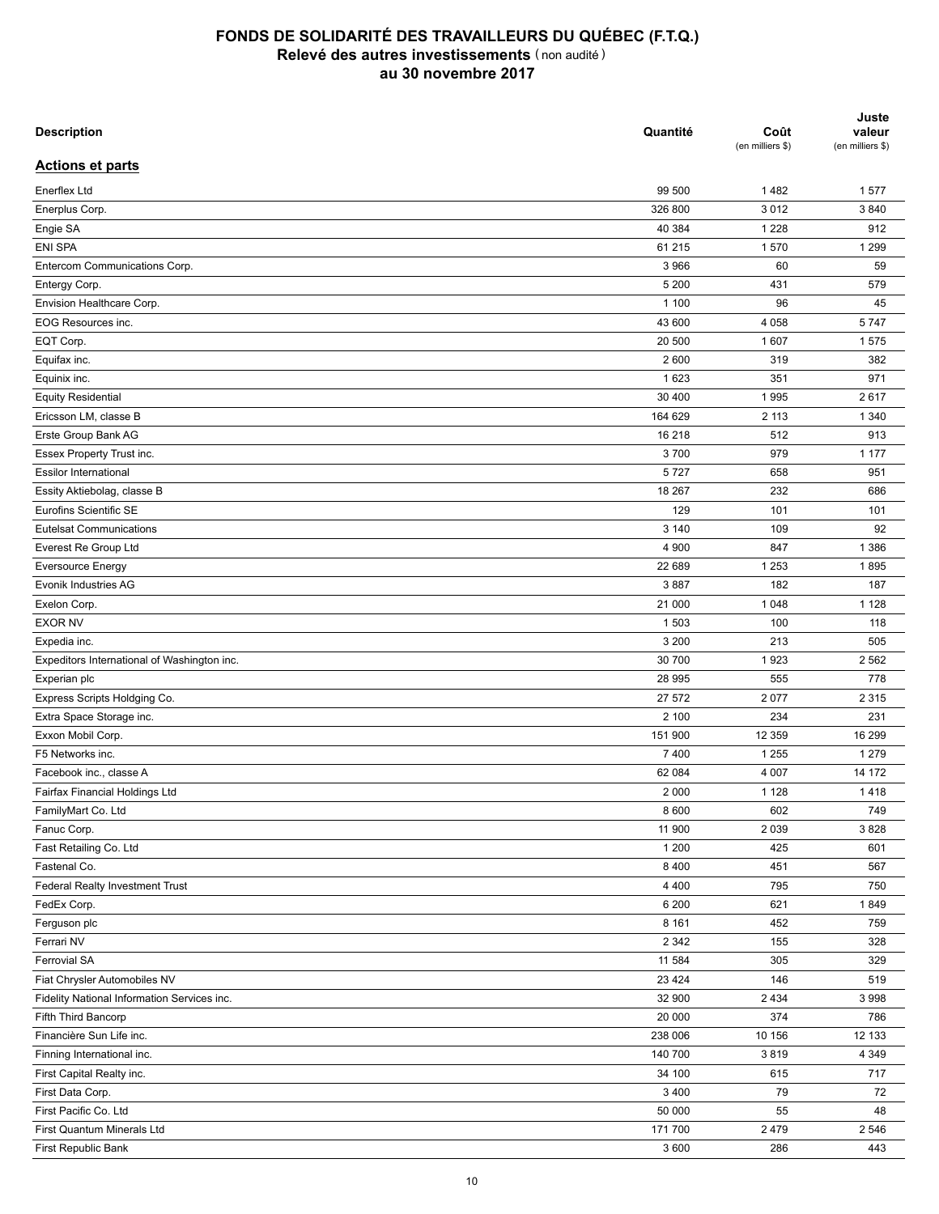# FONDS DE SOLIDARITÉ DES TRAVAILLEURS DU QUÉBEC (F.T.Q.)
## Relevé des autres investissements (non audité)
## au 30 novembre 2017

| Description | Quantité | Coût (en milliers $) | Juste valeur (en milliers $) |
|---|---|---|---|
| **Actions et parts** | | | |
| Enerflex Ltd | 99 500 | 1 482 | 1 577 |
| Enerplus Corp. | 326 800 | 3 012 | 3 840 |
| Engie SA | 40 384 | 1 228 | 912 |
| ENI SPA | 61 215 | 1 570 | 1 299 |
| Entercom Communications Corp. | 3 966 | 60 | 59 |
| Entergy Corp. | 5 200 | 431 | 579 |
| Envision Healthcare Corp. | 1 100 | 96 | 45 |
| EOG Resources inc. | 43 600 | 4 058 | 5 747 |
| EQT Corp. | 20 500 | 1 607 | 1 575 |
| Equifax inc. | 2 600 | 319 | 382 |
| Equinix inc. | 1 623 | 351 | 971 |
| Equity Residential | 30 400 | 1 995 | 2 617 |
| Ericsson LM, classe B | 164 629 | 2 113 | 1 340 |
| Erste Group Bank AG | 16 218 | 512 | 913 |
| Essex Property Trust inc. | 3 700 | 979 | 1 177 |
| Essilor International | 5 727 | 658 | 951 |
| Essity Aktiebolag, classe B | 18 267 | 232 | 686 |
| Eurofins Scientific SE | 129 | 101 | 101 |
| Eutelsat Communications | 3 140 | 109 | 92 |
| Everest Re Group Ltd | 4 900 | 847 | 1 386 |
| Eversource Energy | 22 689 | 1 253 | 1 895 |
| Evonik Industries AG | 3 887 | 182 | 187 |
| Exelon Corp. | 21 000 | 1 048 | 1 128 |
| EXOR NV | 1 503 | 100 | 118 |
| Expedia inc. | 3 200 | 213 | 505 |
| Expeditors International of Washington inc. | 30 700 | 1 923 | 2 562 |
| Experian plc | 28 995 | 555 | 778 |
| Express Scripts Holdging Co. | 27 572 | 2 077 | 2 315 |
| Extra Space Storage inc. | 2 100 | 234 | 231 |
| Exxon Mobil Corp. | 151 900 | 12 359 | 16 299 |
| F5 Networks inc. | 7 400 | 1 255 | 1 279 |
| Facebook inc., classe A | 62 084 | 4 007 | 14 172 |
| Fairfax Financial Holdings Ltd | 2 000 | 1 128 | 1 418 |
| FamilyMart Co. Ltd | 8 600 | 602 | 749 |
| Fanuc Corp. | 11 900 | 2 039 | 3 828 |
| Fast Retailing Co. Ltd | 1 200 | 425 | 601 |
| Fastenal Co. | 8 400 | 451 | 567 |
| Federal Realty Investment Trust | 4 400 | 795 | 750 |
| FedEx Corp. | 6 200 | 621 | 1 849 |
| Ferguson plc | 8 161 | 452 | 759 |
| Ferrari NV | 2 342 | 155 | 328 |
| Ferrovial SA | 11 584 | 305 | 329 |
| Fiat Chrysler Automobiles NV | 23 424 | 146 | 519 |
| Fidelity National Information Services inc. | 32 900 | 2 434 | 3 998 |
| Fifth Third Bancorp | 20 000 | 374 | 786 |
| Financière Sun Life inc. | 238 006 | 10 156 | 12 133 |
| Finning International inc. | 140 700 | 3 819 | 4 349 |
| First Capital Realty inc. | 34 100 | 615 | 717 |
| First Data Corp. | 3 400 | 79 | 72 |
| First Pacific Co. Ltd | 50 000 | 55 | 48 |
| First Quantum Minerals Ltd | 171 700 | 2 479 | 2 546 |
| First Republic Bank | 3 600 | 286 | 443 |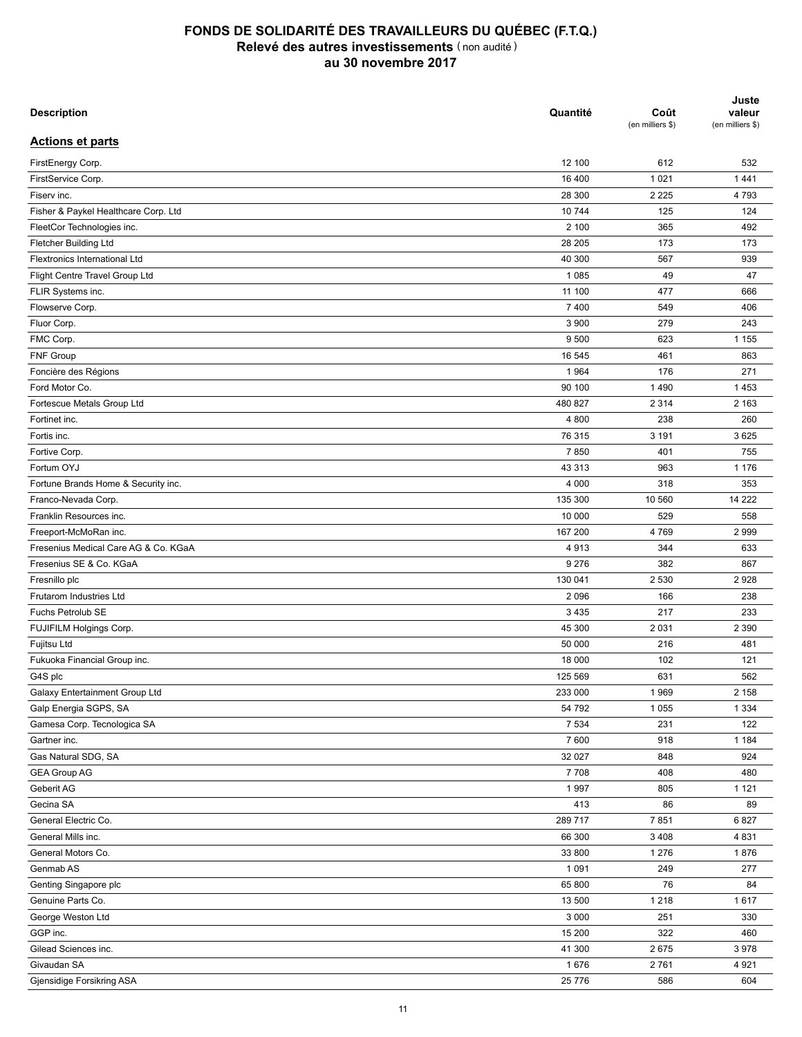# FONDS DE SOLIDARITÉ DES TRAVAILLEURS DU QUÉBEC (F.T.Q.)

## Relevé des autres investissements (non audité)

## au 30 novembre 2017

| Description | Quantité | Coût (en milliers $) | Juste valeur (en milliers $) |
|---|---|---|---|
| **Actions et parts** | | | |
| FirstEnergy Corp. | 12 100 | 612 | 532 |
| FirstService Corp. | 16 400 | 1 021 | 1 441 |
| Fiserv inc. | 28 300 | 2 225 | 4 793 |
| Fisher & Paykel Healthcare Corp. Ltd | 10 744 | 125 | 124 |
| FleetCor Technologies inc. | 2 100 | 365 | 492 |
| Fletcher Building Ltd | 28 205 | 173 | 173 |
| Flextronics International Ltd | 40 300 | 567 | 939 |
| Flight Centre Travel Group Ltd | 1 085 | 49 | 47 |
| FLIR Systems inc. | 11 100 | 477 | 666 |
| Flowserve Corp. | 7 400 | 549 | 406 |
| Fluor Corp. | 3 900 | 279 | 243 |
| FMC Corp. | 9 500 | 623 | 1 155 |
| FNF Group | 16 545 | 461 | 863 |
| Foncière des Régions | 1 964 | 176 | 271 |
| Ford Motor Co. | 90 100 | 1 490 | 1 453 |
| Fortescue Metals Group Ltd | 480 827 | 2 314 | 2 163 |
| Fortinet inc. | 4 800 | 238 | 260 |
| Fortis inc. | 76 315 | 3 191 | 3 625 |
| Fortive Corp. | 7 850 | 401 | 755 |
| Fortum OYJ | 43 313 | 963 | 1 176 |
| Fortune Brands Home & Security inc. | 4 000 | 318 | 353 |
| Franco-Nevada Corp. | 135 300 | 10 560 | 14 222 |
| Franklin Resources inc. | 10 000 | 529 | 558 |
| Freeport-McMoRan inc. | 167 200 | 4 769 | 2 999 |
| Fresenius Medical Care AG & Co. KGaA | 4 913 | 344 | 633 |
| Fresenius SE & Co. KGaA | 9 276 | 382 | 867 |
| Fresnillo plc | 130 041 | 2 530 | 2 928 |
| Frutarom Industries Ltd | 2 096 | 166 | 238 |
| Fuchs Petrolub SE | 3 435 | 217 | 233 |
| FUJIFILM Holgings Corp. | 45 300 | 2 031 | 2 390 |
| Fujitsu Ltd | 50 000 | 216 | 481 |
| Fukuoka Financial Group inc. | 18 000 | 102 | 121 |
| G4S plc | 125 569 | 631 | 562 |
| Galaxy Entertainment Group Ltd | 233 000 | 1 969 | 2 158 |
| Galp Energia SGPS, SA | 54 792 | 1 055 | 1 334 |
| Gamesa Corp. Tecnologica SA | 7 534 | 231 | 122 |
| Gartner inc. | 7 600 | 918 | 1 184 |
| Gas Natural SDG, SA | 32 027 | 848 | 924 |
| GEA Group AG | 7 708 | 408 | 480 |
| Geberit AG | 1 997 | 805 | 1 121 |
| Gecina SA | 413 | 86 | 89 |
| General Electric Co. | 289 717 | 7 851 | 6 827 |
| General Mills inc. | 66 300 | 3 408 | 4 831 |
| General Motors Co. | 33 800 | 1 276 | 1 876 |
| Genmab AS | 1 091 | 249 | 277 |
| Genting Singapore plc | 65 800 | 76 | 84 |
| Genuine Parts Co. | 13 500 | 1 218 | 1 617 |
| George Weston Ltd | 3 000 | 251 | 330 |
| GGP inc. | 15 200 | 322 | 460 |
| Gilead Sciences inc. | 41 300 | 2 675 | 3 978 |
| Givaudan SA | 1 676 | 2 761 | 4 921 |
| Gjensidige Forsikring ASA | 25 776 | 586 | 604 |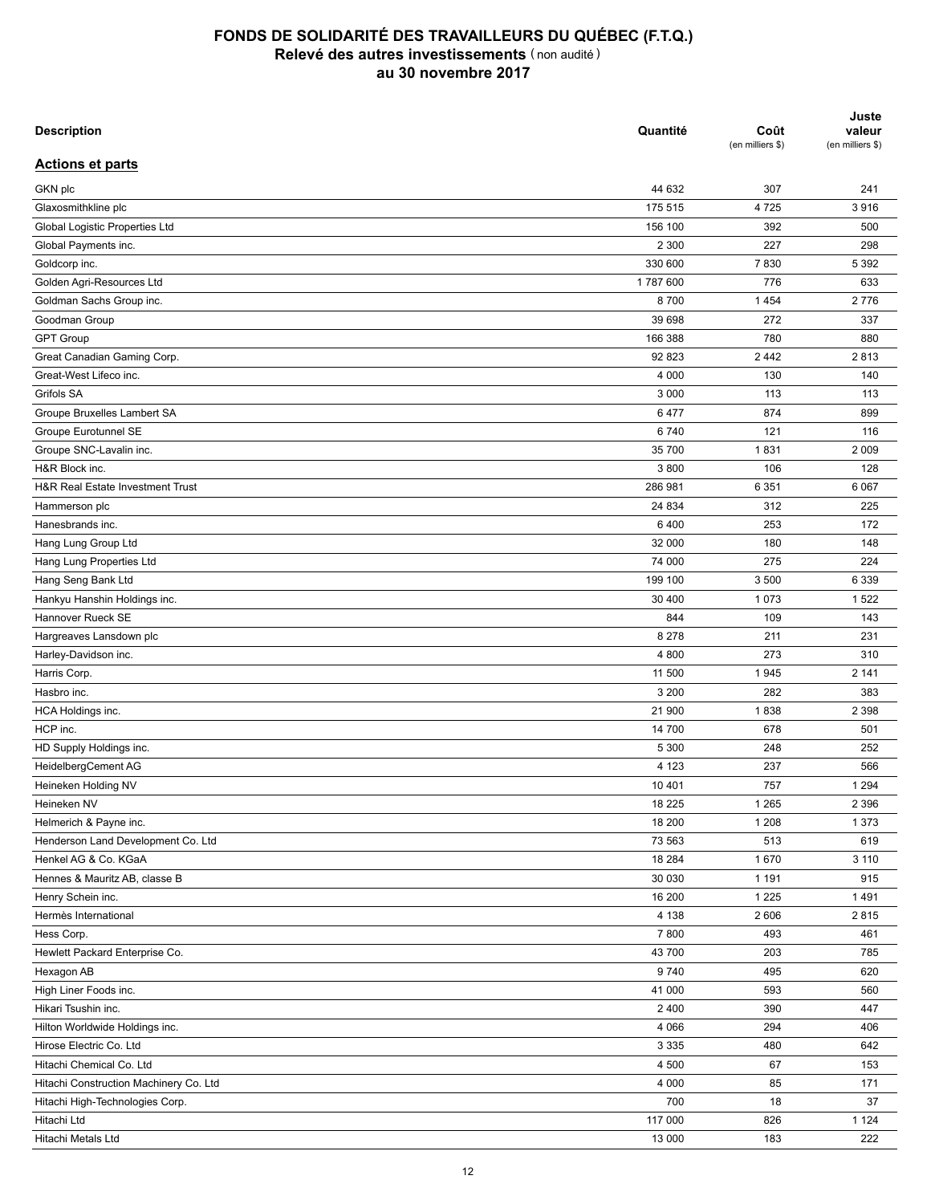# FONDS DE SOLIDARITÉ DES TRAVAILLEURS DU QUÉBEC (F.T.Q.)
## Relevé des autres investissements (non audité)
## au 30 novembre 2017

| Description | Quantité | Coût (en milliers $) | Juste valeur (en milliers $) |
|---|---|---|---|
| **Actions et parts** | | | |
| GKN plc | 44 632 | 307 | 241 |
| Glaxosmithkline plc | 175 515 | 4 725 | 3 916 |
| Global Logistic Properties Ltd | 156 100 | 392 | 500 |
| Global Payments inc. | 2 300 | 227 | 298 |
| Goldcorp inc. | 330 600 | 7 830 | 5 392 |
| Golden Agri-Resources Ltd | 1 787 600 | 776 | 633 |
| Goldman Sachs Group inc. | 8 700 | 1 454 | 2 776 |
| Goodman Group | 39 698 | 272 | 337 |
| GPT Group | 166 388 | 780 | 880 |
| Great Canadian Gaming Corp. | 92 823 | 2 442 | 2 813 |
| Great-West Lifeco inc. | 4 000 | 130 | 140 |
| Grifols SA | 3 000 | 113 | 113 |
| Groupe Bruxelles Lambert SA | 6 477 | 874 | 899 |
| Groupe Eurotunnel SE | 6 740 | 121 | 116 |
| Groupe SNC-Lavalin inc. | 35 700 | 1 831 | 2 009 |
| H&R Block inc. | 3 800 | 106 | 128 |
| H&R Real Estate Investment Trust | 286 981 | 6 351 | 6 067 |
| Hammerson plc | 24 834 | 312 | 225 |
| Hanesbrands inc. | 6 400 | 253 | 172 |
| Hang Lung Group Ltd | 32 000 | 180 | 148 |
| Hang Lung Properties Ltd | 74 000 | 275 | 224 |
| Hang Seng Bank Ltd | 199 100 | 3 500 | 6 339 |
| Hankyu Hanshin Holdings inc. | 30 400 | 1 073 | 1 522 |
| Hannover Rueck SE | 844 | 109 | 143 |
| Hargreaves Lansdown plc | 8 278 | 211 | 231 |
| Harley-Davidson inc. | 4 800 | 273 | 310 |
| Harris Corp. | 11 500 | 1 945 | 2 141 |
| Hasbro inc. | 3 200 | 282 | 383 |
| HCA Holdings inc. | 21 900 | 1 838 | 2 398 |
| HCP inc. | 14 700 | 678 | 501 |
| HD Supply Holdings inc. | 5 300 | 248 | 252 |
| HeidelbergCement AG | 4 123 | 237 | 566 |
| Heineken Holding NV | 10 401 | 757 | 1 294 |
| Heineken NV | 18 225 | 1 265 | 2 396 |
| Helmerich & Payne inc. | 18 200 | 1 208 | 1 373 |
| Henderson Land Development Co. Ltd | 73 563 | 513 | 619 |
| Henkel AG & Co. KGaA | 18 284 | 1 670 | 3 110 |
| Hennes & Mauritz AB, classe B | 30 030 | 1 191 | 915 |
| Henry Schein inc. | 16 200 | 1 225 | 1 491 |
| Hermès International | 4 138 | 2 606 | 2 815 |
| Hess Corp. | 7 800 | 493 | 461 |
| Hewlett Packard Enterprise Co. | 43 700 | 203 | 785 |
| Hexagon AB | 9 740 | 495 | 620 |
| High Liner Foods inc. | 41 000 | 593 | 560 |
| Hikari Tsushin inc. | 2 400 | 390 | 447 |
| Hilton Worldwide Holdings inc. | 4 066 | 294 | 406 |
| Hirose Electric Co. Ltd | 3 335 | 480 | 642 |
| Hitachi Chemical Co. Ltd | 4 500 | 67 | 153 |
| Hitachi Construction Machinery Co. Ltd | 4 000 | 85 | 171 |
| Hitachi High-Technologies Corp. | 700 | 18 | 37 |
| Hitachi Ltd | 117 000 | 826 | 1 124 |
| Hitachi Metals Ltd | 13 000 | 183 | 222 |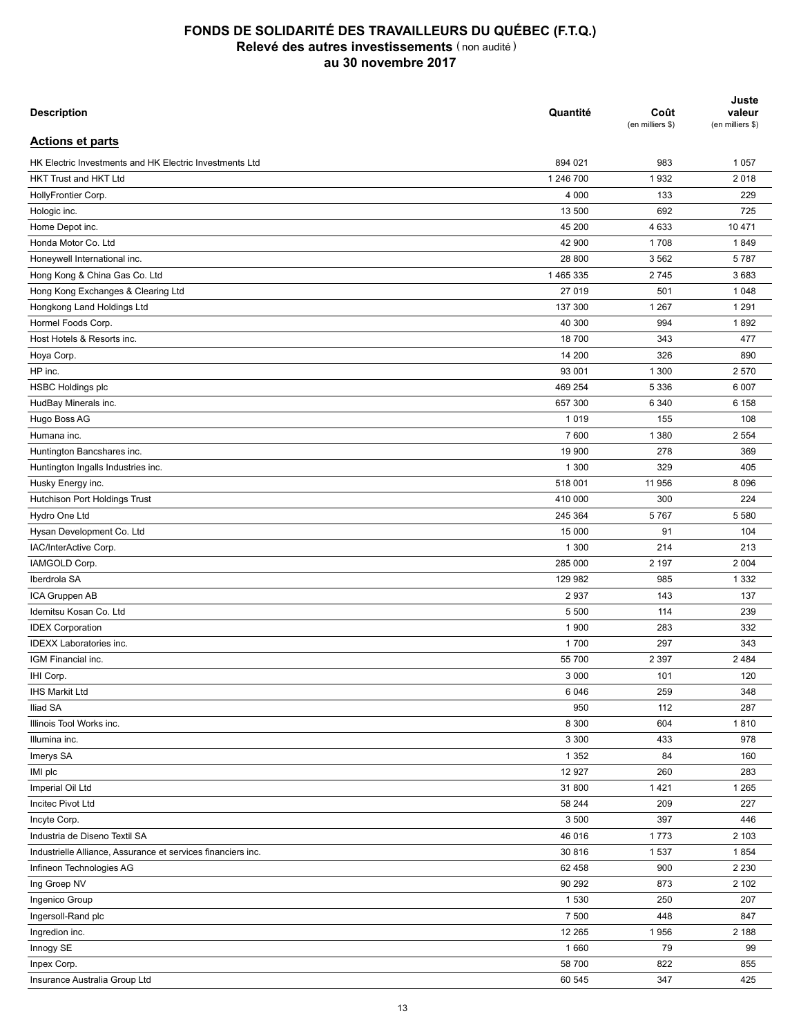# FONDS DE SOLIDARITÉ DES TRAVAILLEURS DU QUÉBEC (F.T.Q.)
## Relevé des autres investissements (non audité)
## au 30 novembre 2017

| Description | Quantité | Coût (en milliers $) | Juste valeur (en milliers $) |
|---|---|---|---|
| **Actions et parts** | | | |
| HK Electric Investments and HK Electric Investments Ltd | 894 021 | 983 | 1 057 |
| HKT Trust and HKT Ltd | 1 246 700 | 1 932 | 2 018 |
| HollyFrontier Corp. | 4 000 | 133 | 229 |
| Hologic inc. | 13 500 | 692 | 725 |
| Home Depot inc. | 45 200 | 4 633 | 10 471 |
| Honda Motor Co. Ltd | 42 900 | 1 708 | 1 849 |
| Honeywell International inc. | 28 800 | 3 562 | 5 787 |
| Hong Kong & China Gas Co. Ltd | 1 465 335 | 2 745 | 3 683 |
| Hong Kong Exchanges & Clearing Ltd | 27 019 | 501 | 1 048 |
| Hongkong Land Holdings Ltd | 137 300 | 1 267 | 1 291 |
| Hormel Foods Corp. | 40 300 | 994 | 1 892 |
| Host Hotels & Resorts inc. | 18 700 | 343 | 477 |
| Hoya Corp. | 14 200 | 326 | 890 |
| HP inc. | 93 001 | 1 300 | 2 570 |
| HSBC Holdings plc | 469 254 | 5 336 | 6 007 |
| HudBay Minerals inc. | 657 300 | 6 340 | 6 158 |
| Hugo Boss AG | 1 019 | 155 | 108 |
| Humana inc. | 7 600 | 1 380 | 2 554 |
| Huntington Bancshares inc. | 19 900 | 278 | 369 |
| Huntington Ingalls Industries inc. | 1 300 | 329 | 405 |
| Husky Energy inc. | 518 001 | 11 956 | 8 096 |
| Hutchison Port Holdings Trust | 410 000 | 300 | 224 |
| Hydro One Ltd | 245 364 | 5 767 | 5 580 |
| Hysan Development Co. Ltd | 15 000 | 91 | 104 |
| IAC/InterActive Corp. | 1 300 | 214 | 213 |
| IAMGOLD Corp. | 285 000 | 2 197 | 2 004 |
| Iberdrola SA | 129 982 | 985 | 1 332 |
| ICA Gruppen AB | 2 937 | 143 | 137 |
| Idemitsu Kosan Co. Ltd | 5 500 | 114 | 239 |
| IDEX Corporation | 1 900 | 283 | 332 |
| IDEXX Laboratories inc. | 1 700 | 297 | 343 |
| IGM Financial inc. | 55 700 | 2 397 | 2 484 |
| IHI Corp. | 3 000 | 101 | 120 |
| IHS Markit Ltd | 6 046 | 259 | 348 |
| Iliad SA | 950 | 112 | 287 |
| Illinois Tool Works inc. | 8 300 | 604 | 1 810 |
| Illumina inc. | 3 300 | 433 | 978 |
| Imerys SA | 1 352 | 84 | 160 |
| IMI plc | 12 927 | 260 | 283 |
| Imperial Oil Ltd | 31 800 | 1 421 | 1 265 |
| Incitec Pivot Ltd | 58 244 | 209 | 227 |
| Incyte Corp. | 3 500 | 397 | 446 |
| Industria de Diseno Textil SA | 46 016 | 1 773 | 2 103 |
| Industrielle Alliance, Assurance et services financiers inc. | 30 816 | 1 537 | 1 854 |
| Infineon Technologies AG | 62 458 | 900 | 2 230 |
| Ing Groep NV | 90 292 | 873 | 2 102 |
| Ingenico Group | 1 530 | 250 | 207 |
| Ingersoll-Rand plc | 7 500 | 448 | 847 |
| Ingredion inc. | 12 265 | 1 956 | 2 188 |
| Innogy SE | 1 660 | 79 | 99 |
| Inpex Corp. | 58 700 | 822 | 855 |
| Insurance Australia Group Ltd | 60 545 | 347 | 425 |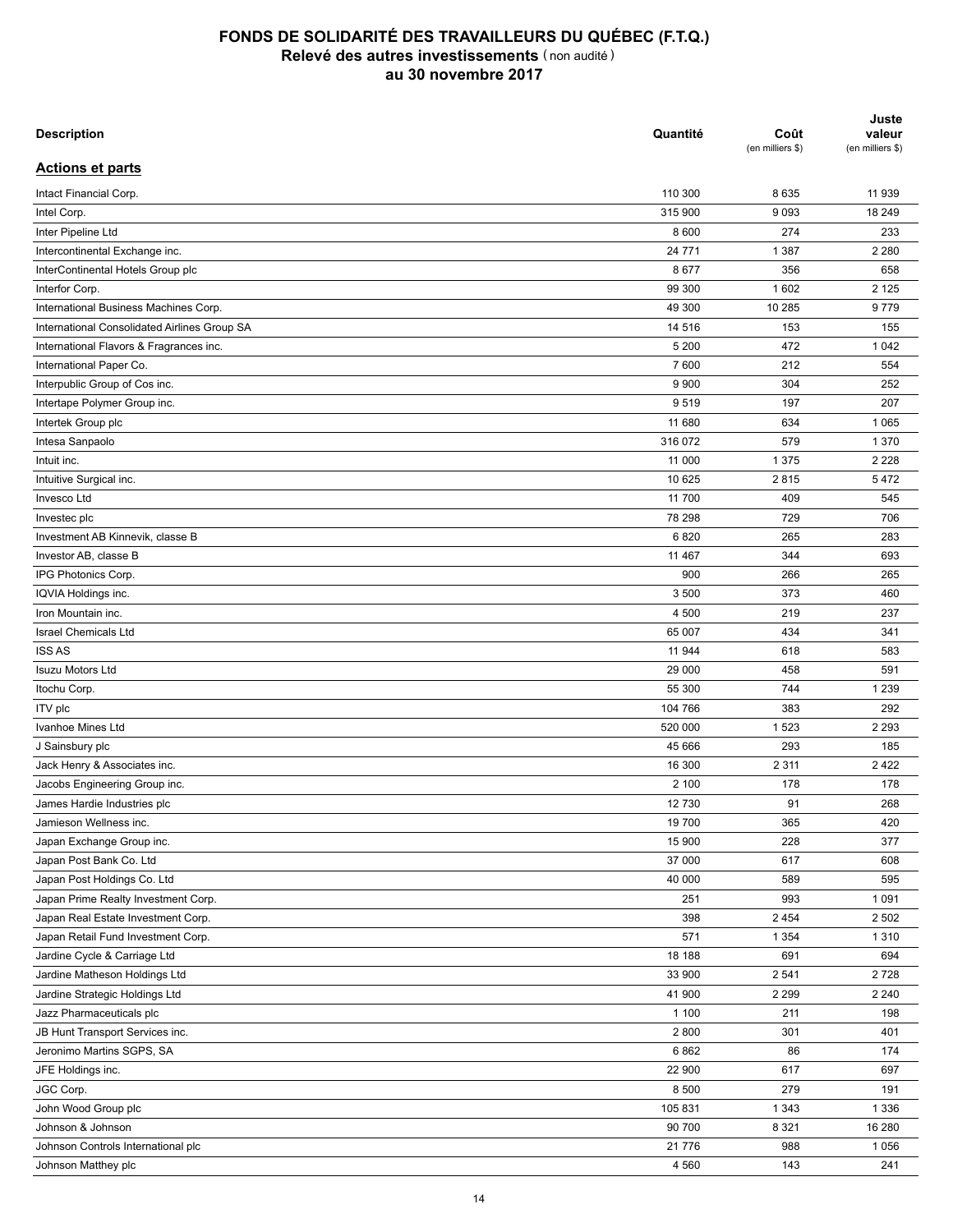# FONDS DE SOLIDARITÉ DES TRAVAILLEURS DU QUÉBEC (F.T.Q.)
## Relevé des autres investissements (non audité)
## au 30 novembre 2017

| Description | Quantité | Coût (en milliers $) | Juste valeur (en milliers $) |
|---|---|---|---|
| **Actions et parts** | | | |
| Intact Financial Corp. | 110 300 | 8 635 | 11 939 |
| Intel Corp. | 315 900 | 9 093 | 18 249 |
| Inter Pipeline Ltd | 8 600 | 274 | 233 |
| Intercontinental Exchange inc. | 24 771 | 1 387 | 2 280 |
| InterContinental Hotels Group plc | 8 677 | 356 | 658 |
| Interfor Corp. | 99 300 | 1 602 | 2 125 |
| International Business Machines Corp. | 49 300 | 10 285 | 9 779 |
| International Consolidated Airlines Group SA | 14 516 | 153 | 155 |
| International Flavors & Fragrances inc. | 5 200 | 472 | 1 042 |
| International Paper Co. | 7 600 | 212 | 554 |
| Interpublic Group of Cos inc. | 9 900 | 304 | 252 |
| Intertape Polymer Group inc. | 9 519 | 197 | 207 |
| Intertek Group plc | 11 680 | 634 | 1 065 |
| Intesa Sanpaolo | 316 072 | 579 | 1 370 |
| Intuit inc. | 11 000 | 1 375 | 2 228 |
| Intuitive Surgical inc. | 10 625 | 2 815 | 5 472 |
| Invesco Ltd | 11 700 | 409 | 545 |
| Investec plc | 78 298 | 729 | 706 |
| Investment AB Kinnevik, classe B | 6 820 | 265 | 283 |
| Investor AB, classe B | 11 467 | 344 | 693 |
| IPG Photonics Corp. | 900 | 266 | 265 |
| IQVIA Holdings inc. | 3 500 | 373 | 460 |
| Iron Mountain inc. | 4 500 | 219 | 237 |
| Israel Chemicals Ltd | 65 007 | 434 | 341 |
| ISS AS | 11 944 | 618 | 583 |
| Isuzu Motors Ltd | 29 000 | 458 | 591 |
| Itochu Corp. | 55 300 | 744 | 1 239 |
| ITV plc | 104 766 | 383 | 292 |
| Ivanhoe Mines Ltd | 520 000 | 1 523 | 2 293 |
| J Sainsbury plc | 45 666 | 293 | 185 |
| Jack Henry & Associates inc. | 16 300 | 2 311 | 2 422 |
| Jacobs Engineering Group inc. | 2 100 | 178 | 178 |
| James Hardie Industries plc | 12 730 | 91 | 268 |
| Jamieson Wellness inc. | 19 700 | 365 | 420 |
| Japan Exchange Group inc. | 15 900 | 228 | 377 |
| Japan Post Bank Co. Ltd | 37 000 | 617 | 608 |
| Japan Post Holdings Co. Ltd | 40 000 | 589 | 595 |
| Japan Prime Realty Investment Corp. | 251 | 993 | 1 091 |
| Japan Real Estate Investment Corp. | 398 | 2 454 | 2 502 |
| Japan Retail Fund Investment Corp. | 571 | 1 354 | 1 310 |
| Jardine Cycle & Carriage Ltd | 18 188 | 691 | 694 |
| Jardine Matheson Holdings Ltd | 33 900 | 2 541 | 2 728 |
| Jardine Strategic Holdings Ltd | 41 900 | 2 299 | 2 240 |
| Jazz Pharmaceuticals plc | 1 100 | 211 | 198 |
| JB Hunt Transport Services inc. | 2 800 | 301 | 401 |
| Jeronimo Martins SGPS, SA | 6 862 | 86 | 174 |
| JFE Holdings inc. | 22 900 | 617 | 697 |
| JGC Corp. | 8 500 | 279 | 191 |
| John Wood Group plc | 105 831 | 1 343 | 1 336 |
| Johnson & Johnson | 90 700 | 8 321 | 16 280 |
| Johnson Controls International plc | 21 776 | 988 | 1 056 |
| Johnson Matthey plc | 4 560 | 143 | 241 |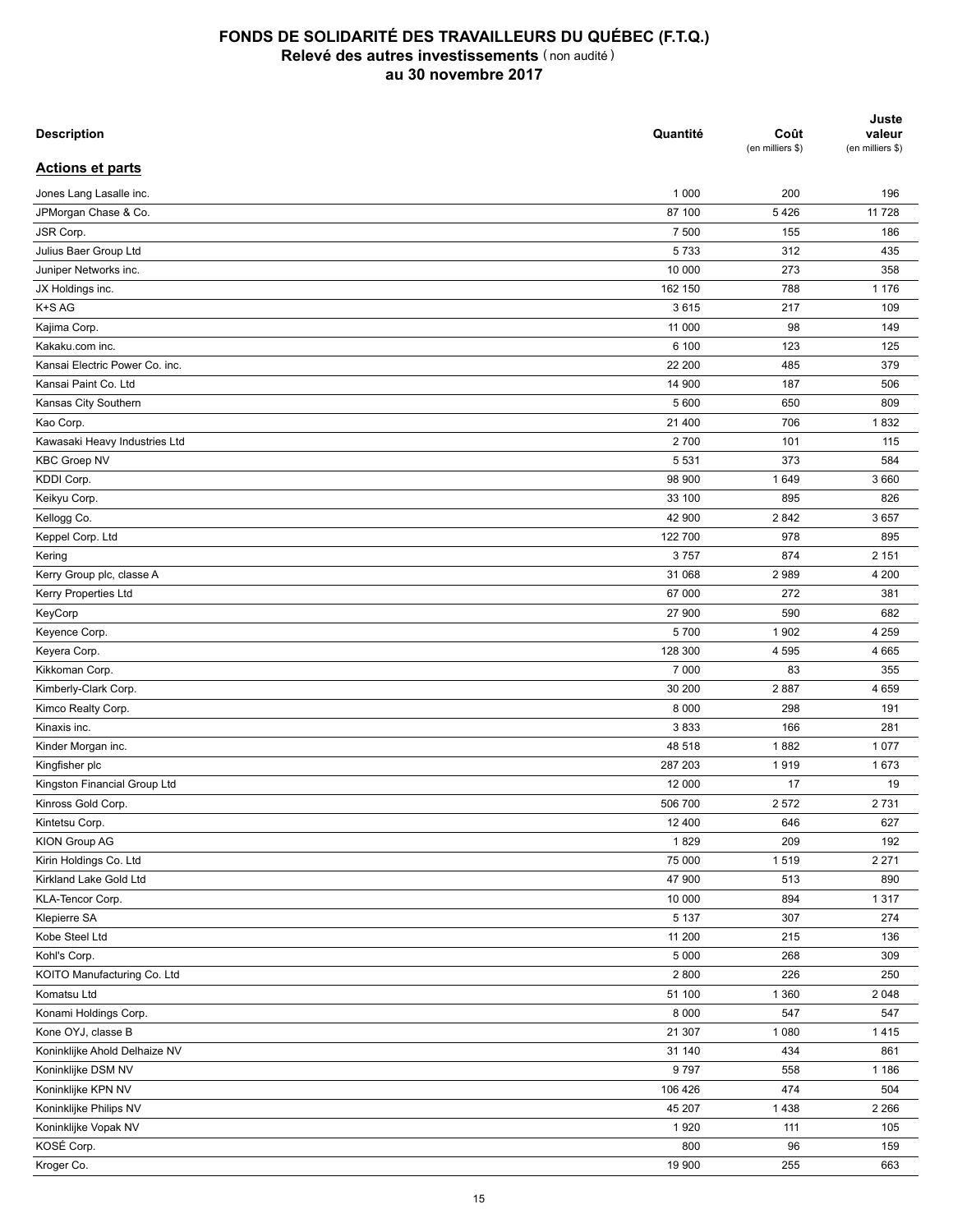# FONDS DE SOLIDARITÉ DES TRAVAILLEURS DU QUÉBEC (F.T.Q.)
## Relevé des autres investissements (non audité)
## au 30 novembre 2017

| Description | Quantité | Coût (en milliers $) | Juste valeur (en milliers $) |
|---|---|---|---|
| **Actions et parts** | | | |
| Jones Lang Lasalle inc. | 1 000 | 200 | 196 |
| JPMorgan Chase & Co. | 87 100 | 5 426 | 11 728 |
| JSR Corp. | 7 500 | 155 | 186 |
| Julius Baer Group Ltd | 5 733 | 312 | 435 |
| Juniper Networks inc. | 10 000 | 273 | 358 |
| JX Holdings inc. | 162 150 | 788 | 1 176 |
| K+S AG | 3 615 | 217 | 109 |
| Kajima Corp. | 11 000 | 98 | 149 |
| Kakaku.com inc. | 6 100 | 123 | 125 |
| Kansai Electric Power Co. inc. | 22 200 | 485 | 379 |
| Kansai Paint Co. Ltd | 14 900 | 187 | 506 |
| Kansas City Southern | 5 600 | 650 | 809 |
| Kao Corp. | 21 400 | 706 | 1 832 |
| Kawasaki Heavy Industries Ltd | 2 700 | 101 | 115 |
| KBC Groep NV | 5 531 | 373 | 584 |
| KDDI Corp. | 98 900 | 1 649 | 3 660 |
| Keikyu Corp. | 33 100 | 895 | 826 |
| Kellogg Co. | 42 900 | 2 842 | 3 657 |
| Keppel Corp. Ltd | 122 700 | 978 | 895 |
| Kering | 3 757 | 874 | 2 151 |
| Kerry Group plc, classe A | 31 068 | 2 989 | 4 200 |
| Kerry Properties Ltd | 67 000 | 272 | 381 |
| KeyCorp | 27 900 | 590 | 682 |
| Keyence Corp. | 5 700 | 1 902 | 4 259 |
| Keyera Corp. | 128 300 | 4 595 | 4 665 |
| Kikkoman Corp. | 7 000 | 83 | 355 |
| Kimberly-Clark Corp. | 30 200 | 2 887 | 4 659 |
| Kimco Realty Corp. | 8 000 | 298 | 191 |
| Kinaxis inc. | 3 833 | 166 | 281 |
| Kinder Morgan inc. | 48 518 | 1 882 | 1 077 |
| Kingfisher plc | 287 203 | 1 919 | 1 673 |
| Kingston Financial Group Ltd | 12 000 | 17 | 19 |
| Kinross Gold Corp. | 506 700 | 2 572 | 2 731 |
| Kintetsu Corp. | 12 400 | 646 | 627 |
| KION Group AG | 1 829 | 209 | 192 |
| Kirin Holdings Co. Ltd | 75 000 | 1 519 | 2 271 |
| Kirkland Lake Gold Ltd | 47 900 | 513 | 890 |
| KLA-Tencor Corp. | 10 000 | 894 | 1 317 |
| Klepierre SA | 5 137 | 307 | 274 |
| Kobe Steel Ltd | 11 200 | 215 | 136 |
| Kohl's Corp. | 5 000 | 268 | 309 |
| KOITO Manufacturing Co. Ltd | 2 800 | 226 | 250 |
| Komatsu Ltd | 51 100 | 1 360 | 2 048 |
| Konami Holdings Corp. | 8 000 | 547 | 547 |
| Kone OYJ, classe B | 21 307 | 1 080 | 1 415 |
| Koninklijke Ahold Delhaize NV | 31 140 | 434 | 861 |
| Koninklijke DSM NV | 9 797 | 558 | 1 186 |
| Koninklijke KPN NV | 106 426 | 474 | 504 |
| Koninklijke Philips NV | 45 207 | 1 438 | 2 266 |
| Koninklijke Vopak NV | 1 920 | 111 | 105 |
| KOSÉ Corp. | 800 | 96 | 159 |
| Kroger Co. | 19 900 | 255 | 663 |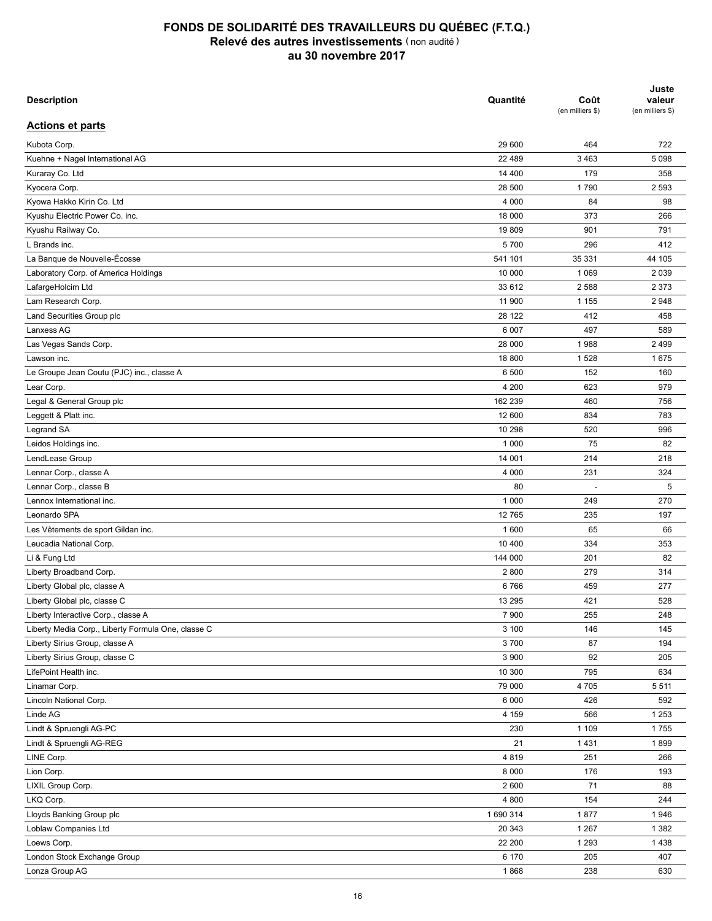# FONDS DE SOLIDARITÉ DES TRAVAILLEURS DU QUÉBEC (F.T.Q.)
## Relevé des autres investissements (non audité)
## au 30 novembre 2017

| Description | Quantité | Coût (en milliers $) | Juste valeur (en milliers $) |
|---|---|---|---|
| **Actions et parts** | | | |
| Kubota Corp. | 29 600 | 464 | 722 |
| Kuehne + Nagel International AG | 22 489 | 3 463 | 5 098 |
| Kuraray Co. Ltd | 14 400 | 179 | 358 |
| Kyocera Corp. | 28 500 | 1 790 | 2 593 |
| Kyowa Hakko Kirin Co. Ltd | 4 000 | 84 | 98 |
| Kyushu Electric Power Co. inc. | 18 000 | 373 | 266 |
| Kyushu Railway Co. | 19 809 | 901 | 791 |
| L Brands inc. | 5 700 | 296 | 412 |
| La Banque de Nouvelle-Écosse | 541 101 | 35 331 | 44 105 |
| Laboratory Corp. of America Holdings | 10 000 | 1 069 | 2 039 |
| LafargeHolcim Ltd | 33 612 | 2 588 | 2 373 |
| Lam Research Corp. | 11 900 | 1 155 | 2 948 |
| Land Securities Group plc | 28 122 | 412 | 458 |
| Lanxess AG | 6 007 | 497 | 589 |
| Las Vegas Sands Corp. | 28 000 | 1 988 | 2 499 |
| Lawson inc. | 18 800 | 1 528 | 1 675 |
| Le Groupe Jean Coutu (PJC) inc., classe A | 6 500 | 152 | 160 |
| Lear Corp. | 4 200 | 623 | 979 |
| Legal & General Group plc | 162 239 | 460 | 756 |
| Leggett & Platt inc. | 12 600 | 834 | 783 |
| Legrand SA | 10 298 | 520 | 996 |
| Leidos Holdings inc. | 1 000 | 75 | 82 |
| LendLease Group | 14 001 | 214 | 218 |
| Lennar Corp., classe A | 4 000 | 231 | 324 |
| Lennar Corp., classe B | 80 | - | 5 |
| Lennox International inc. | 1 000 | 249 | 270 |
| Leonardo SPA | 12 765 | 235 | 197 |
| Les Vêtements de sport Gildan inc. | 1 600 | 65 | 66 |
| Leucadia National Corp. | 10 400 | 334 | 353 |
| Li & Fung Ltd | 144 000 | 201 | 82 |
| Liberty Broadband Corp. | 2 800 | 279 | 314 |
| Liberty Global plc, classe A | 6 766 | 459 | 277 |
| Liberty Global plc, classe C | 13 295 | 421 | 528 |
| Liberty Interactive Corp., classe A | 7 900 | 255 | 248 |
| Liberty Media Corp., Liberty Formula One, classe C | 3 100 | 146 | 145 |
| Liberty Sirius Group, classe A | 3 700 | 87 | 194 |
| Liberty Sirius Group, classe C | 3 900 | 92 | 205 |
| LifePoint Health inc. | 10 300 | 795 | 634 |
| Linamar Corp. | 79 000 | 4 705 | 5 511 |
| Lincoln National Corp. | 6 000 | 426 | 592 |
| Linde AG | 4 159 | 566 | 1 253 |
| Lindt & Spruengli AG-PC | 230 | 1 109 | 1 755 |
| Lindt & Spruengli AG-REG | 21 | 1 431 | 1 899 |
| LINE Corp. | 4 819 | 251 | 266 |
| Lion Corp. | 8 000 | 176 | 193 |
| LIXIL Group Corp. | 2 600 | 71 | 88 |
| LKQ Corp. | 4 800 | 154 | 244 |
| Lloyds Banking Group plc | 1 690 314 | 1 877 | 1 946 |
| Loblaw Companies Ltd | 20 343 | 1 267 | 1 382 |
| Loews Corp. | 22 200 | 1 293 | 1 438 |
| London Stock Exchange Group | 6 170 | 205 | 407 |
| Lonza Group AG | 1 868 | 238 | 630 |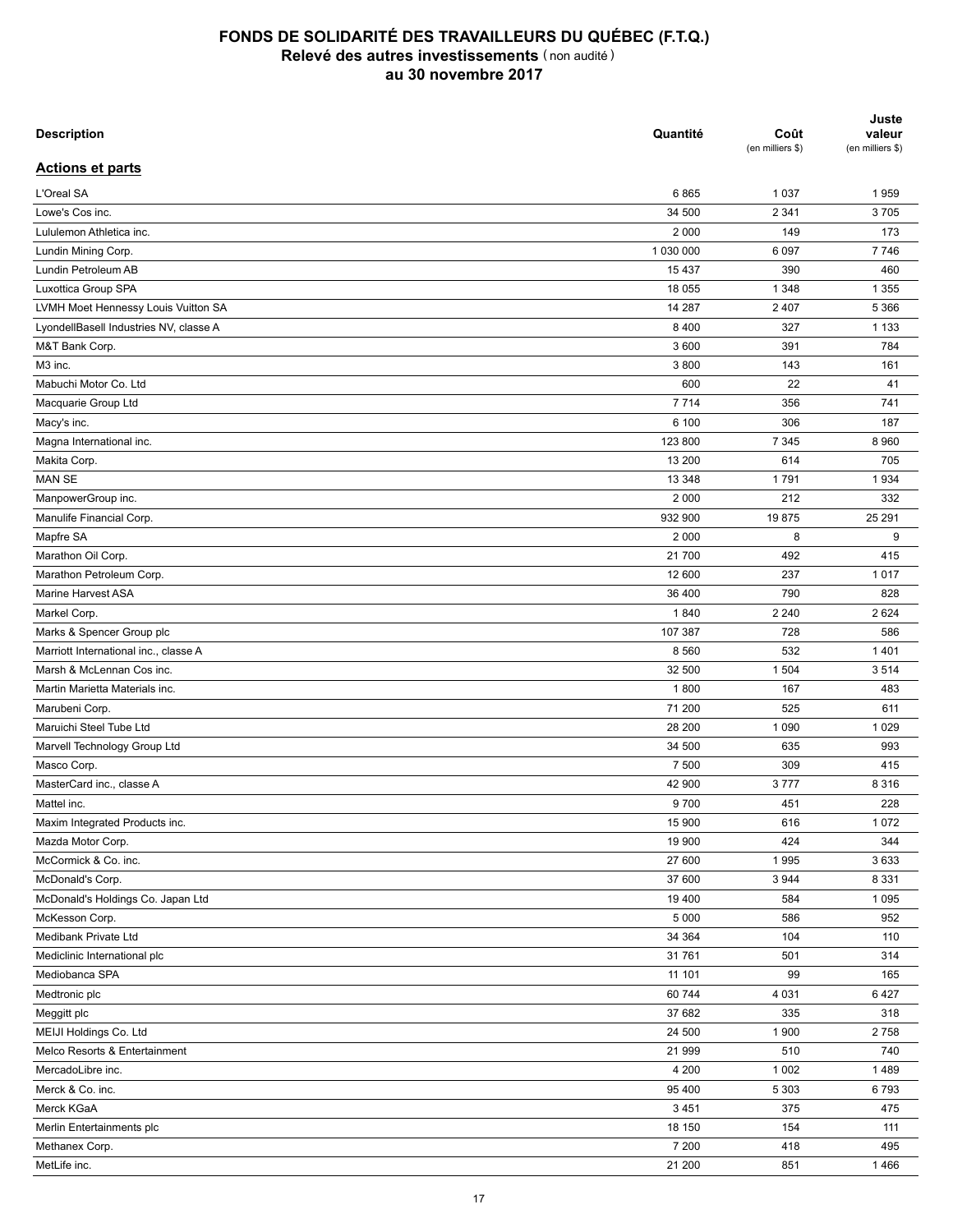# FONDS DE SOLIDARITÉ DES TRAVAILLEURS DU QUÉBEC (F.T.Q.)
## Relevé des autres investissements (non audité)
## au 30 novembre 2017

| Description | Quantité | Coût (en milliers $) | Juste valeur (en milliers $) |
|---|---|---|---|
| **Actions et parts** | | | |
| L'Oreal SA | 6 865 | 1 037 | 1 959 |
| Lowe's Cos inc. | 34 500 | 2 341 | 3 705 |
| Lululemon Athletica inc. | 2 000 | 149 | 173 |
| Lundin Mining Corp. | 1 030 000 | 6 097 | 7 746 |
| Lundin Petroleum AB | 15 437 | 390 | 460 |
| Luxottica Group SPA | 18 055 | 1 348 | 1 355 |
| LVMH Moet Hennessy Louis Vuitton SA | 14 287 | 2 407 | 5 366 |
| LyondellBasell Industries NV, classe A | 8 400 | 327 | 1 133 |
| M&T Bank Corp. | 3 600 | 391 | 784 |
| M3 inc. | 3 800 | 143 | 161 |
| Mabuchi Motor Co. Ltd | 600 | 22 | 41 |
| Macquarie Group Ltd | 7 714 | 356 | 741 |
| Macy's inc. | 6 100 | 306 | 187 |
| Magna International inc. | 123 800 | 7 345 | 8 960 |
| Makita Corp. | 13 200 | 614 | 705 |
| MAN SE | 13 348 | 1 791 | 1 934 |
| ManpowerGroup inc. | 2 000 | 212 | 332 |
| Manulife Financial Corp. | 932 900 | 19 875 | 25 291 |
| Mapfre SA | 2 000 | 8 | 9 |
| Marathon Oil Corp. | 21 700 | 492 | 415 |
| Marathon Petroleum Corp. | 12 600 | 237 | 1 017 |
| Marine Harvest ASA | 36 400 | 790 | 828 |
| Markel Corp. | 1 840 | 2 240 | 2 624 |
| Marks & Spencer Group plc | 107 387 | 728 | 586 |
| Marriott International inc., classe A | 8 560 | 532 | 1 401 |
| Marsh & McLennan Cos inc. | 32 500 | 1 504 | 3 514 |
| Martin Marietta Materials inc. | 1 800 | 167 | 483 |
| Marubeni Corp. | 71 200 | 525 | 611 |
| Maruichi Steel Tube Ltd | 28 200 | 1 090 | 1 029 |
| Marvell Technology Group Ltd | 34 500 | 635 | 993 |
| Masco Corp. | 7 500 | 309 | 415 |
| MasterCard inc., classe A | 42 900 | 3 777 | 8 316 |
| Mattel inc. | 9 700 | 451 | 228 |
| Maxim Integrated Products inc. | 15 900 | 616 | 1 072 |
| Mazda Motor Corp. | 19 900 | 424 | 344 |
| McCormick & Co. inc. | 27 600 | 1 995 | 3 633 |
| McDonald's Corp. | 37 600 | 3 944 | 8 331 |
| McDonald's Holdings Co. Japan Ltd | 19 400 | 584 | 1 095 |
| McKesson Corp. | 5 000 | 586 | 952 |
| Medibank Private Ltd | 34 364 | 104 | 110 |
| Mediclinic International plc | 31 761 | 501 | 314 |
| Mediobanca SPA | 11 101 | 99 | 165 |
| Medtronic plc | 60 744 | 4 031 | 6 427 |
| Meggitt plc | 37 682 | 335 | 318 |
| MEIJI Holdings Co. Ltd | 24 500 | 1 900 | 2 758 |
| Melco Resorts & Entertainment | 21 999 | 510 | 740 |
| MercadoLibre inc. | 4 200 | 1 002 | 1 489 |
| Merck & Co. inc. | 95 400 | 5 303 | 6 793 |
| Merck KGaA | 3 451 | 375 | 475 |
| Merlin Entertainments plc | 18 150 | 154 | 111 |
| Methanex Corp. | 7 200 | 418 | 495 |
| MetLife inc. | 21 200 | 851 | 1 466 |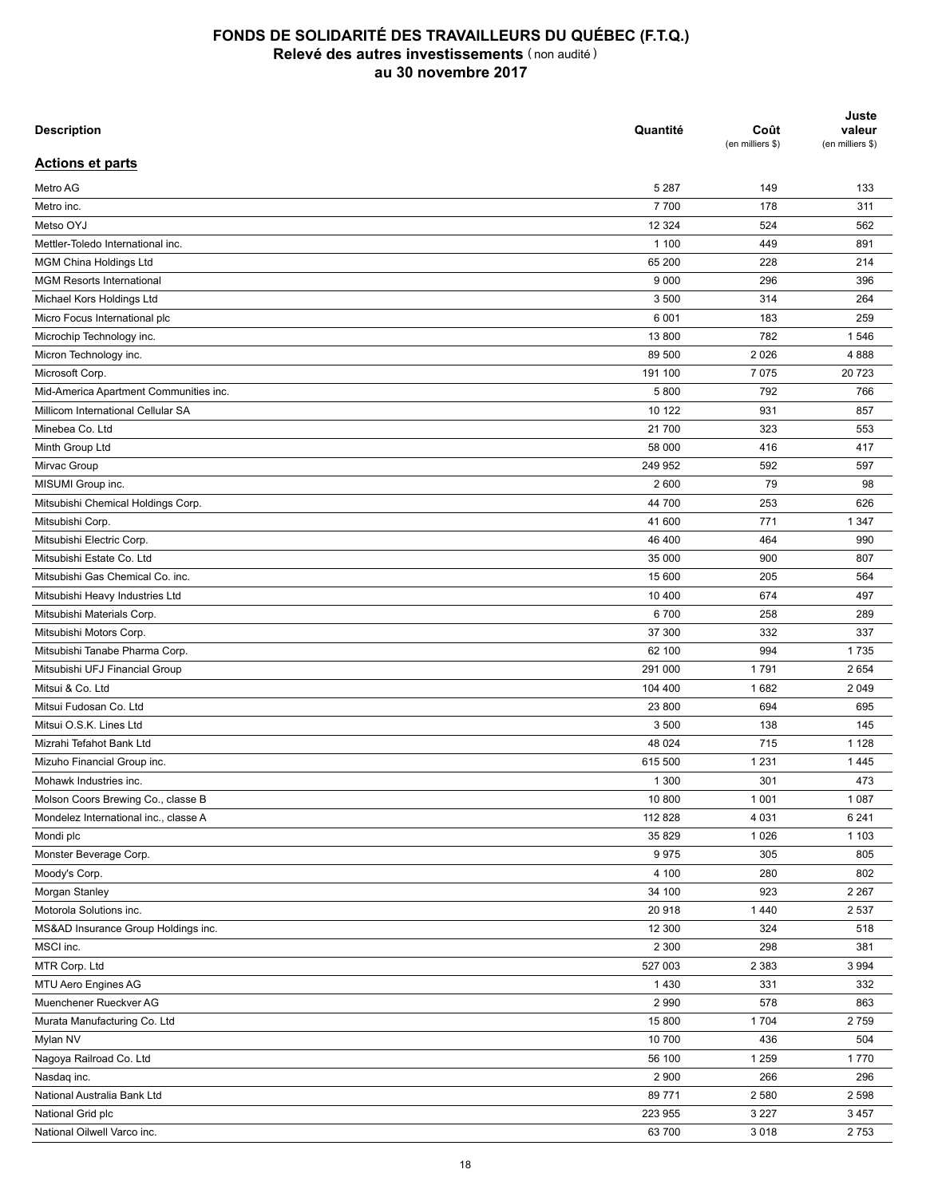# FONDS DE SOLIDARITÉ DES TRAVAILLEURS DU QUÉBEC (F.T.Q.)
## Relevé des autres investissements (non audité)
## au 30 novembre 2017

| Description | Quantité | Coût (en milliers $) | Juste valeur (en milliers $) |
|---|---|---|---|
| **Actions et parts** | | | |
| Metro AG | 5 287 | 149 | 133 |
| Metro inc. | 7 700 | 178 | 311 |
| Metso OYJ | 12 324 | 524 | 562 |
| Mettler-Toledo International inc. | 1 100 | 449 | 891 |
| MGM China Holdings Ltd | 65 200 | 228 | 214 |
| MGM Resorts International | 9 000 | 296 | 396 |
| Michael Kors Holdings Ltd | 3 500 | 314 | 264 |
| Micro Focus International plc | 6 001 | 183 | 259 |
| Microchip Technology inc. | 13 800 | 782 | 1 546 |
| Micron Technology inc. | 89 500 | 2 026 | 4 888 |
| Microsoft Corp. | 191 100 | 7 075 | 20 723 |
| Mid-America Apartment Communities inc. | 5 800 | 792 | 766 |
| Millicom International Cellular SA | 10 122 | 931 | 857 |
| Minebea Co. Ltd | 21 700 | 323 | 553 |
| Minth Group Ltd | 58 000 | 416 | 417 |
| Mirvac Group | 249 952 | 592 | 597 |
| MISUMI Group inc. | 2 600 | 79 | 98 |
| Mitsubishi Chemical Holdings Corp. | 44 700 | 253 | 626 |
| Mitsubishi Corp. | 41 600 | 771 | 1 347 |
| Mitsubishi Electric Corp. | 46 400 | 464 | 990 |
| Mitsubishi Estate Co. Ltd | 35 000 | 900 | 807 |
| Mitsubishi Gas Chemical Co. inc. | 15 600 | 205 | 564 |
| Mitsubishi Heavy Industries Ltd | 10 400 | 674 | 497 |
| Mitsubishi Materials Corp. | 6 700 | 258 | 289 |
| Mitsubishi Motors Corp. | 37 300 | 332 | 337 |
| Mitsubishi Tanabe Pharma Corp. | 62 100 | 994 | 1 735 |
| Mitsubishi UFJ Financial Group | 291 000 | 1 791 | 2 654 |
| Mitsui & Co. Ltd | 104 400 | 1 682 | 2 049 |
| Mitsui Fudosan Co. Ltd | 23 800 | 694 | 695 |
| Mitsui O.S.K. Lines Ltd | 3 500 | 138 | 145 |
| Mizrahi Tefahot Bank Ltd | 48 024 | 715 | 1 128 |
| Mizuho Financial Group inc. | 615 500 | 1 231 | 1 445 |
| Mohawk Industries inc. | 1 300 | 301 | 473 |
| Molson Coors Brewing Co., classe B | 10 800 | 1 001 | 1 087 |
| Mondelez International inc., classe A | 112 828 | 4 031 | 6 241 |
| Mondi plc | 35 829 | 1 026 | 1 103 |
| Monster Beverage Corp. | 9 975 | 305 | 805 |
| Moody's Corp. | 4 100 | 280 | 802 |
| Morgan Stanley | 34 100 | 923 | 2 267 |
| Motorola Solutions inc. | 20 918 | 1 440 | 2 537 |
| MS&AD Insurance Group Holdings inc. | 12 300 | 324 | 518 |
| MSCI inc. | 2 300 | 298 | 381 |
| MTR Corp. Ltd | 527 003 | 2 383 | 3 994 |
| MTU Aero Engines AG | 1 430 | 331 | 332 |
| Muenchener Rueckver AG | 2 990 | 578 | 863 |
| Murata Manufacturing Co. Ltd | 15 800 | 1 704 | 2 759 |
| Mylan NV | 10 700 | 436 | 504 |
| Nagoya Railroad Co. Ltd | 56 100 | 1 259 | 1 770 |
| Nasdaq inc. | 2 900 | 266 | 296 |
| National Australia Bank Ltd | 89 771 | 2 580 | 2 598 |
| National Grid plc | 223 955 | 3 227 | 3 457 |
| National Oilwell Varco inc. | 63 700 | 3 018 | 2 753 |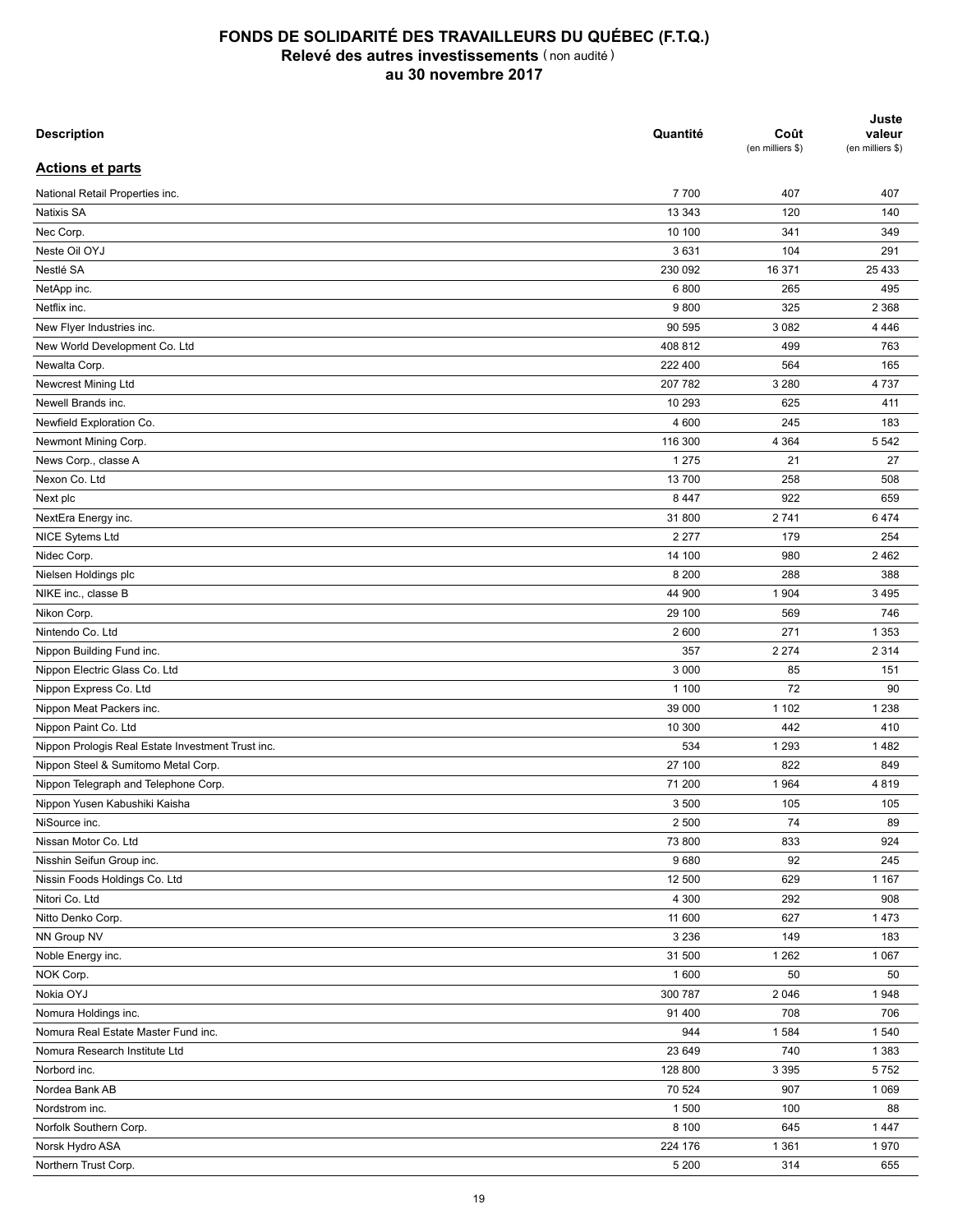# FONDS DE SOLIDARITÉ DES TRAVAILLEURS DU QUÉBEC (F.T.Q.)
## Relevé des autres investissements (non audité)
## au 30 novembre 2017

| Description | Quantité | Coût (en milliers $) | Juste valeur (en milliers $) |
|---|---|---|---|
| **Actions et parts** | | | |
| National Retail Properties inc. | 7 700 | 407 | 407 |
| Natixis SA | 13 343 | 120 | 140 |
| Nec Corp. | 10 100 | 341 | 349 |
| Neste Oil OYJ | 3 631 | 104 | 291 |
| Nestlé SA | 230 092 | 16 371 | 25 433 |
| NetApp inc. | 6 800 | 265 | 495 |
| Netflix inc. | 9 800 | 325 | 2 368 |
| New Flyer Industries inc. | 90 595 | 3 082 | 4 446 |
| New World Development Co. Ltd | 408 812 | 499 | 763 |
| Newalta Corp. | 222 400 | 564 | 165 |
| Newcrest Mining Ltd | 207 782 | 3 280 | 4 737 |
| Newell Brands inc. | 10 293 | 625 | 411 |
| Newfield Exploration Co. | 4 600 | 245 | 183 |
| Newmont Mining Corp. | 116 300 | 4 364 | 5 542 |
| News Corp., classe A | 1 275 | 21 | 27 |
| Nexon Co. Ltd | 13 700 | 258 | 508 |
| Next plc | 8 447 | 922 | 659 |
| NextEra Energy inc. | 31 800 | 2 741 | 6 474 |
| NICE Sytems Ltd | 2 277 | 179 | 254 |
| Nidec Corp. | 14 100 | 980 | 2 462 |
| Nielsen Holdings plc | 8 200 | 288 | 388 |
| NIKE inc., classe B | 44 900 | 1 904 | 3 495 |
| Nikon Corp. | 29 100 | 569 | 746 |
| Nintendo Co. Ltd | 2 600 | 271 | 1 353 |
| Nippon Building Fund inc. | 357 | 2 274 | 2 314 |
| Nippon Electric Glass Co. Ltd | 3 000 | 85 | 151 |
| Nippon Express Co. Ltd | 1 100 | 72 | 90 |
| Nippon Meat Packers inc. | 39 000 | 1 102 | 1 238 |
| Nippon Paint Co. Ltd | 10 300 | 442 | 410 |
| Nippon Prologis Real Estate Investment Trust inc. | 534 | 1 293 | 1 482 |
| Nippon Steel & Sumitomo Metal Corp. | 27 100 | 822 | 849 |
| Nippon Telegraph and Telephone Corp. | 71 200 | 1 964 | 4 819 |
| Nippon Yusen Kabushiki Kaisha | 3 500 | 105 | 105 |
| NiSource inc. | 2 500 | 74 | 89 |
| Nissan Motor Co. Ltd | 73 800 | 833 | 924 |
| Nisshin Seifun Group inc. | 9 680 | 92 | 245 |
| Nissin Foods Holdings Co. Ltd | 12 500 | 629 | 1 167 |
| Nitori Co. Ltd | 4 300 | 292 | 908 |
| Nitto Denko Corp. | 11 600 | 627 | 1 473 |
| NN Group NV | 3 236 | 149 | 183 |
| Noble Energy inc. | 31 500 | 1 262 | 1 067 |
| NOK Corp. | 1 600 | 50 | 50 |
| Nokia OYJ | 300 787 | 2 046 | 1 948 |
| Nomura Holdings inc. | 91 400 | 708 | 706 |
| Nomura Real Estate Master Fund inc. | 944 | 1 584 | 1 540 |
| Nomura Research Institute Ltd | 23 649 | 740 | 1 383 |
| Norbord inc. | 128 800 | 3 395 | 5 752 |
| Nordea Bank AB | 70 524 | 907 | 1 069 |
| Nordstrom inc. | 1 500 | 100 | 88 |
| Norfolk Southern Corp. | 8 100 | 645 | 1 447 |
| Norsk Hydro ASA | 224 176 | 1 361 | 1 970 |
| Northern Trust Corp. | 5 200 | 314 | 655 |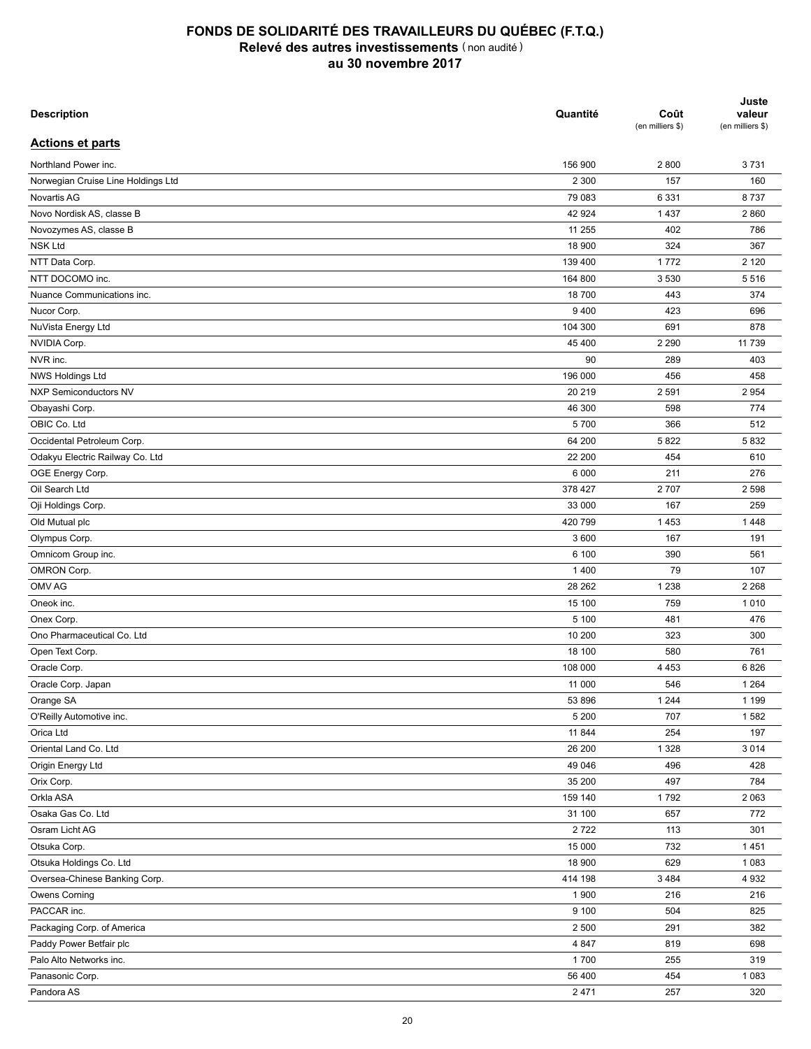# FONDS DE SOLIDARITÉ DES TRAVAILLEURS DU QUÉBEC (F.T.Q.)
## Relevé des autres investissements (non audité)
## au 30 novembre 2017

| Description | Quantité | Coût (en milliers $) | Juste valeur (en milliers $) |
|---|---|---|---|
| **Actions et parts** | | | |
| Northland Power inc. | 156 900 | 2 800 | 3 731 |
| Norwegian Cruise Line Holdings Ltd | 2 300 | 157 | 160 |
| Novartis AG | 79 083 | 6 331 | 8 737 |
| Novo Nordisk AS, classe B | 42 924 | 1 437 | 2 860 |
| Novozymes AS, classe B | 11 255 | 402 | 786 |
| NSK Ltd | 18 900 | 324 | 367 |
| NTT Data Corp. | 139 400 | 1 772 | 2 120 |
| NTT DOCOMO inc. | 164 800 | 3 530 | 5 516 |
| Nuance Communications inc. | 18 700 | 443 | 374 |
| Nucor Corp. | 9 400 | 423 | 696 |
| NuVista Energy Ltd | 104 300 | 691 | 878 |
| NVIDIA Corp. | 45 400 | 2 290 | 11 739 |
| NVR inc. | 90 | 289 | 403 |
| NWS Holdings Ltd | 196 000 | 456 | 458 |
| NXP Semiconductors NV | 20 219 | 2 591 | 2 954 |
| Obayashi Corp. | 46 300 | 598 | 774 |
| OBIC Co. Ltd | 5 700 | 366 | 512 |
| Occidental Petroleum Corp. | 64 200 | 5 822 | 5 832 |
| Odakyu Electric Railway Co. Ltd | 22 200 | 454 | 610 |
| OGE Energy Corp. | 6 000 | 211 | 276 |
| Oil Search Ltd | 378 427 | 2 707 | 2 598 |
| Oji Holdings Corp. | 33 000 | 167 | 259 |
| Old Mutual plc | 420 799 | 1 453 | 1 448 |
| Olympus Corp. | 3 600 | 167 | 191 |
| Omnicom Group inc. | 6 100 | 390 | 561 |
| OMRON Corp. | 1 400 | 79 | 107 |
| OMV AG | 28 262 | 1 238 | 2 268 |
| Oneok inc. | 15 100 | 759 | 1 010 |
| Onex Corp. | 5 100 | 481 | 476 |
| Ono Pharmaceutical Co. Ltd | 10 200 | 323 | 300 |
| Open Text Corp. | 18 100 | 580 | 761 |
| Oracle Corp. | 108 000 | 4 453 | 6 826 |
| Oracle Corp. Japan | 11 000 | 546 | 1 264 |
| Orange SA | 53 896 | 1 244 | 1 199 |
| O'Reilly Automotive inc. | 5 200 | 707 | 1 582 |
| Orica Ltd | 11 844 | 254 | 197 |
| Oriental Land Co. Ltd | 26 200 | 1 328 | 3 014 |
| Origin Energy Ltd | 49 046 | 496 | 428 |
| Orix Corp. | 35 200 | 497 | 784 |
| Orkla ASA | 159 140 | 1 792 | 2 063 |
| Osaka Gas Co. Ltd | 31 100 | 657 | 772 |
| Osram Licht AG | 2 722 | 113 | 301 |
| Otsuka Corp. | 15 000 | 732 | 1 451 |
| Otsuka Holdings Co. Ltd | 18 900 | 629 | 1 083 |
| Oversea-Chinese Banking Corp. | 414 198 | 3 484 | 4 932 |
| Owens Corning | 1 900 | 216 | 216 |
| PACCAR inc. | 9 100 | 504 | 825 |
| Packaging Corp. of America | 2 500 | 291 | 382 |
| Paddy Power Betfair plc | 4 847 | 819 | 698 |
| Palo Alto Networks inc. | 1 700 | 255 | 319 |
| Panasonic Corp. | 56 400 | 454 | 1 083 |
| Pandora AS | 2 471 | 257 | 320 |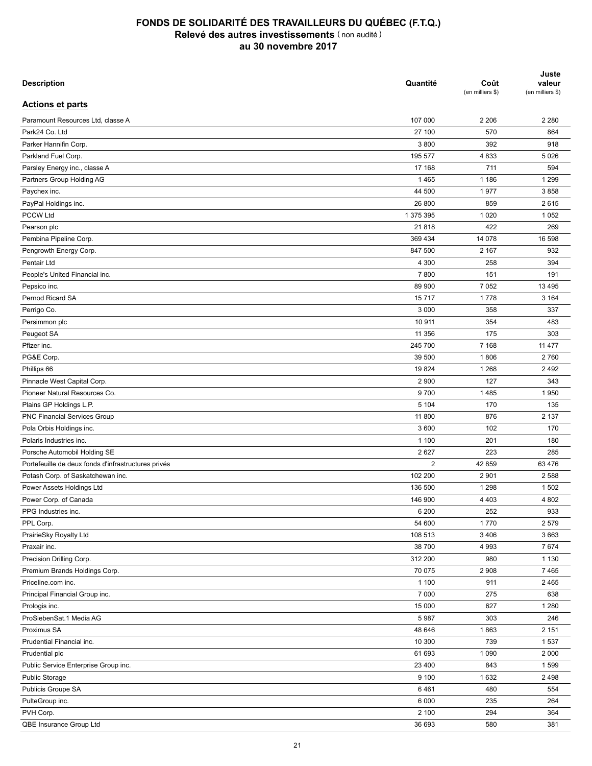# FONDS DE SOLIDARITÉ DES TRAVAILLEURS DU QUÉBEC (F.T.Q.)
## Relevé des autres investissements (non audité)
## au 30 novembre 2017

| Description | Quantité | Coût (en milliers $) | Juste valeur (en milliers $) |
|---|---|---|---|
| **Actions et parts** | | | |
| Paramount Resources Ltd, classe A | 107 000 | 2 206 | 2 280 |
| Park24 Co. Ltd | 27 100 | 570 | 864 |
| Parker Hannifin Corp. | 3 800 | 392 | 918 |
| Parkland Fuel Corp. | 195 577 | 4 833 | 5 026 |
| Parsley Energy inc., classe A | 17 168 | 711 | 594 |
| Partners Group Holding AG | 1 465 | 1 186 | 1 299 |
| Paychex inc. | 44 500 | 1 977 | 3 858 |
| PayPal Holdings inc. | 26 800 | 859 | 2 615 |
| PCCW Ltd | 1 375 395 | 1 020 | 1 052 |
| Pearson plc | 21 818 | 422 | 269 |
| Pembina Pipeline Corp. | 369 434 | 14 078 | 16 598 |
| Pengrowth Energy Corp. | 847 500 | 2 167 | 932 |
| Pentair Ltd | 4 300 | 258 | 394 |
| People's United Financial inc. | 7 800 | 151 | 191 |
| Pepsico inc. | 89 900 | 7 052 | 13 495 |
| Pernod Ricard SA | 15 717 | 1 778 | 3 164 |
| Perrigo Co. | 3 000 | 358 | 337 |
| Persimmon plc | 10 911 | 354 | 483 |
| Peugeot SA | 11 356 | 175 | 303 |
| Pfizer inc. | 245 700 | 7 168 | 11 477 |
| PG&E Corp. | 39 500 | 1 806 | 2 760 |
| Phillips 66 | 19 824 | 1 268 | 2 492 |
| Pinnacle West Capital Corp. | 2 900 | 127 | 343 |
| Pioneer Natural Resources Co. | 9 700 | 1 485 | 1 950 |
| Plains GP Holdings L.P. | 5 104 | 170 | 135 |
| PNC Financial Services Group | 11 800 | 876 | 2 137 |
| Pola Orbis Holdings inc. | 3 600 | 102 | 170 |
| Polaris Industries inc. | 1 100 | 201 | 180 |
| Porsche Automobil Holding SE | 2 627 | 223 | 285 |
| Portefeuille de deux fonds d'infrastructures privés | 2 | 42 859 | 63 476 |
| Potash Corp. of Saskatchewan inc. | 102 200 | 2 901 | 2 588 |
| Power Assets Holdings Ltd | 136 500 | 1 298 | 1 502 |
| Power Corp. of Canada | 146 900 | 4 403 | 4 802 |
| PPG Industries inc. | 6 200 | 252 | 933 |
| PPL Corp. | 54 600 | 1 770 | 2 579 |
| PrairieSky Royalty Ltd | 108 513 | 3 406 | 3 663 |
| Praxair inc. | 38 700 | 4 993 | 7 674 |
| Precision Drilling Corp. | 312 200 | 980 | 1 130 |
| Premium Brands Holdings Corp. | 70 075 | 2 908 | 7 465 |
| Priceline.com inc. | 1 100 | 911 | 2 465 |
| Principal Financial Group inc. | 7 000 | 275 | 638 |
| Prologis inc. | 15 000 | 627 | 1 280 |
| ProSiebenSat.1 Media AG | 5 987 | 303 | 246 |
| Proximus SA | 48 646 | 1 863 | 2 151 |
| Prudential Financial inc. | 10 300 | 739 | 1 537 |
| Prudential plc | 61 693 | 1 090 | 2 000 |
| Public Service Enterprise Group inc. | 23 400 | 843 | 1 599 |
| Public Storage | 9 100 | 1 632 | 2 498 |
| Publicis Groupe SA | 6 461 | 480 | 554 |
| PulteGroup inc. | 6 000 | 235 | 264 |
| PVH Corp. | 2 100 | 294 | 364 |
| QBE Insurance Group Ltd | 36 693 | 580 | 381 |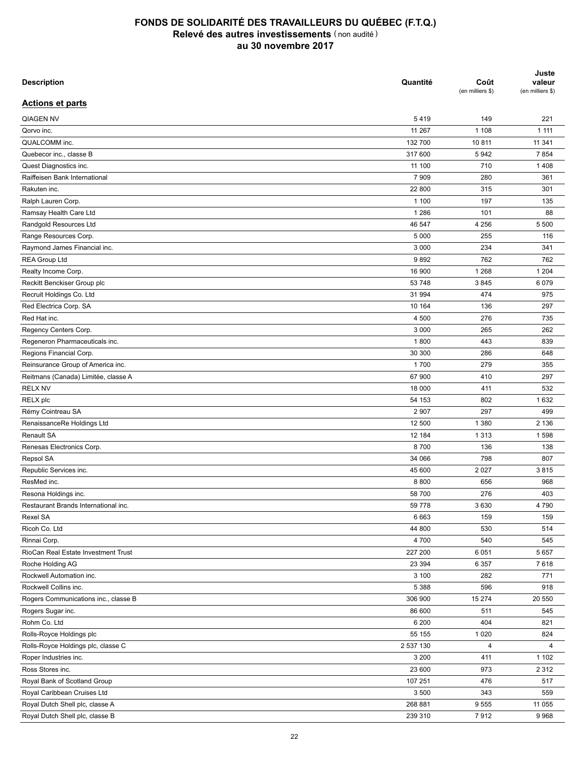# FONDS DE SOLIDARITÉ DES TRAVAILLEURS DU QUÉBEC (F.T.Q.)
## Relevé des autres investissements (non audité)
## au 30 novembre 2017

| Description | Quantité | Coût (en milliers $) | Juste valeur (en milliers $) |
|---|---|---|---|
| **Actions et parts** | | | |
| QIAGEN NV | 5 419 | 149 | 221 |
| Qorvo inc. | 11 267 | 1 108 | 1 111 |
| QUALCOMM inc. | 132 700 | 10 811 | 11 341 |
| Quebecor inc., classe B | 317 600 | 5 942 | 7 854 |
| Quest Diagnostics inc. | 11 100 | 710 | 1 408 |
| Raiffeisen Bank International | 7 909 | 280 | 361 |
| Rakuten inc. | 22 800 | 315 | 301 |
| Ralph Lauren Corp. | 1 100 | 197 | 135 |
| Ramsay Health Care Ltd | 1 286 | 101 | 88 |
| Randgold Resources Ltd | 46 547 | 4 256 | 5 500 |
| Range Resources Corp. | 5 000 | 255 | 116 |
| Raymond James Financial inc. | 3 000 | 234 | 341 |
| REA Group Ltd | 9 892 | 762 | 762 |
| Realty Income Corp. | 16 900 | 1 268 | 1 204 |
| Reckitt Benckiser Group plc | 53 748 | 3 845 | 6 079 |
| Recruit Holdings Co. Ltd | 31 994 | 474 | 975 |
| Red Electrica Corp. SA | 10 164 | 136 | 297 |
| Red Hat inc. | 4 500 | 276 | 735 |
| Regency Centers Corp. | 3 000 | 265 | 262 |
| Regeneron Pharmaceuticals inc. | 1 800 | 443 | 839 |
| Regions Financial Corp. | 30 300 | 286 | 648 |
| Reinsurance Group of America inc. | 1 700 | 279 | 355 |
| Reitmans (Canada) Limitée, classe A | 67 900 | 410 | 297 |
| RELX NV | 18 000 | 411 | 532 |
| RELX plc | 54 153 | 802 | 1 632 |
| Rémy Cointreau SA | 2 907 | 297 | 499 |
| RenaissanceRe Holdings Ltd | 12 500 | 1 380 | 2 136 |
| Renault SA | 12 184 | 1 313 | 1 598 |
| Renesas Electronics Corp. | 8 700 | 136 | 138 |
| Repsol SA | 34 066 | 798 | 807 |
| Republic Services inc. | 45 600 | 2 027 | 3 815 |
| ResMed inc. | 8 800 | 656 | 968 |
| Resona Holdings inc. | 58 700 | 276 | 403 |
| Restaurant Brands International inc. | 59 778 | 3 630 | 4 790 |
| Rexel SA | 6 663 | 159 | 159 |
| Ricoh Co. Ltd | 44 800 | 530 | 514 |
| Rinnai Corp. | 4 700 | 540 | 545 |
| RioCan Real Estate Investment Trust | 227 200 | 6 051 | 5 657 |
| Roche Holding AG | 23 394 | 6 357 | 7 618 |
| Rockwell Automation inc. | 3 100 | 282 | 771 |
| Rockwell Collins inc. | 5 388 | 596 | 918 |
| Rogers Communications inc., classe B | 306 900 | 15 274 | 20 550 |
| Rogers Sugar inc. | 86 600 | 511 | 545 |
| Rohm Co. Ltd | 6 200 | 404 | 821 |
| Rolls-Royce Holdings plc | 55 155 | 1 020 | 824 |
| Rolls-Royce Holdings plc, classe C | 2 537 130 | 4 | 4 |
| Roper Industries inc. | 3 200 | 411 | 1 102 |
| Ross Stores inc. | 23 600 | 973 | 2 312 |
| Royal Bank of Scotland Group | 107 251 | 476 | 517 |
| Royal Caribbean Cruises Ltd | 3 500 | 343 | 559 |
| Royal Dutch Shell plc, classe A | 268 881 | 9 555 | 11 055 |
| Royal Dutch Shell plc, classe B | 239 310 | 7 912 | 9 968 |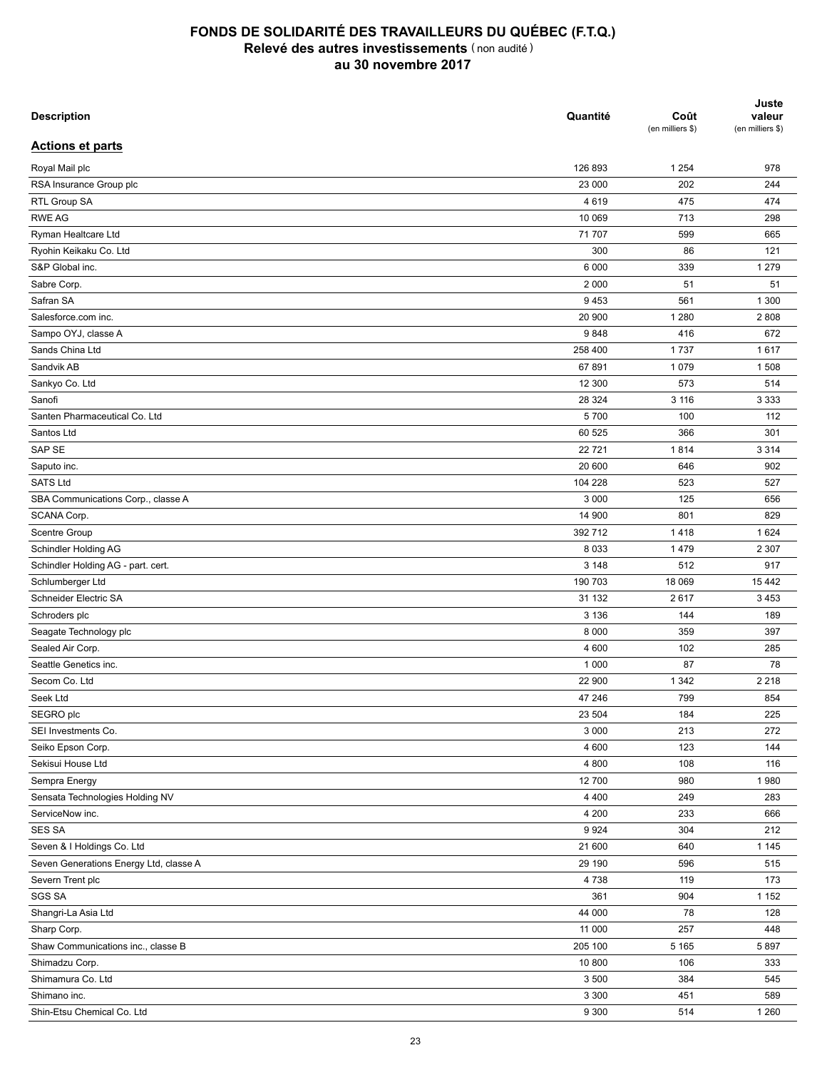# FONDS DE SOLIDARITÉ DES TRAVAILLEURS DU QUÉBEC (F.T.Q.)
## Relevé des autres investissements (non audité)
## au 30 novembre 2017

| Description | Quantité | Coût (en milliers $) | Juste valeur (en milliers $) |
|---|---|---|---|
| **Actions et parts** | | | |
| Royal Mail plc | 126 893 | 1 254 | 978 |
| RSA Insurance Group plc | 23 000 | 202 | 244 |
| RTL Group SA | 4 619 | 475 | 474 |
| RWE AG | 10 069 | 713 | 298 |
| Ryman Healtcare Ltd | 71 707 | 599 | 665 |
| Ryohin Keikaku Co. Ltd | 300 | 86 | 121 |
| S&P Global inc. | 6 000 | 339 | 1 279 |
| Sabre Corp. | 2 000 | 51 | 51 |
| Safran SA | 9 453 | 561 | 1 300 |
| Salesforce.com inc. | 20 900 | 1 280 | 2 808 |
| Sampo OYJ, classe A | 9 848 | 416 | 672 |
| Sands China Ltd | 258 400 | 1 737 | 1 617 |
| Sandvik AB | 67 891 | 1 079 | 1 508 |
| Sankyo Co. Ltd | 12 300 | 573 | 514 |
| Sanofi | 28 324 | 3 116 | 3 333 |
| Santen Pharmaceutical Co. Ltd | 5 700 | 100 | 112 |
| Santos Ltd | 60 525 | 366 | 301 |
| SAP SE | 22 721 | 1 814 | 3 314 |
| Saputo inc. | 20 600 | 646 | 902 |
| SATS Ltd | 104 228 | 523 | 527 |
| SBA Communications Corp., classe A | 3 000 | 125 | 656 |
| SCANA Corp. | 14 900 | 801 | 829 |
| Scentre Group | 392 712 | 1 418 | 1 624 |
| Schindler Holding AG | 8 033 | 1 479 | 2 307 |
| Schindler Holding AG - part. cert. | 3 148 | 512 | 917 |
| Schlumberger Ltd | 190 703 | 18 069 | 15 442 |
| Schneider Electric SA | 31 132 | 2 617 | 3 453 |
| Schroders plc | 3 136 | 144 | 189 |
| Seagate Technology plc | 8 000 | 359 | 397 |
| Sealed Air Corp. | 4 600 | 102 | 285 |
| Seattle Genetics inc. | 1 000 | 87 | 78 |
| Secom Co. Ltd | 22 900 | 1 342 | 2 218 |
| Seek Ltd | 47 246 | 799 | 854 |
| SEGRO plc | 23 504 | 184 | 225 |
| SEI Investments Co. | 3 000 | 213 | 272 |
| Seiko Epson Corp. | 4 600 | 123 | 144 |
| Sekisui House Ltd | 4 800 | 108 | 116 |
| Sempra Energy | 12 700 | 980 | 1 980 |
| Sensata Technologies Holding NV | 4 400 | 249 | 283 |
| ServiceNow inc. | 4 200 | 233 | 666 |
| SES SA | 9 924 | 304 | 212 |
| Seven & I Holdings Co. Ltd | 21 600 | 640 | 1 145 |
| Seven Generations Energy Ltd, classe A | 29 190 | 596 | 515 |
| Severn Trent plc | 4 738 | 119 | 173 |
| SGS SA | 361 | 904 | 1 152 |
| Shangri-La Asia Ltd | 44 000 | 78 | 128 |
| Sharp Corp. | 11 000 | 257 | 448 |
| Shaw Communications inc., classe B | 205 100 | 5 165 | 5 897 |
| Shimadzu Corp. | 10 800 | 106 | 333 |
| Shimamura Co. Ltd | 3 500 | 384 | 545 |
| Shimano inc. | 3 300 | 451 | 589 |
| Shin-Etsu Chemical Co. Ltd | 9 300 | 514 | 1 260 |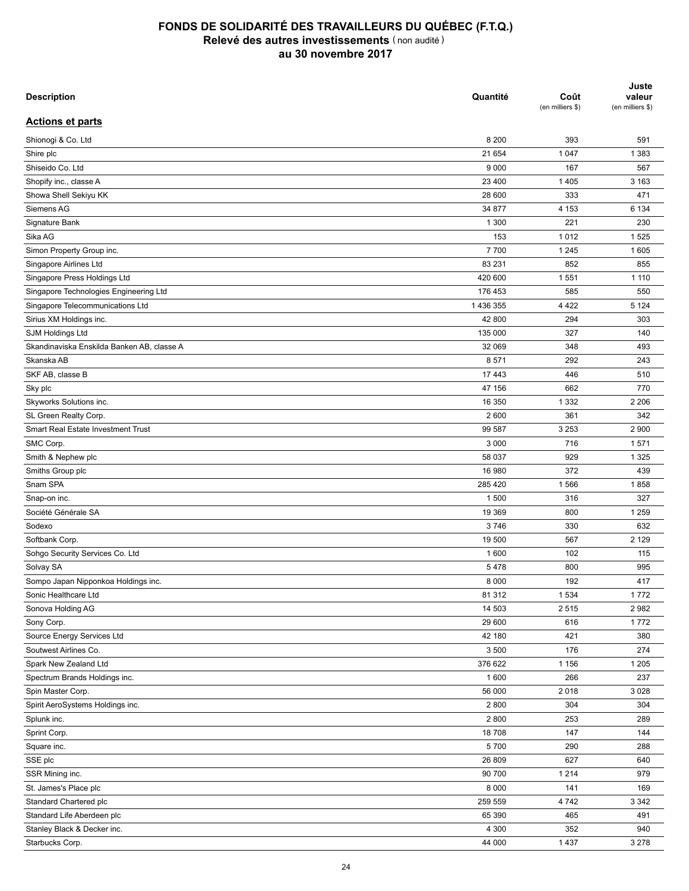# FONDS DE SOLIDARITÉ DES TRAVAILLEURS DU QUÉBEC (F.T.Q.)
## Relevé des autres investissements (non audité)
## au 30 novembre 2017

| Description | Quantité | Coût (en milliers $) | Juste valeur (en milliers $) |
|---|---|---|---|
| **Actions et parts** | | | |
| Shionogi & Co. Ltd | 8 200 | 393 | 591 |
| Shire plc | 21 654 | 1 047 | 1 383 |
| Shiseido Co. Ltd | 9 000 | 167 | 567 |
| Shopify inc., classe A | 23 400 | 1 405 | 3 163 |
| Showa Shell Sekiyu KK | 28 600 | 333 | 471 |
| Siemens AG | 34 877 | 4 153 | 6 134 |
| Signature Bank | 1 300 | 221 | 230 |
| Sika AG | 153 | 1 012 | 1 525 |
| Simon Property Group inc. | 7 700 | 1 245 | 1 605 |
| Singapore Airlines Ltd | 83 231 | 852 | 855 |
| Singapore Press Holdings Ltd | 420 600 | 1 551 | 1 110 |
| Singapore Technologies Engineering Ltd | 176 453 | 585 | 550 |
| Singapore Telecommunications Ltd | 1 436 355 | 4 422 | 5 124 |
| Sirius XM Holdings inc. | 42 800 | 294 | 303 |
| SJM Holdings Ltd | 135 000 | 327 | 140 |
| Skandinaviska Enskilda Banken AB, classe A | 32 069 | 348 | 493 |
| Skanska AB | 8 571 | 292 | 243 |
| SKF AB, classe B | 17 443 | 446 | 510 |
| Sky plc | 47 156 | 662 | 770 |
| Skyworks Solutions inc. | 16 350 | 1 332 | 2 206 |
| SL Green Realty Corp. | 2 600 | 361 | 342 |
| Smart Real Estate Investment Trust | 99 587 | 3 253 | 2 900 |
| SMC Corp. | 3 000 | 716 | 1 571 |
| Smith & Nephew plc | 58 037 | 929 | 1 325 |
| Smiths Group plc | 16 980 | 372 | 439 |
| Snam SPA | 285 420 | 1 566 | 1 858 |
| Snap-on inc. | 1 500 | 316 | 327 |
| Société Générale SA | 19 369 | 800 | 1 259 |
| Sodexo | 3 746 | 330 | 632 |
| Softbank Corp. | 19 500 | 567 | 2 129 |
| Sohgo Security Services Co. Ltd | 1 600 | 102 | 115 |
| Solvay SA | 5 478 | 800 | 995 |
| Sompo Japan Nipponkoa Holdings inc. | 8 000 | 192 | 417 |
| Sonic Healthcare Ltd | 81 312 | 1 534 | 1 772 |
| Sonova Holding AG | 14 503 | 2 515 | 2 982 |
| Sony Corp. | 29 600 | 616 | 1 772 |
| Source Energy Services Ltd | 42 180 | 421 | 380 |
| Soutwest Airlines Co. | 3 500 | 176 | 274 |
| Spark New Zealand Ltd | 376 622 | 1 156 | 1 205 |
| Spectrum Brands Holdings inc. | 1 600 | 266 | 237 |
| Spin Master Corp. | 56 000 | 2 018 | 3 028 |
| Spirit AeroSystems Holdings inc. | 2 800 | 304 | 304 |
| Splunk inc. | 2 800 | 253 | 289 |
| Sprint Corp. | 18 708 | 147 | 144 |
| Square inc. | 5 700 | 290 | 288 |
| SSE plc | 26 809 | 627 | 640 |
| SSR Mining inc. | 90 700 | 1 214 | 979 |
| St. James's Place plc | 8 000 | 141 | 169 |
| Standard Chartered plc | 259 559 | 4 742 | 3 342 |
| Standard Life Aberdeen plc | 65 390 | 465 | 491 |
| Stanley Black & Decker inc. | 4 300 | 352 | 940 |
| Starbucks Corp. | 44 000 | 1 437 | 3 278 |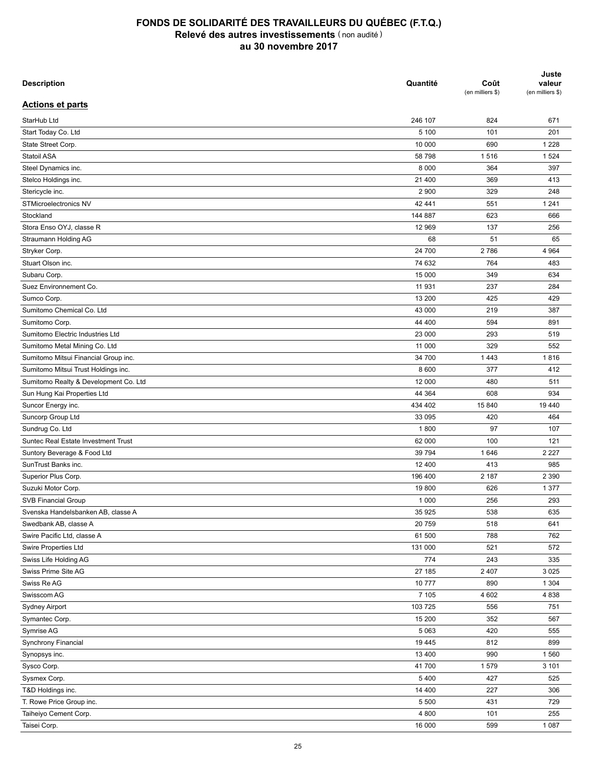# FONDS DE SOLIDARITÉ DES TRAVAILLEURS DU QUÉBEC (F.T.Q.)
## Relevé des autres investissements (non audité)
## au 30 novembre 2017

| Description | Quantité | Coût (en milliers $) | Juste valeur (en milliers $) |
|---|---|---|---|
| **Actions et parts** | | | |
| StarHub Ltd | 246 107 | 824 | 671 |
| Start Today Co. Ltd | 5 100 | 101 | 201 |
| State Street Corp. | 10 000 | 690 | 1 228 |
| Statoil ASA | 58 798 | 1 516 | 1 524 |
| Steel Dynamics inc. | 8 000 | 364 | 397 |
| Stelco Holdings inc. | 21 400 | 369 | 413 |
| Stericycle inc. | 2 900 | 329 | 248 |
| STMicroelectronics NV | 42 441 | 551 | 1 241 |
| Stockland | 144 887 | 623 | 666 |
| Stora Enso OYJ, classe R | 12 969 | 137 | 256 |
| Straumann Holding AG | 68 | 51 | 65 |
| Stryker Corp. | 24 700 | 2 786 | 4 964 |
| Stuart Olson inc. | 74 632 | 764 | 483 |
| Subaru Corp. | 15 000 | 349 | 634 |
| Suez Environnement Co. | 11 931 | 237 | 284 |
| Sumco Corp. | 13 200 | 425 | 429 |
| Sumitomo Chemical Co. Ltd | 43 000 | 219 | 387 |
| Sumitomo Corp. | 44 400 | 594 | 891 |
| Sumitomo Electric Industries Ltd | 23 000 | 293 | 519 |
| Sumitomo Metal Mining Co. Ltd | 11 000 | 329 | 552 |
| Sumitomo Mitsui Financial Group inc. | 34 700 | 1 443 | 1 816 |
| Sumitomo Mitsui Trust Holdings inc. | 8 600 | 377 | 412 |
| Sumitomo Realty & Development Co. Ltd | 12 000 | 480 | 511 |
| Sun Hung Kai Properties Ltd | 44 364 | 608 | 934 |
| Suncor Energy inc. | 434 402 | 15 840 | 19 440 |
| Suncorp Group Ltd | 33 095 | 420 | 464 |
| Sundrug Co. Ltd | 1 800 | 97 | 107 |
| Suntec Real Estate Investment Trust | 62 000 | 100 | 121 |
| Suntory Beverage & Food Ltd | 39 794 | 1 646 | 2 227 |
| SunTrust Banks inc. | 12 400 | 413 | 985 |
| Superior Plus Corp. | 196 400 | 2 187 | 2 390 |
| Suzuki Motor Corp. | 19 800 | 626 | 1 377 |
| SVB Financial Group | 1 000 | 256 | 293 |
| Svenska Handelsbanken AB, classe A | 35 925 | 538 | 635 |
| Swedbank AB, classe A | 20 759 | 518 | 641 |
| Swire Pacific Ltd, classe A | 61 500 | 788 | 762 |
| Swire Properties Ltd | 131 000 | 521 | 572 |
| Swiss Life Holding AG | 774 | 243 | 335 |
| Swiss Prime Site AG | 27 185 | 2 407 | 3 025 |
| Swiss Re AG | 10 777 | 890 | 1 304 |
| Swisscom AG | 7 105 | 4 602 | 4 838 |
| Sydney Airport | 103 725 | 556 | 751 |
| Symantec Corp. | 15 200 | 352 | 567 |
| Symrise AG | 5 063 | 420 | 555 |
| Synchrony Financial | 19 445 | 812 | 899 |
| Synopsys inc. | 13 400 | 990 | 1 560 |
| Sysco Corp. | 41 700 | 1 579 | 3 101 |
| Sysmex Corp. | 5 400 | 427 | 525 |
| T&D Holdings inc. | 14 400 | 227 | 306 |
| T. Rowe Price Group inc. | 5 500 | 431 | 729 |
| Taiheiyo Cement Corp. | 4 800 | 101 | 255 |
| Taisei Corp. | 16 000 | 599 | 1 087 |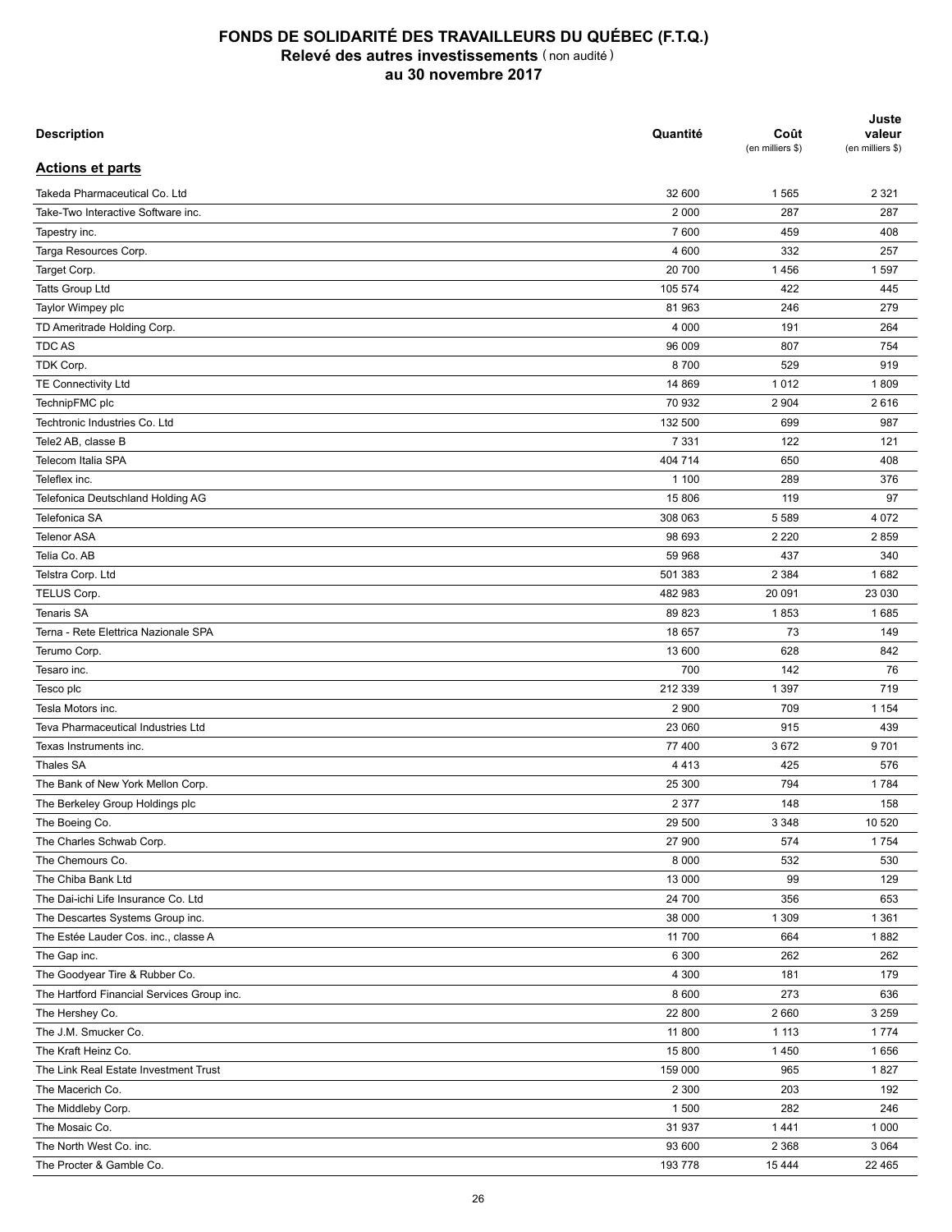# FONDS DE SOLIDARITÉ DES TRAVAILLEURS DU QUÉBEC (F.T.Q.)
## Relevé des autres investissements (non audité)
## au 30 novembre 2017

| Description | Quantité | Coût (en milliers $) | Juste valeur (en milliers $) |
|---|---|---|---|
| **Actions et parts** | | | |
| Takeda Pharmaceutical Co. Ltd | 32 600 | 1 565 | 2 321 |
| Take-Two Interactive Software inc. | 2 000 | 287 | 287 |
| Tapestry inc. | 7 600 | 459 | 408 |
| Targa Resources Corp. | 4 600 | 332 | 257 |
| Target Corp. | 20 700 | 1 456 | 1 597 |
| Tatts Group Ltd | 105 574 | 422 | 445 |
| Taylor Wimpey plc | 81 963 | 246 | 279 |
| TD Ameritrade Holding Corp. | 4 000 | 191 | 264 |
| TDC AS | 96 009 | 807 | 754 |
| TDK Corp. | 8 700 | 529 | 919 |
| TE Connectivity Ltd | 14 869 | 1 012 | 1 809 |
| TechnipFMC plc | 70 932 | 2 904 | 2 616 |
| Techtronic Industries Co. Ltd | 132 500 | 699 | 987 |
| Tele2 AB, classe B | 7 331 | 122 | 121 |
| Telecom Italia SPA | 404 714 | 650 | 408 |
| Teleflex inc. | 1 100 | 289 | 376 |
| Telefonica Deutschland Holding AG | 15 806 | 119 | 97 |
| Telefonica SA | 308 063 | 5 589 | 4 072 |
| Telenor ASA | 98 693 | 2 220 | 2 859 |
| Telia Co. AB | 59 968 | 437 | 340 |
| Telstra Corp. Ltd | 501 383 | 2 384 | 1 682 |
| TELUS Corp. | 482 983 | 20 091 | 23 030 |
| Tenaris SA | 89 823 | 1 853 | 1 685 |
| Terna - Rete Elettrica Nazionale SPA | 18 657 | 73 | 149 |
| Terumo Corp. | 13 600 | 628 | 842 |
| Tesaro inc. | 700 | 142 | 76 |
| Tesco plc | 212 339 | 1 397 | 719 |
| Tesla Motors inc. | 2 900 | 709 | 1 154 |
| Teva Pharmaceutical Industries Ltd | 23 060 | 915 | 439 |
| Texas Instruments inc. | 77 400 | 3 672 | 9 701 |
| Thales SA | 4 413 | 425 | 576 |
| The Bank of New York Mellon Corp. | 25 300 | 794 | 1 784 |
| The Berkeley Group Holdings plc | 2 377 | 148 | 158 |
| The Boeing Co. | 29 500 | 3 348 | 10 520 |
| The Charles Schwab Corp. | 27 900 | 574 | 1 754 |
| The Chemours Co. | 8 000 | 532 | 530 |
| The Chiba Bank Ltd | 13 000 | 99 | 129 |
| The Dai-ichi Life Insurance Co. Ltd | 24 700 | 356 | 653 |
| The Descartes Systems Group inc. | 38 000 | 1 309 | 1 361 |
| The Estée Lauder Cos. inc., classe A | 11 700 | 664 | 1 882 |
| The Gap inc. | 6 300 | 262 | 262 |
| The Goodyear Tire & Rubber Co. | 4 300 | 181 | 179 |
| The Hartford Financial Services Group inc. | 8 600 | 273 | 636 |
| The Hershey Co. | 22 800 | 2 660 | 3 259 |
| The J.M. Smucker Co. | 11 800 | 1 113 | 1 774 |
| The Kraft Heinz Co. | 15 800 | 1 450 | 1 656 |
| The Link Real Estate Investment Trust | 159 000 | 965 | 1 827 |
| The Macerich Co. | 2 300 | 203 | 192 |
| The Middleby Corp. | 1 500 | 282 | 246 |
| The Mosaic Co. | 31 937 | 1 441 | 1 000 |
| The North West Co. inc. | 93 600 | 2 368 | 3 064 |
| The Procter & Gamble Co. | 193 778 | 15 444 | 22 465 |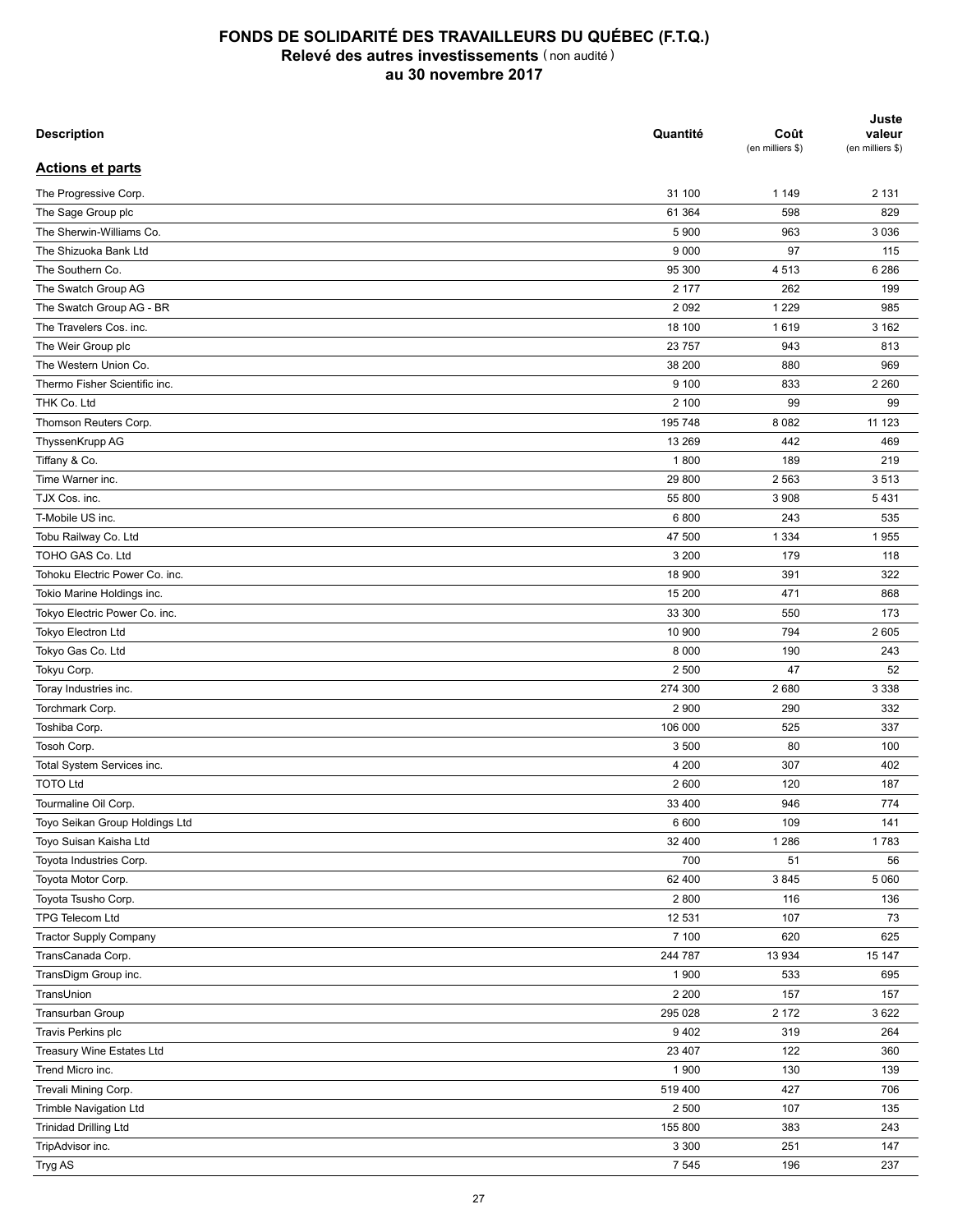# FONDS DE SOLIDARITÉ DES TRAVAILLEURS DU QUÉBEC (F.T.Q.)
## Relevé des autres investissements (non audité)
## au 30 novembre 2017

| Description | Quantité | Coût (en milliers $) | Juste valeur (en milliers $) |
|---|---|---|---|
| **Actions et parts** | | | |
| The Progressive Corp. | 31 100 | 1 149 | 2 131 |
| The Sage Group plc | 61 364 | 598 | 829 |
| The Sherwin-Williams Co. | 5 900 | 963 | 3 036 |
| The Shizuoka Bank Ltd | 9 000 | 97 | 115 |
| The Southern Co. | 95 300 | 4 513 | 6 286 |
| The Swatch Group AG | 2 177 | 262 | 199 |
| The Swatch Group AG - BR | 2 092 | 1 229 | 985 |
| The Travelers Cos. inc. | 18 100 | 1 619 | 3 162 |
| The Weir Group plc | 23 757 | 943 | 813 |
| The Western Union Co. | 38 200 | 880 | 969 |
| Thermo Fisher Scientific inc. | 9 100 | 833 | 2 260 |
| THK Co. Ltd | 2 100 | 99 | 99 |
| Thomson Reuters Corp. | 195 748 | 8 082 | 11 123 |
| ThyssenKrupp AG | 13 269 | 442 | 469 |
| Tiffany & Co. | 1 800 | 189 | 219 |
| Time Warner inc. | 29 800 | 2 563 | 3 513 |
| TJX Cos. inc. | 55 800 | 3 908 | 5 431 |
| T-Mobile US inc. | 6 800 | 243 | 535 |
| Tobu Railway Co. Ltd | 47 500 | 1 334 | 1 955 |
| TOHO GAS Co. Ltd | 3 200 | 179 | 118 |
| Tohoku Electric Power Co. inc. | 18 900 | 391 | 322 |
| Tokio Marine Holdings inc. | 15 200 | 471 | 868 |
| Tokyo Electric Power Co. inc. | 33 300 | 550 | 173 |
| Tokyo Electron Ltd | 10 900 | 794 | 2 605 |
| Tokyo Gas Co. Ltd | 8 000 | 190 | 243 |
| Tokyu Corp. | 2 500 | 47 | 52 |
| Toray Industries inc. | 274 300 | 2 680 | 3 338 |
| Torchmark Corp. | 2 900 | 290 | 332 |
| Toshiba Corp. | 106 000 | 525 | 337 |
| Tosoh Corp. | 3 500 | 80 | 100 |
| Total System Services inc. | 4 200 | 307 | 402 |
| TOTO Ltd | 2 600 | 120 | 187 |
| Tourmaline Oil Corp. | 33 400 | 946 | 774 |
| Toyo Seikan Group Holdings Ltd | 6 600 | 109 | 141 |
| Toyo Suisan Kaisha Ltd | 32 400 | 1 286 | 1 783 |
| Toyota Industries Corp. | 700 | 51 | 56 |
| Toyota Motor Corp. | 62 400 | 3 845 | 5 060 |
| Toyota Tsusho Corp. | 2 800 | 116 | 136 |
| TPG Telecom Ltd | 12 531 | 107 | 73 |
| Tractor Supply Company | 7 100 | 620 | 625 |
| TransCanada Corp. | 244 787 | 13 934 | 15 147 |
| TransDigm Group inc. | 1 900 | 533 | 695 |
| TransUnion | 2 200 | 157 | 157 |
| Transurban Group | 295 028 | 2 172 | 3 622 |
| Travis Perkins plc | 9 402 | 319 | 264 |
| Treasury Wine Estates Ltd | 23 407 | 122 | 360 |
| Trend Micro inc. | 1 900 | 130 | 139 |
| Trevali Mining Corp. | 519 400 | 427 | 706 |
| Trimble Navigation Ltd | 2 500 | 107 | 135 |
| Trinidad Drilling Ltd | 155 800 | 383 | 243 |
| TripAdvisor inc. | 3 300 | 251 | 147 |
| Tryg AS | 7 545 | 196 | 237 |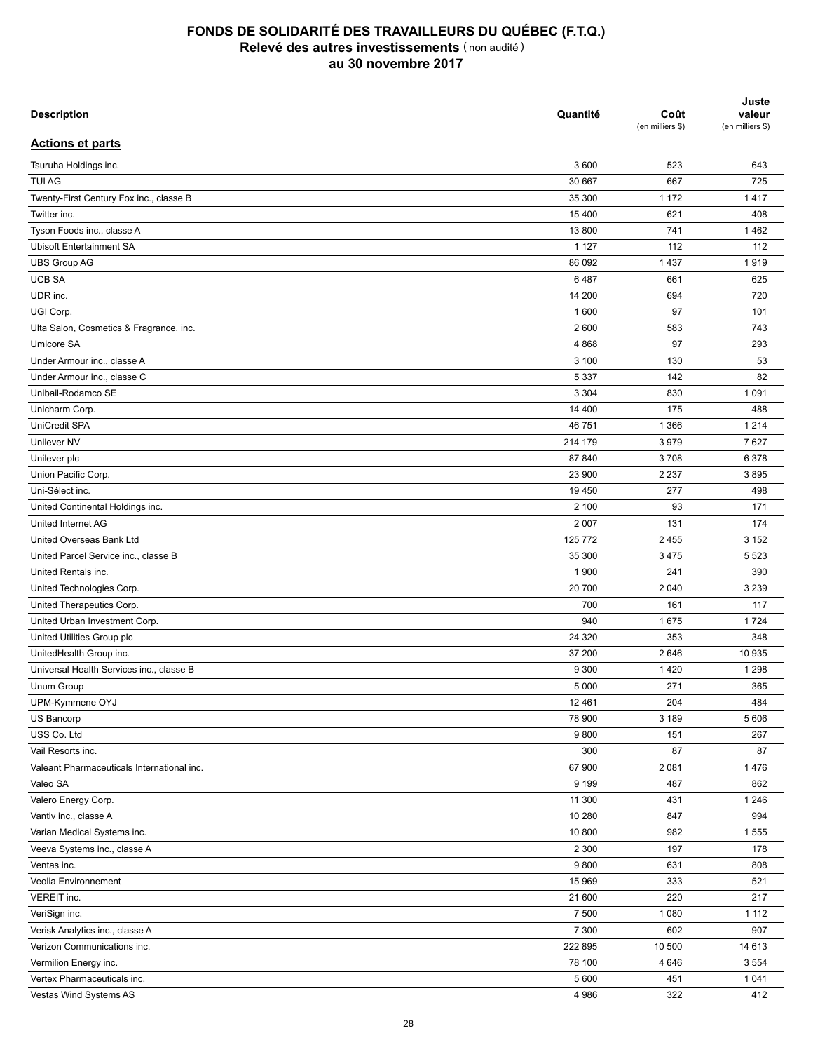# FONDS DE SOLIDARITÉ DES TRAVAILLEURS DU QUÉBEC (F.T.Q.)
## Relevé des autres investissements (non audité)
## au 30 novembre 2017

| Description | Quantité | Coût (en milliers $) | Juste valeur (en milliers $) |
|---|---|---|---|
| **Actions et parts** | | | |
| Tsuruha Holdings inc. | 3 600 | 523 | 643 |
| TUI AG | 30 667 | 667 | 725 |
| Twenty-First Century Fox inc., classe B | 35 300 | 1 172 | 1 417 |
| Twitter inc. | 15 400 | 621 | 408 |
| Tyson Foods inc., classe A | 13 800 | 741 | 1 462 |
| Ubisoft Entertainment SA | 1 127 | 112 | 112 |
| UBS Group AG | 86 092 | 1 437 | 1 919 |
| UCB SA | 6 487 | 661 | 625 |
| UDR inc. | 14 200 | 694 | 720 |
| UGI Corp. | 1 600 | 97 | 101 |
| Ulta Salon, Cosmetics & Fragrance, inc. | 2 600 | 583 | 743 |
| Umicore SA | 4 868 | 97 | 293 |
| Under Armour inc., classe A | 3 100 | 130 | 53 |
| Under Armour inc., classe C | 5 337 | 142 | 82 |
| Unibail-Rodamco SE | 3 304 | 830 | 1 091 |
| Unicharm Corp. | 14 400 | 175 | 488 |
| UniCredit SPA | 46 751 | 1 366 | 1 214 |
| Unilever NV | 214 179 | 3 979 | 7 627 |
| Unilever plc | 87 840 | 3 708 | 6 378 |
| Union Pacific Corp. | 23 900 | 2 237 | 3 895 |
| Uni-Sélect inc. | 19 450 | 277 | 498 |
| United Continental Holdings inc. | 2 100 | 93 | 171 |
| United Internet AG | 2 007 | 131 | 174 |
| United Overseas Bank Ltd | 125 772 | 2 455 | 3 152 |
| United Parcel Service inc., classe B | 35 300 | 3 475 | 5 523 |
| United Rentals inc. | 1 900 | 241 | 390 |
| United Technologies Corp. | 20 700 | 2 040 | 3 239 |
| United Therapeutics Corp. | 700 | 161 | 117 |
| United Urban Investment Corp. | 940 | 1 675 | 1 724 |
| United Utilities Group plc | 24 320 | 353 | 348 |
| UnitedHealth Group inc. | 37 200 | 2 646 | 10 935 |
| Universal Health Services inc., classe B | 9 300 | 1 420 | 1 298 |
| Unum Group | 5 000 | 271 | 365 |
| UPM-Kymmene OYJ | 12 461 | 204 | 484 |
| US Bancorp | 78 900 | 3 189 | 5 606 |
| USS Co. Ltd | 9 800 | 151 | 267 |
| Vail Resorts inc. | 300 | 87 | 87 |
| Valeant Pharmaceuticals International inc. | 67 900 | 2 081 | 1 476 |
| Valeo SA | 9 199 | 487 | 862 |
| Valero Energy Corp. | 11 300 | 431 | 1 246 |
| Vantiv inc., classe A | 10 280 | 847 | 994 |
| Varian Medical Systems inc. | 10 800 | 982 | 1 555 |
| Veeva Systems inc., classe A | 2 300 | 197 | 178 |
| Ventas inc. | 9 800 | 631 | 808 |
| Veolia Environnement | 15 969 | 333 | 521 |
| VEREIT inc. | 21 600 | 220 | 217 |
| VeriSign inc. | 7 500 | 1 080 | 1 112 |
| Verisk Analytics inc., classe A | 7 300 | 602 | 907 |
| Verizon Communications inc. | 222 895 | 10 500 | 14 613 |
| Vermilion Energy inc. | 78 100 | 4 646 | 3 554 |
| Vertex Pharmaceuticals inc. | 5 600 | 451 | 1 041 |
| Vestas Wind Systems AS | 4 986 | 322 | 412 |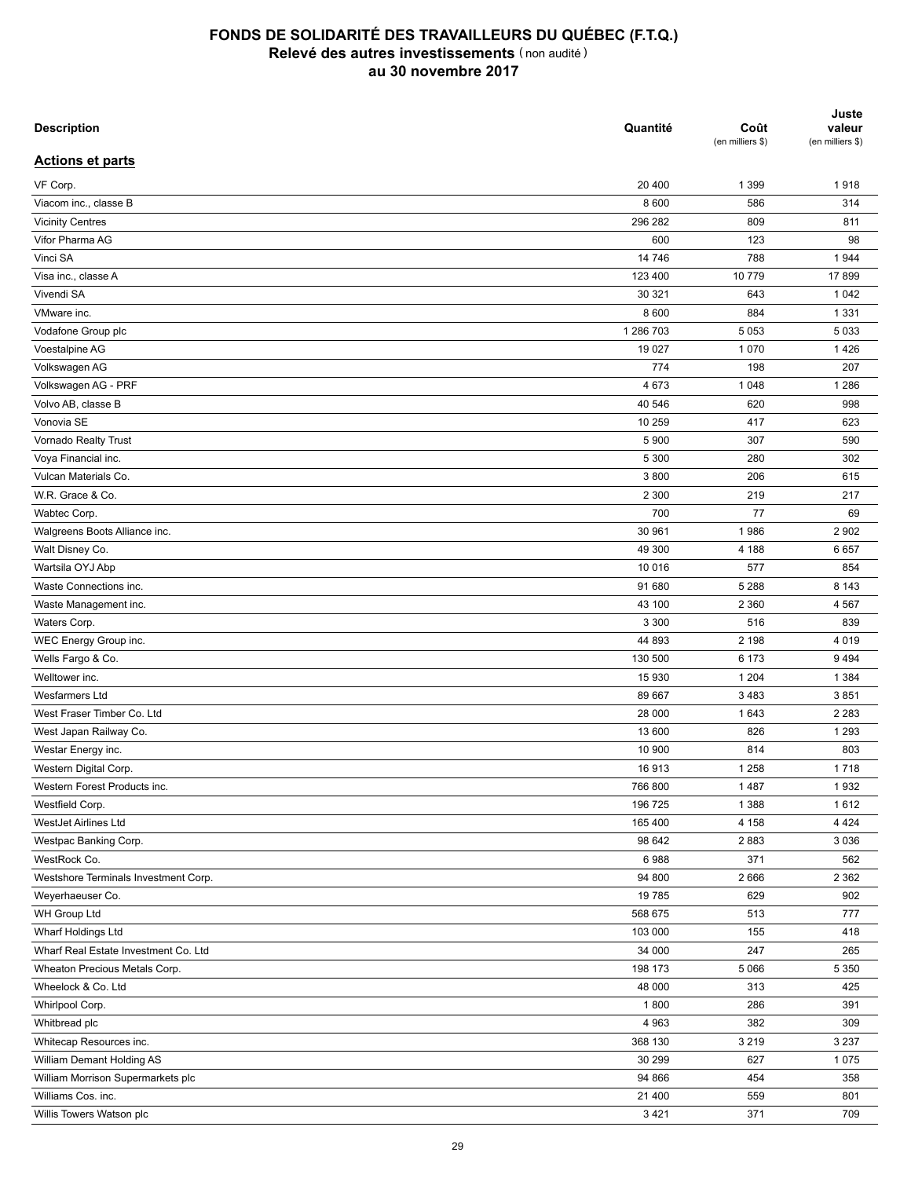# FONDS DE SOLIDARITÉ DES TRAVAILLEURS DU QUÉBEC (F.T.Q.)
## Relevé des autres investissements (non audité)
## au 30 novembre 2017

| Description | Quantité | Coût (en milliers $) | Juste valeur (en milliers $) |
|---|---|---|---|
| **Actions et parts** | | | |
| VF Corp. | 20 400 | 1 399 | 1 918 |
| Viacom inc., classe B | 8 600 | 586 | 314 |
| Vicinity Centres | 296 282 | 809 | 811 |
| Vifor Pharma AG | 600 | 123 | 98 |
| Vinci SA | 14 746 | 788 | 1 944 |
| Visa inc., classe A | 123 400 | 10 779 | 17 899 |
| Vivendi SA | 30 321 | 643 | 1 042 |
| VMware inc. | 8 600 | 884 | 1 331 |
| Vodafone Group plc | 1 286 703 | 5 053 | 5 033 |
| Voestalpine AG | 19 027 | 1 070 | 1 426 |
| Volkswagen AG | 774 | 198 | 207 |
| Volkswagen AG - PRF | 4 673 | 1 048 | 1 286 |
| Volvo AB, classe B | 40 546 | 620 | 998 |
| Vonovia SE | 10 259 | 417 | 623 |
| Vornado Realty Trust | 5 900 | 307 | 590 |
| Voya Financial inc. | 5 300 | 280 | 302 |
| Vulcan Materials Co. | 3 800 | 206 | 615 |
| W.R. Grace & Co. | 2 300 | 219 | 217 |
| Wabtec Corp. | 700 | 77 | 69 |
| Walgreens Boots Alliance inc. | 30 961 | 1 986 | 2 902 |
| Walt Disney Co. | 49 300 | 4 188 | 6 657 |
| Wartsila OYJ Abp | 10 016 | 577 | 854 |
| Waste Connections inc. | 91 680 | 5 288 | 8 143 |
| Waste Management inc. | 43 100 | 2 360 | 4 567 |
| Waters Corp. | 3 300 | 516 | 839 |
| WEC Energy Group inc. | 44 893 | 2 198 | 4 019 |
| Wells Fargo & Co. | 130 500 | 6 173 | 9 494 |
| Welltower inc. | 15 930 | 1 204 | 1 384 |
| Wesfarmers Ltd | 89 667 | 3 483 | 3 851 |
| West Fraser Timber Co. Ltd | 28 000 | 1 643 | 2 283 |
| West Japan Railway Co. | 13 600 | 826 | 1 293 |
| Westar Energy inc. | 10 900 | 814 | 803 |
| Western Digital Corp. | 16 913 | 1 258 | 1 718 |
| Western Forest Products inc. | 766 800 | 1 487 | 1 932 |
| Westfield Corp. | 196 725 | 1 388 | 1 612 |
| WestJet Airlines Ltd | 165 400 | 4 158 | 4 424 |
| Westpac Banking Corp. | 98 642 | 2 883 | 3 036 |
| WestRock Co. | 6 988 | 371 | 562 |
| Westshore Terminals Investment Corp. | 94 800 | 2 666 | 2 362 |
| Weyerhaeuser Co. | 19 785 | 629 | 902 |
| WH Group Ltd | 568 675 | 513 | 777 |
| Wharf Holdings Ltd | 103 000 | 155 | 418 |
| Wharf Real Estate Investment Co. Ltd | 34 000 | 247 | 265 |
| Wheaton Precious Metals Corp. | 198 173 | 5 066 | 5 350 |
| Wheelock & Co. Ltd | 48 000 | 313 | 425 |
| Whirlpool Corp. | 1 800 | 286 | 391 |
| Whitbread plc | 4 963 | 382 | 309 |
| Whitecap Resources inc. | 368 130 | 3 219 | 3 237 |
| William Demant Holding AS | 30 299 | 627 | 1 075 |
| William Morrison Supermarkets plc | 94 866 | 454 | 358 |
| Williams Cos. inc. | 21 400 | 559 | 801 |
| Willis Towers Watson plc | 3 421 | 371 | 709 |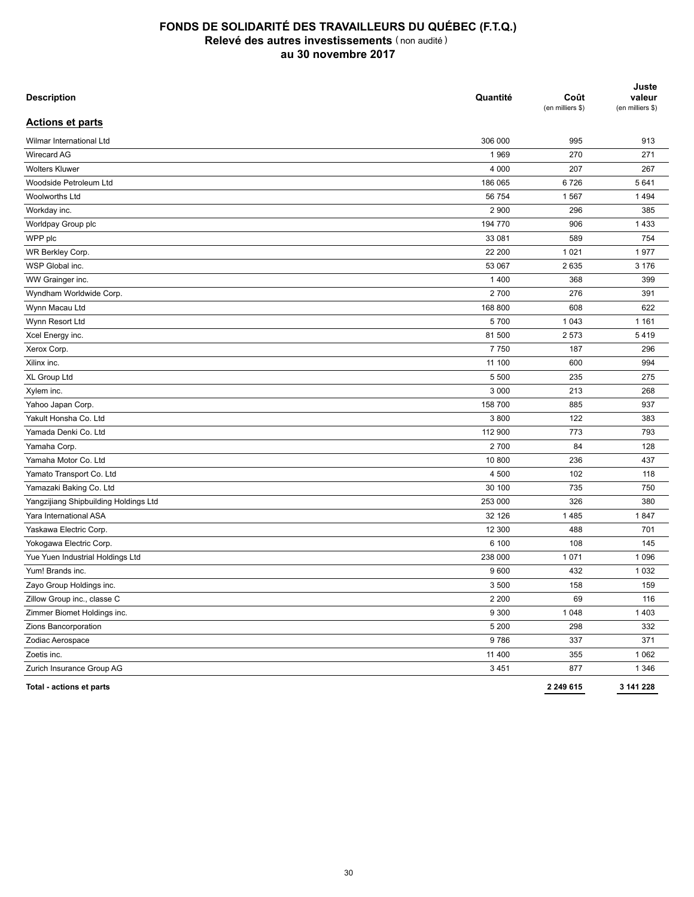# FONDS DE SOLIDARITÉ DES TRAVAILLEURS DU QUÉBEC (F.T.Q.)
## Relevé des autres investissements (non audité)
## au 30 novembre 2017

| Description | Quantité | Coût (en milliers $) | Juste valeur (en milliers $) |
|---|---|---|---|
| **Actions et parts** | | | |
| Wilmar International Ltd | 306 000 | 995 | 913 |
| Wirecard AG | 1 969 | 270 | 271 |
| Wolters Kluwer | 4 000 | 207 | 267 |
| Woodside Petroleum Ltd | 186 065 | 6 726 | 5 641 |
| Woolworths Ltd | 56 754 | 1 567 | 1 494 |
| Workday inc. | 2 900 | 296 | 385 |
| Worldpay Group plc | 194 770 | 906 | 1 433 |
| WPP plc | 33 081 | 589 | 754 |
| WR Berkley Corp. | 22 200 | 1 021 | 1 977 |
| WSP Global inc. | 53 067 | 2 635 | 3 176 |
| WW Grainger inc. | 1 400 | 368 | 399 |
| Wyndham Worldwide Corp. | 2 700 | 276 | 391 |
| Wynn Macau Ltd | 168 800 | 608 | 622 |
| Wynn Resort Ltd | 5 700 | 1 043 | 1 161 |
| Xcel Energy inc. | 81 500 | 2 573 | 5 419 |
| Xerox Corp. | 7 750 | 187 | 296 |
| Xilinx inc. | 11 100 | 600 | 994 |
| XL Group Ltd | 5 500 | 235 | 275 |
| Xylem inc. | 3 000 | 213 | 268 |
| Yahoo Japan Corp. | 158 700 | 885 | 937 |
| Yakult Honsha Co. Ltd | 3 800 | 122 | 383 |
| Yamada Denki Co. Ltd | 112 900 | 773 | 793 |
| Yamaha Corp. | 2 700 | 84 | 128 |
| Yamaha Motor Co. Ltd | 10 800 | 236 | 437 |
| Yamato Transport Co. Ltd | 4 500 | 102 | 118 |
| Yamazaki Baking Co. Ltd | 30 100 | 735 | 750 |
| Yangzijiang Shipbuilding Holdings Ltd | 253 000 | 326 | 380 |
| Yara International ASA | 32 126 | 1 485 | 1 847 |
| Yaskawa Electric Corp. | 12 300 | 488 | 701 |
| Yokogawa Electric Corp. | 6 100 | 108 | 145 |
| Yue Yuen Industrial Holdings Ltd | 238 000 | 1 071 | 1 096 |
| Yum! Brands inc. | 9 600 | 432 | 1 032 |
| Zayo Group Holdings inc. | 3 500 | 158 | 159 |
| Zillow Group inc., classe C | 2 200 | 69 | 116 |
| Zimmer Biomet Holdings inc. | 9 300 | 1 048 | 1 403 |
| Zions Bancorporation | 5 200 | 298 | 332 |
| Zodiac Aerospace | 9 786 | 337 | 371 |
| Zoetis inc. | 11 400 | 355 | 1 062 |
| Zurich Insurance Group AG | 3 451 | 877 | 1 346 |
| **Total - actions et parts** | | **2 249 615** | **3 141 228** |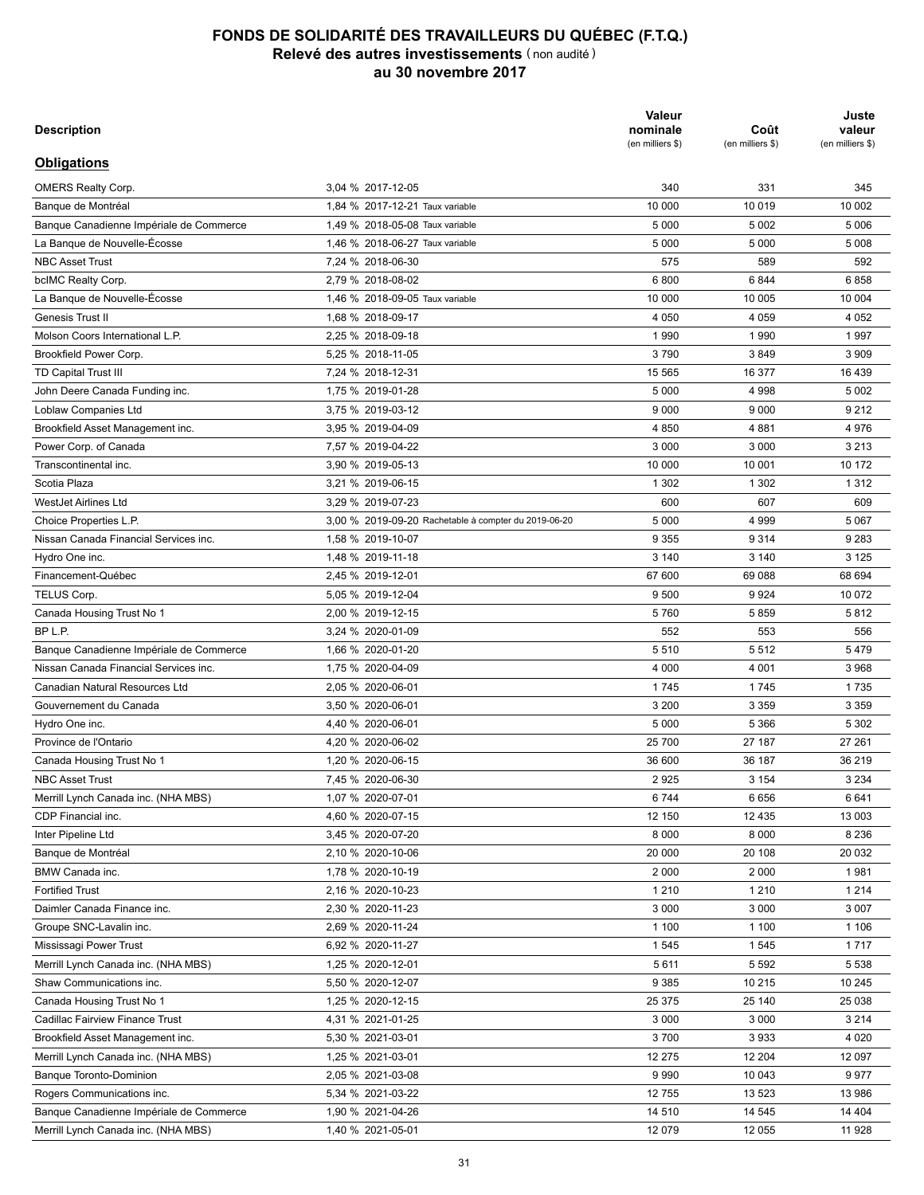# FONDS DE SOLIDARITÉ DES TRAVAILLEURS DU QUÉBEC (F.T.Q.)
## Relevé des autres investissements (non audité)
## au 30 novembre 2017

| Description | | Valeur nominale (en milliers $) | Coût (en milliers $) | Juste valeur (en milliers $) |
|---|---|---|---|---|
| **Obligations** | | | | |
| OMERS Realty Corp. | 3,04 % 2017-12-05 | 340 | 331 | 345 |
| Banque de Montréal | 1,84 % 2017-12-21 Taux variable | 10 000 | 10 019 | 10 002 |
| Banque Canadienne Impériale de Commerce | 1,49 % 2018-05-08 Taux variable | 5 000 | 5 002 | 5 006 |
| La Banque de Nouvelle-Écosse | 1,46 % 2018-06-27 Taux variable | 5 000 | 5 000 | 5 008 |
| NBC Asset Trust | 7,24 % 2018-06-30 | 575 | 589 | 592 |
| bcIMC Realty Corp. | 2,79 % 2018-08-02 | 6 800 | 6 844 | 6 858 |
| La Banque de Nouvelle-Écosse | 1,46 % 2018-09-05 Taux variable | 10 000 | 10 005 | 10 004 |
| Genesis Trust II | 1,68 % 2018-09-17 | 4 050 | 4 059 | 4 052 |
| Molson Coors International L.P. | 2,25 % 2018-09-18 | 1 990 | 1 990 | 1 997 |
| Brookfield Power Corp. | 5,25 % 2018-11-05 | 3 790 | 3 849 | 3 909 |
| TD Capital Trust III | 7,24 % 2018-12-31 | 15 565 | 16 377 | 16 439 |
| John Deere Canada Funding inc. | 1,75 % 2019-01-28 | 5 000 | 4 998 | 5 002 |
| Loblaw Companies Ltd | 3,75 % 2019-03-12 | 9 000 | 9 000 | 9 212 |
| Brookfield Asset Management inc. | 3,95 % 2019-04-09 | 4 850 | 4 881 | 4 976 |
| Power Corp. of Canada | 7,57 % 2019-04-22 | 3 000 | 3 000 | 3 213 |
| Transcontinental inc. | 3,90 % 2019-05-13 | 10 000 | 10 001 | 10 172 |
| Scotia Plaza | 3,21 % 2019-06-15 | 1 302 | 1 302 | 1 312 |
| WestJet Airlines Ltd | 3,29 % 2019-07-23 | 600 | 607 | 609 |
| Choice Properties L.P. | 3,00 % 2019-09-20 Rachetable à compter du 2019-06-20 | 5 000 | 4 999 | 5 067 |
| Nissan Canada Financial Services inc. | 1,58 % 2019-10-07 | 9 355 | 9 314 | 9 283 |
| Hydro One inc. | 1,48 % 2019-11-18 | 3 140 | 3 140 | 3 125 |
| Financement-Québec | 2,45 % 2019-12-01 | 67 600 | 69 088 | 68 694 |
| TELUS Corp. | 5,05 % 2019-12-04 | 9 500 | 9 924 | 10 072 |
| Canada Housing Trust No 1 | 2,00 % 2019-12-15 | 5 760 | 5 859 | 5 812 |
| BP L.P. | 3,24 % 2020-01-09 | 552 | 553 | 556 |
| Banque Canadienne Impériale de Commerce | 1,66 % 2020-01-20 | 5 510 | 5 512 | 5 479 |
| Nissan Canada Financial Services inc. | 1,75 % 2020-04-09 | 4 000 | 4 001 | 3 968 |
| Canadian Natural Resources Ltd | 2,05 % 2020-06-01 | 1 745 | 1 745 | 1 735 |
| Gouvernement du Canada | 3,50 % 2020-06-01 | 3 200 | 3 359 | 3 359 |
| Hydro One inc. | 4,40 % 2020-06-01 | 5 000 | 5 366 | 5 302 |
| Province de l'Ontario | 4,20 % 2020-06-02 | 25 700 | 27 187 | 27 261 |
| Canada Housing Trust No 1 | 1,20 % 2020-06-15 | 36 600 | 36 187 | 36 219 |
| NBC Asset Trust | 7,45 % 2020-06-30 | 2 925 | 3 154 | 3 234 |
| Merrill Lynch Canada inc. (NHA MBS) | 1,07 % 2020-07-01 | 6 744 | 6 656 | 6 641 |
| CDP Financial inc. | 4,60 % 2020-07-15 | 12 150 | 12 435 | 13 003 |
| Inter Pipeline Ltd | 3,45 % 2020-07-20 | 8 000 | 8 000 | 8 236 |
| Banque de Montréal | 2,10 % 2020-10-06 | 20 000 | 20 108 | 20 032 |
| BMW Canada inc. | 1,78 % 2020-10-19 | 2 000 | 2 000 | 1 981 |
| Fortified Trust | 2,16 % 2020-10-23 | 1 210 | 1 210 | 1 214 |
| Daimler Canada Finance inc. | 2,30 % 2020-11-23 | 3 000 | 3 000 | 3 007 |
| Groupe SNC-Lavalin inc. | 2,69 % 2020-11-24 | 1 100 | 1 100 | 1 106 |
| Mississagi Power Trust | 6,92 % 2020-11-27 | 1 545 | 1 545 | 1 717 |
| Merrill Lynch Canada inc. (NHA MBS) | 1,25 % 2020-12-01 | 5 611 | 5 592 | 5 538 |
| Shaw Communications inc. | 5,50 % 2020-12-07 | 9 385 | 10 215 | 10 245 |
| Canada Housing Trust No 1 | 1,25 % 2020-12-15 | 25 375 | 25 140 | 25 038 |
| Cadillac Fairview Finance Trust | 4,31 % 2021-01-25 | 3 000 | 3 000 | 3 214 |
| Brookfield Asset Management inc. | 5,30 % 2021-03-01 | 3 700 | 3 933 | 4 020 |
| Merrill Lynch Canada inc. (NHA MBS) | 1,25 % 2021-03-01 | 12 275 | 12 204 | 12 097 |
| Banque Toronto-Dominion | 2,05 % 2021-03-08 | 9 990 | 10 043 | 9 977 |
| Rogers Communications inc. | 5,34 % 2021-03-22 | 12 755 | 13 523 | 13 986 |
| Banque Canadienne Impériale de Commerce | 1,90 % 2021-04-26 | 14 510 | 14 545 | 14 404 |
| Merrill Lynch Canada inc. (NHA MBS) | 1,40 % 2021-05-01 | 12 079 | 12 055 | 11 928 |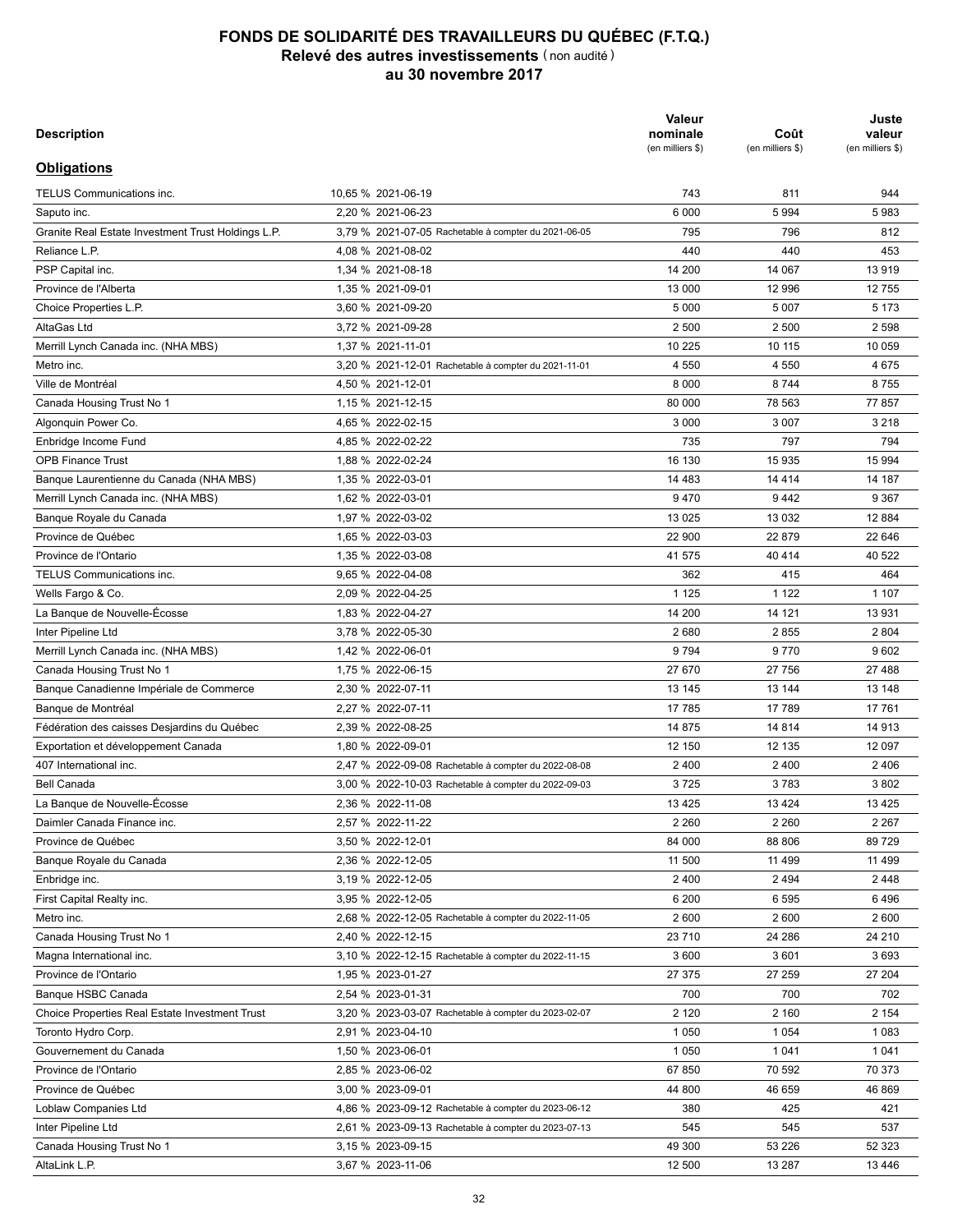# FONDS DE SOLIDARITÉ DES TRAVAILLEURS DU QUÉBEC (F.T.Q.)
## Relevé des autres investissements (non audité)
## au 30 novembre 2017

| Description | | Valeur nominale (en milliers $) | Coût (en milliers $) | Juste valeur (en milliers $) |
|---|---|---|---|---|
| **Obligations** | | | | |
| TELUS Communications inc. | 10,65 % 2021-06-19 | 743 | 811 | 944 |
| Saputo inc. | 2,20 % 2021-06-23 | 6 000 | 5 994 | 5 983 |
| Granite Real Estate Investment Trust Holdings L.P. | 3,79 % 2021-07-05 Rachetable à compter du 2021-06-05 | 795 | 796 | 812 |
| Reliance L.P. | 4,08 % 2021-08-02 | 440 | 440 | 453 |
| PSP Capital inc. | 1,34 % 2021-08-18 | 14 200 | 14 067 | 13 919 |
| Province de l'Alberta | 1,35 % 2021-09-01 | 13 000 | 12 996 | 12 755 |
| Choice Properties L.P. | 3,60 % 2021-09-20 | 5 000 | 5 007 | 5 173 |
| AltaGas Ltd | 3,72 % 2021-09-28 | 2 500 | 2 500 | 2 598 |
| Merrill Lynch Canada inc. (NHA MBS) | 1,37 % 2021-11-01 | 10 225 | 10 115 | 10 059 |
| Metro inc. | 3,20 % 2021-12-01 Rachetable à compter du 2021-11-01 | 4 550 | 4 550 | 4 675 |
| Ville de Montréal | 4,50 % 2021-12-01 | 8 000 | 8 744 | 8 755 |
| Canada Housing Trust No 1 | 1,15 % 2021-12-15 | 80 000 | 78 563 | 77 857 |
| Algonquin Power Co. | 4,65 % 2022-02-15 | 3 000 | 3 007 | 3 218 |
| Enbridge Income Fund | 4,85 % 2022-02-22 | 735 | 797 | 794 |
| OPB Finance Trust | 1,88 % 2022-02-24 | 16 130 | 15 935 | 15 994 |
| Banque Laurentienne du Canada (NHA MBS) | 1,35 % 2022-03-01 | 14 483 | 14 414 | 14 187 |
| Merrill Lynch Canada inc. (NHA MBS) | 1,62 % 2022-03-01 | 9 470 | 9 442 | 9 367 |
| Banque Royale du Canada | 1,97 % 2022-03-02 | 13 025 | 13 032 | 12 884 |
| Province de Québec | 1,65 % 2022-03-03 | 22 900 | 22 879 | 22 646 |
| Province de l'Ontario | 1,35 % 2022-03-08 | 41 575 | 40 414 | 40 522 |
| TELUS Communications inc. | 9,65 % 2022-04-08 | 362 | 415 | 464 |
| Wells Fargo & Co. | 2,09 % 2022-04-25 | 1 125 | 1 122 | 1 107 |
| La Banque de Nouvelle-Écosse | 1,83 % 2022-04-27 | 14 200 | 14 121 | 13 931 |
| Inter Pipeline Ltd | 3,78 % 2022-05-30 | 2 680 | 2 855 | 2 804 |
| Merrill Lynch Canada inc. (NHA MBS) | 1,42 % 2022-06-01 | 9 794 | 9 770 | 9 602 |
| Canada Housing Trust No 1 | 1,75 % 2022-06-15 | 27 670 | 27 756 | 27 488 |
| Banque Canadienne Impériale de Commerce | 2,30 % 2022-07-11 | 13 145 | 13 144 | 13 148 |
| Banque de Montréal | 2,27 % 2022-07-11 | 17 785 | 17 789 | 17 761 |
| Fédération des caisses Desjardins du Québec | 2,39 % 2022-08-25 | 14 875 | 14 814 | 14 913 |
| Exportation et développement Canada | 1,80 % 2022-09-01 | 12 150 | 12 135 | 12 097 |
| 407 International inc. | 2,47 % 2022-09-08 Rachetable à compter du 2022-08-08 | 2 400 | 2 400 | 2 406 |
| Bell Canada | 3,00 % 2022-10-03 Rachetable à compter du 2022-09-03 | 3 725 | 3 783 | 3 802 |
| La Banque de Nouvelle-Écosse | 2,36 % 2022-11-08 | 13 425 | 13 424 | 13 425 |
| Daimler Canada Finance inc. | 2,57 % 2022-11-22 | 2 260 | 2 260 | 2 267 |
| Province de Québec | 3,50 % 2022-12-01 | 84 000 | 88 806 | 89 729 |
| Banque Royale du Canada | 2,36 % 2022-12-05 | 11 500 | 11 499 | 11 499 |
| Enbridge inc. | 3,19 % 2022-12-05 | 2 400 | 2 494 | 2 448 |
| First Capital Realty inc. | 3,95 % 2022-12-05 | 6 200 | 6 595 | 6 496 |
| Metro inc. | 2,68 % 2022-12-05 Rachetable à compter du 2022-11-05 | 2 600 | 2 600 | 2 600 |
| Canada Housing Trust No 1 | 2,40 % 2022-12-15 | 23 710 | 24 286 | 24 210 |
| Magna International inc. | 3,10 % 2022-12-15 Rachetable à compter du 2022-11-15 | 3 600 | 3 601 | 3 693 |
| Province de l'Ontario | 1,95 % 2023-01-27 | 27 375 | 27 259 | 27 204 |
| Banque HSBC Canada | 2,54 % 2023-01-31 | 700 | 700 | 702 |
| Choice Properties Real Estate Investment Trust | 3,20 % 2023-03-07 Rachetable à compter du 2023-02-07 | 2 120 | 2 160 | 2 154 |
| Toronto Hydro Corp. | 2,91 % 2023-04-10 | 1 050 | 1 054 | 1 083 |
| Gouvernement du Canada | 1,50 % 2023-06-01 | 1 050 | 1 041 | 1 041 |
| Province de l'Ontario | 2,85 % 2023-06-02 | 67 850 | 70 592 | 70 373 |
| Province de Québec | 3,00 % 2023-09-01 | 44 800 | 46 659 | 46 869 |
| Loblaw Companies Ltd | 4,86 % 2023-09-12 Rachetable à compter du 2023-06-12 | 380 | 425 | 421 |
| Inter Pipeline Ltd | 2,61 % 2023-09-13 Rachetable à compter du 2023-07-13 | 545 | 545 | 537 |
| Canada Housing Trust No 1 | 3,15 % 2023-09-15 | 49 300 | 53 226 | 52 323 |
| AltaLink L.P. | 3,67 % 2023-11-06 | 12 500 | 13 287 | 13 446 |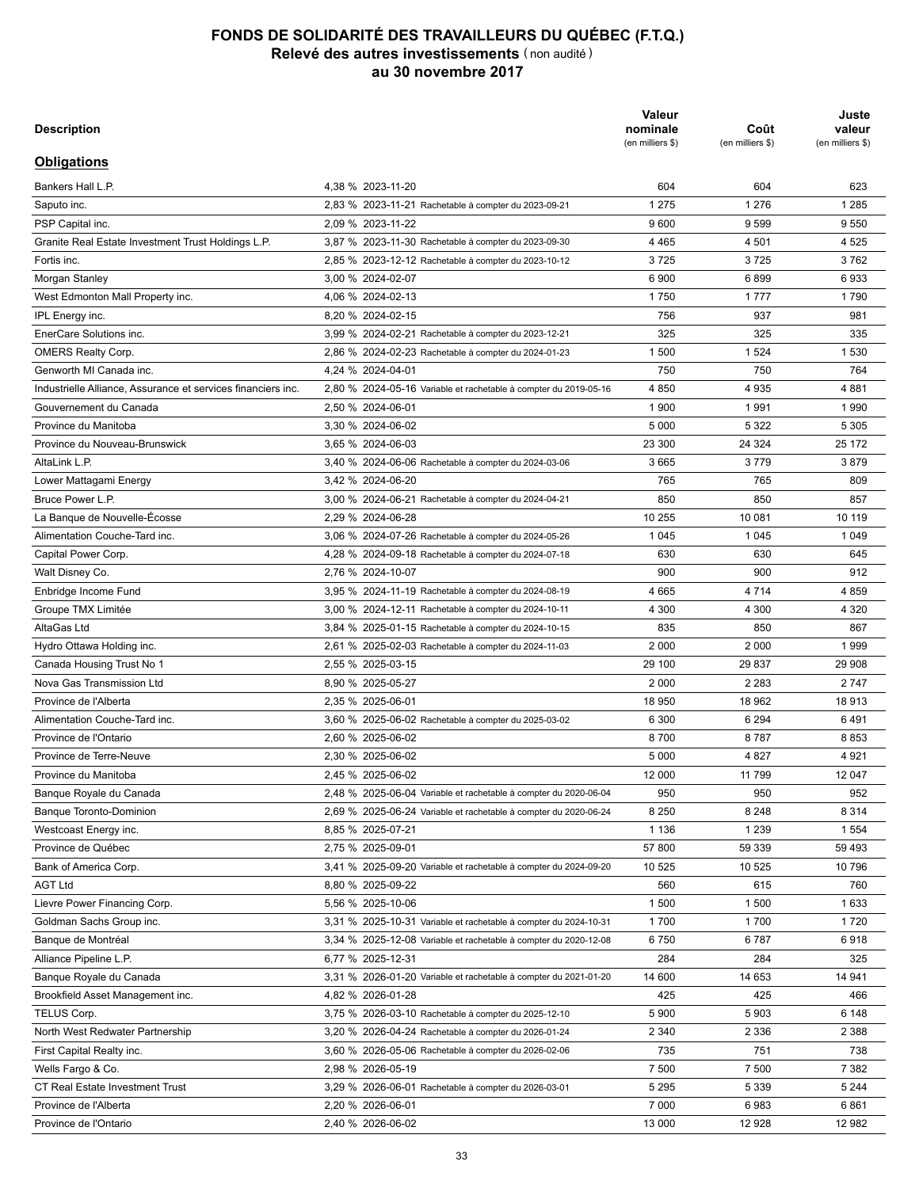# FONDS DE SOLIDARITÉ DES TRAVAILLEURS DU QUÉBEC (F.T.Q.)
## Relevé des autres investissements (non audité)
## au 30 novembre 2017

| Description | | Valeur nominale (en milliers $) | Coût (en milliers $) | Juste valeur (en milliers $) |
|---|---|---|---|---|
| **Obligations** | | | | |
| Bankers Hall L.P. | 4,38 % 2023-11-20 | 604 | 604 | 623 |
| Saputo inc. | 2,83 % 2023-11-21 Rachetable à compter du 2023-09-21 | 1 275 | 1 276 | 1 285 |
| PSP Capital inc. | 2,09 % 2023-11-22 | 9 600 | 9 599 | 9 550 |
| Granite Real Estate Investment Trust Holdings L.P. | 3,87 % 2023-11-30 Rachetable à compter du 2023-09-30 | 4 465 | 4 501 | 4 525 |
| Fortis inc. | 2,85 % 2023-12-12 Rachetable à compter du 2023-10-12 | 3 725 | 3 725 | 3 762 |
| Morgan Stanley | 3,00 % 2024-02-07 | 6 900 | 6 899 | 6 933 |
| West Edmonton Mall Property inc. | 4,06 % 2024-02-13 | 1 750 | 1 777 | 1 790 |
| IPL Energy inc. | 8,20 % 2024-02-15 | 756 | 937 | 981 |
| EnerCare Solutions inc. | 3,99 % 2024-02-21 Rachetable à compter du 2023-12-21 | 325 | 325 | 335 |
| OMERS Realty Corp. | 2,86 % 2024-02-23 Rachetable à compter du 2024-01-23 | 1 500 | 1 524 | 1 530 |
| Genworth MI Canada inc. | 4,24 % 2024-04-01 | 750 | 750 | 764 |
| Industrielle Alliance, Assurance et services financiers inc. | 2,80 % 2024-05-16 Variable et rachetable à compter du 2019-05-16 | 4 850 | 4 935 | 4 881 |
| Gouvernement du Canada | 2,50 % 2024-06-01 | 1 900 | 1 991 | 1 990 |
| Province du Manitoba | 3,30 % 2024-06-02 | 5 000 | 5 322 | 5 305 |
| Province du Nouveau-Brunswick | 3,65 % 2024-06-03 | 23 300 | 24 324 | 25 172 |
| AltaLink L.P. | 3,40 % 2024-06-06 Rachetable à compter du 2024-03-06 | 3 665 | 3 779 | 3 879 |
| Lower Mattagami Energy | 3,42 % 2024-06-20 | 765 | 765 | 809 |
| Bruce Power L.P. | 3,00 % 2024-06-21 Rachetable à compter du 2024-04-21 | 850 | 850 | 857 |
| La Banque de Nouvelle-Écosse | 2,29 % 2024-06-28 | 10 255 | 10 081 | 10 119 |
| Alimentation Couche-Tard inc. | 3,06 % 2024-07-26 Rachetable à compter du 2024-05-26 | 1 045 | 1 045 | 1 049 |
| Capital Power Corp. | 4,28 % 2024-09-18 Rachetable à compter du 2024-07-18 | 630 | 630 | 645 |
| Walt Disney Co. | 2,76 % 2024-10-07 | 900 | 900 | 912 |
| Enbridge Income Fund | 3,95 % 2024-11-19 Rachetable à compter du 2024-08-19 | 4 665 | 4 714 | 4 859 |
| Groupe TMX Limitée | 3,00 % 2024-12-11 Rachetable à compter du 2024-10-11 | 4 300 | 4 300 | 4 320 |
| AltaGas Ltd | 3,84 % 2025-01-15 Rachetable à compter du 2024-10-15 | 835 | 850 | 867 |
| Hydro Ottawa Holding inc. | 2,61 % 2025-02-03 Rachetable à compter du 2024-11-03 | 2 000 | 2 000 | 1 999 |
| Canada Housing Trust No 1 | 2,55 % 2025-03-15 | 29 100 | 29 837 | 29 908 |
| Nova Gas Transmission Ltd | 8,90 % 2025-05-27 | 2 000 | 2 283 | 2 747 |
| Province de l'Alberta | 2,35 % 2025-06-01 | 18 950 | 18 962 | 18 913 |
| Alimentation Couche-Tard inc. | 3,60 % 2025-06-02 Rachetable à compter du 2025-03-02 | 6 300 | 6 294 | 6 491 |
| Province de l'Ontario | 2,60 % 2025-06-02 | 8 700 | 8 787 | 8 853 |
| Province de Terre-Neuve | 2,30 % 2025-06-02 | 5 000 | 4 827 | 4 921 |
| Province du Manitoba | 2,45 % 2025-06-02 | 12 000 | 11 799 | 12 047 |
| Banque Royale du Canada | 2,48 % 2025-06-04 Variable et rachetable à compter du 2020-06-04 | 950 | 950 | 952 |
| Banque Toronto-Dominion | 2,69 % 2025-06-24 Variable et rachetable à compter du 2020-06-24 | 8 250 | 8 248 | 8 314 |
| Westcoast Energy inc. | 8,85 % 2025-07-21 | 1 136 | 1 239 | 1 554 |
| Province de Québec | 2,75 % 2025-09-01 | 57 800 | 59 339 | 59 493 |
| Bank of America Corp. | 3,41 % 2025-09-20 Variable et rachetable à compter du 2024-09-20 | 10 525 | 10 525 | 10 796 |
| AGT Ltd | 8,80 % 2025-09-22 | 560 | 615 | 760 |
| Lievre Power Financing Corp. | 5,56 % 2025-10-06 | 1 500 | 1 500 | 1 633 |
| Goldman Sachs Group inc. | 3,31 % 2025-10-31 Variable et rachetable à compter du 2024-10-31 | 1 700 | 1 700 | 1 720 |
| Banque de Montréal | 3,34 % 2025-12-08 Variable et rachetable à compter du 2020-12-08 | 6 750 | 6 787 | 6 918 |
| Alliance Pipeline L.P. | 6,77 % 2025-12-31 | 284 | 284 | 325 |
| Banque Royale du Canada | 3,31 % 2026-01-20 Variable et rachetable à compter du 2021-01-20 | 14 600 | 14 653 | 14 941 |
| Brookfield Asset Management inc. | 4,82 % 2026-01-28 | 425 | 425 | 466 |
| TELUS Corp. | 3,75 % 2026-03-10 Rachetable à compter du 2025-12-10 | 5 900 | 5 903 | 6 148 |
| North West Redwater Partnership | 3,20 % 2026-04-24 Rachetable à compter du 2026-01-24 | 2 340 | 2 336 | 2 388 |
| First Capital Realty inc. | 3,60 % 2026-05-06 Rachetable à compter du 2026-02-06 | 735 | 751 | 738 |
| Wells Fargo & Co. | 2,98 % 2026-05-19 | 7 500 | 7 500 | 7 382 |
| CT Real Estate Investment Trust | 3,29 % 2026-06-01 Rachetable à compter du 2026-03-01 | 5 295 | 5 339 | 5 244 |
| Province de l'Alberta | 2,20 % 2026-06-01 | 7 000 | 6 983 | 6 861 |
| Province de l'Ontario | 2,40 % 2026-06-02 | 13 000 | 12 928 | 12 982 |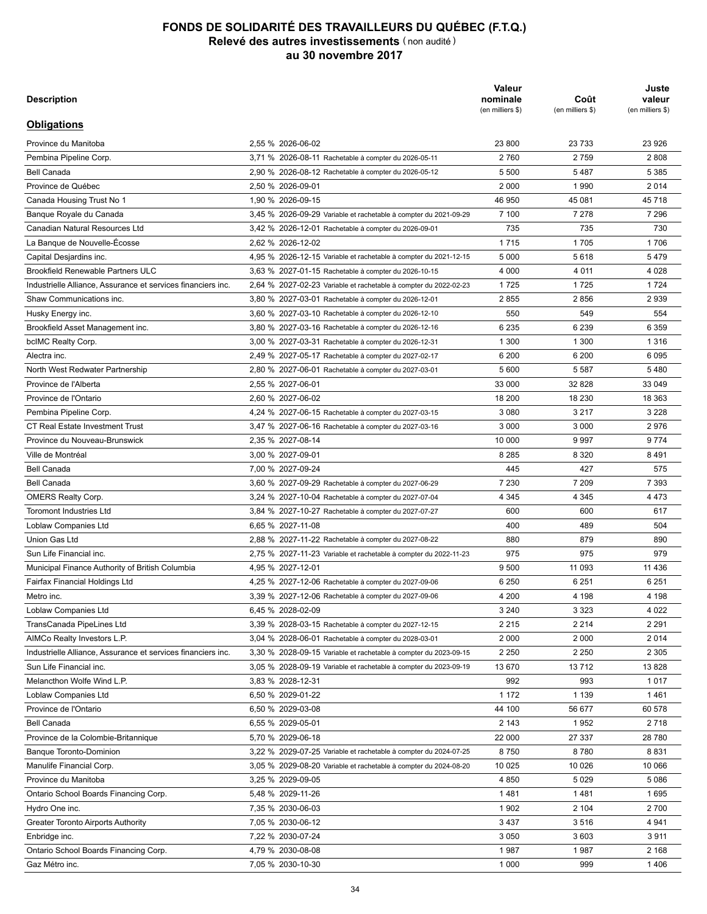# FONDS DE SOLIDARITÉ DES TRAVAILLEURS DU QUÉBEC (F.T.Q.)
## Relevé des autres investissements (non audité)
## au 30 novembre 2017

| Description | | Valeur nominale (en milliers $) | Coût (en milliers $) | Juste valeur (en milliers $) |
|---|---|---|---|---|
| **Obligations** | | | | |
| Province du Manitoba | 2,55 % 2026-06-02 | 23 800 | 23 733 | 23 926 |
| Pembina Pipeline Corp. | 3,71 % 2026-08-11 Rachetable à compter du 2026-05-11 | 2 760 | 2 759 | 2 808 |
| Bell Canada | 2,90 % 2026-08-12 Rachetable à compter du 2026-05-12 | 5 500 | 5 487 | 5 385 |
| Province de Québec | 2,50 % 2026-09-01 | 2 000 | 1 990 | 2 014 |
| Canada Housing Trust No 1 | 1,90 % 2026-09-15 | 46 950 | 45 081 | 45 718 |
| Banque Royale du Canada | 3,45 % 2026-09-29 Variable et rachetable à compter du 2021-09-29 | 7 100 | 7 278 | 7 296 |
| Canadian Natural Resources Ltd | 3,42 % 2026-12-01 Rachetable à compter du 2026-09-01 | 735 | 735 | 730 |
| La Banque de Nouvelle-Écosse | 2,62 % 2026-12-02 | 1 715 | 1 705 | 1 706 |
| Capital Desjardins inc. | 4,95 % 2026-12-15 Variable et rachetable à compter du 2021-12-15 | 5 000 | 5 618 | 5 479 |
| Brookfield Renewable Partners ULC | 3,63 % 2027-01-15 Rachetable à compter du 2026-10-15 | 4 000 | 4 011 | 4 028 |
| Industrielle Alliance, Assurance et services financiers inc. | 2,64 % 2027-02-23 Variable et rachetable à compter du 2022-02-23 | 1 725 | 1 725 | 1 724 |
| Shaw Communications inc. | 3,80 % 2027-03-01 Rachetable à compter du 2026-12-01 | 2 855 | 2 856 | 2 939 |
| Husky Energy inc. | 3,60 % 2027-03-10 Rachetable à compter du 2026-12-10 | 550 | 549 | 554 |
| Brookfield Asset Management inc. | 3,80 % 2027-03-16 Rachetable à compter du 2026-12-16 | 6 235 | 6 239 | 6 359 |
| bcIMC Realty Corp. | 3,00 % 2027-03-31 Rachetable à compter du 2026-12-31 | 1 300 | 1 300 | 1 316 |
| Alectra inc. | 2,49 % 2027-05-17 Rachetable à compter du 2027-02-17 | 6 200 | 6 200 | 6 095 |
| North West Redwater Partnership | 2,80 % 2027-06-01 Rachetable à compter du 2027-03-01 | 5 600 | 5 587 | 5 480 |
| Province de l'Alberta | 2,55 % 2027-06-01 | 33 000 | 32 828 | 33 049 |
| Province de l'Ontario | 2,60 % 2027-06-02 | 18 200 | 18 230 | 18 363 |
| Pembina Pipeline Corp. | 4,24 % 2027-06-15 Rachetable à compter du 2027-03-15 | 3 080 | 3 217 | 3 228 |
| CT Real Estate Investment Trust | 3,47 % 2027-06-16 Rachetable à compter du 2027-03-16 | 3 000 | 3 000 | 2 976 |
| Province du Nouveau-Brunswick | 2,35 % 2027-08-14 | 10 000 | 9 997 | 9 774 |
| Ville de Montréal | 3,00 % 2027-09-01 | 8 285 | 8 320 | 8 491 |
| Bell Canada | 7,00 % 2027-09-24 | 445 | 427 | 575 |
| Bell Canada | 3,60 % 2027-09-29 Rachetable à compter du 2027-06-29 | 7 230 | 7 209 | 7 393 |
| OMERS Realty Corp. | 3,24 % 2027-10-04 Rachetable à compter du 2027-07-04 | 4 345 | 4 345 | 4 473 |
| Toromont Industries Ltd | 3,84 % 2027-10-27 Rachetable à compter du 2027-07-27 | 600 | 600 | 617 |
| Loblaw Companies Ltd | 6,65 % 2027-11-08 | 400 | 489 | 504 |
| Union Gas Ltd | 2,88 % 2027-11-22 Rachetable à compter du 2027-08-22 | 880 | 879 | 890 |
| Sun Life Financial inc. | 2,75 % 2027-11-23 Variable et rachetable à compter du 2022-11-23 | 975 | 975 | 979 |
| Municipal Finance Authority of British Columbia | 4,95 % 2027-12-01 | 9 500 | 11 093 | 11 436 |
| Fairfax Financial Holdings Ltd | 4,25 % 2027-12-06 Rachetable à compter du 2027-09-06 | 6 250 | 6 251 | 6 251 |
| Metro inc. | 3,39 % 2027-12-06 Rachetable à compter du 2027-09-06 | 4 200 | 4 198 | 4 198 |
| Loblaw Companies Ltd | 6,45 % 2028-02-09 | 3 240 | 3 323 | 4 022 |
| TransCanada PipeLines Ltd | 3,39 % 2028-03-15 Rachetable à compter du 2027-12-15 | 2 215 | 2 214 | 2 291 |
| AIMCo Realty Investors L.P. | 3,04 % 2028-06-01 Rachetable à compter du 2028-03-01 | 2 000 | 2 000 | 2 014 |
| Industrielle Alliance, Assurance et services financiers inc. | 3,30 % 2028-09-15 Variable et rachetable à compter du 2023-09-15 | 2 250 | 2 250 | 2 305 |
| Sun Life Financial inc. | 3,05 % 2028-09-19 Variable et rachetable à compter du 2023-09-19 | 13 670 | 13 712 | 13 828 |
| Melancthon Wolfe Wind L.P. | 3,83 % 2028-12-31 | 992 | 993 | 1 017 |
| Loblaw Companies Ltd | 6,50 % 2029-01-22 | 1 172 | 1 139 | 1 461 |
| Province de l'Ontario | 6,50 % 2029-03-08 | 44 100 | 56 677 | 60 578 |
| Bell Canada | 6,55 % 2029-05-01 | 2 143 | 1 952 | 2 718 |
| Province de la Colombie-Britannique | 5,70 % 2029-06-18 | 22 000 | 27 337 | 28 780 |
| Banque Toronto-Dominion | 3,22 % 2029-07-25 Variable et rachetable à compter du 2024-07-25 | 8 750 | 8 780 | 8 831 |
| Manulife Financial Corp. | 3,05 % 2029-08-20 Variable et rachetable à compter du 2024-08-20 | 10 025 | 10 026 | 10 066 |
| Province du Manitoba | 3,25 % 2029-09-05 | 4 850 | 5 029 | 5 086 |
| Ontario School Boards Financing Corp. | 5,48 % 2029-11-26 | 1 481 | 1 481 | 1 695 |
| Hydro One inc. | 7,35 % 2030-06-03 | 1 902 | 2 104 | 2 700 |
| Greater Toronto Airports Authority | 7,05 % 2030-06-12 | 3 437 | 3 516 | 4 941 |
| Enbridge inc. | 7,22 % 2030-07-24 | 3 050 | 3 603 | 3 911 |
| Ontario School Boards Financing Corp. | 4,79 % 2030-08-08 | 1 987 | 1 987 | 2 168 |
| Gaz Métro inc. | 7,05 % 2030-10-30 | 1 000 | 999 | 1 406 |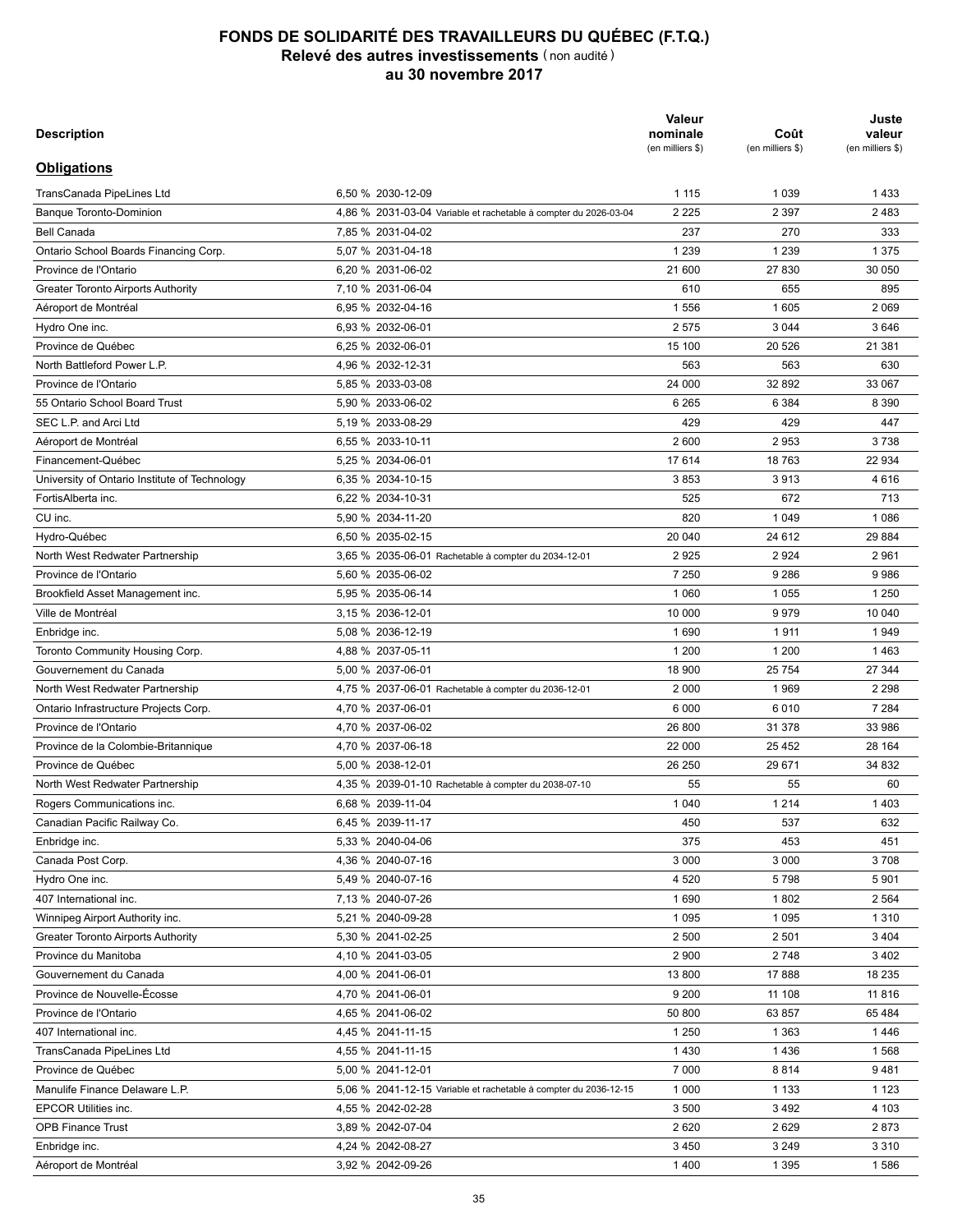# FONDS DE SOLIDARITÉ DES TRAVAILLEURS DU QUÉBEC (F.T.Q.)
## Relevé des autres investissements (non audité)
## au 30 novembre 2017

| Description | | Valeur nominale (en milliers $) | Coût (en milliers $) | Juste valeur (en milliers $) |
|---|---|---|---|---|
| **Obligations** | | | | |
| TransCanada PipeLines Ltd | 6,50 % 2030-12-09 | 1 115 | 1 039 | 1 433 |
| Banque Toronto-Dominion | 4,86 % 2031-03-04 Variable et rachetable à compter du 2026-03-04 | 2 225 | 2 397 | 2 483 |
| Bell Canada | 7,85 % 2031-04-02 | 237 | 270 | 333 |
| Ontario School Boards Financing Corp. | 5,07 % 2031-04-18 | 1 239 | 1 239 | 1 375 |
| Province de l'Ontario | 6,20 % 2031-06-02 | 21 600 | 27 830 | 30 050 |
| Greater Toronto Airports Authority | 7,10 % 2031-06-04 | 610 | 655 | 895 |
| Aéroport de Montréal | 6,95 % 2032-04-16 | 1 556 | 1 605 | 2 069 |
| Hydro One inc. | 6,93 % 2032-06-01 | 2 575 | 3 044 | 3 646 |
| Province de Québec | 6,25 % 2032-06-01 | 15 100 | 20 526 | 21 381 |
| North Battleford Power L.P. | 4,96 % 2032-12-31 | 563 | 563 | 630 |
| Province de l'Ontario | 5,85 % 2033-03-08 | 24 000 | 32 892 | 33 067 |
| 55 Ontario School Board Trust | 5,90 % 2033-06-02 | 6 265 | 6 384 | 8 390 |
| SEC L.P. and Arci Ltd | 5,19 % 2033-08-29 | 429 | 429 | 447 |
| Aéroport de Montréal | 6,55 % 2033-10-11 | 2 600 | 2 953 | 3 738 |
| Financement-Québec | 5,25 % 2034-06-01 | 17 614 | 18 763 | 22 934 |
| University of Ontario Institute of Technology | 6,35 % 2034-10-15 | 3 853 | 3 913 | 4 616 |
| FortisAlberta inc. | 6,22 % 2034-10-31 | 525 | 672 | 713 |
| CU inc. | 5,90 % 2034-11-20 | 820 | 1 049 | 1 086 |
| Hydro-Québec | 6,50 % 2035-02-15 | 20 040 | 24 612 | 29 884 |
| North West Redwater Partnership | 3,65 % 2035-06-01 Rachetable à compter du 2034-12-01 | 2 925 | 2 924 | 2 961 |
| Province de l'Ontario | 5,60 % 2035-06-02 | 7 250 | 9 286 | 9 986 |
| Brookfield Asset Management inc. | 5,95 % 2035-06-14 | 1 060 | 1 055 | 1 250 |
| Ville de Montréal | 3,15 % 2036-12-01 | 10 000 | 9 979 | 10 040 |
| Enbridge inc. | 5,08 % 2036-12-19 | 1 690 | 1 911 | 1 949 |
| Toronto Community Housing Corp. | 4,88 % 2037-05-11 | 1 200 | 1 200 | 1 463 |
| Gouvernement du Canada | 5,00 % 2037-06-01 | 18 900 | 25 754 | 27 344 |
| North West Redwater Partnership | 4,75 % 2037-06-01 Rachetable à compter du 2036-12-01 | 2 000 | 1 969 | 2 298 |
| Ontario Infrastructure Projects Corp. | 4,70 % 2037-06-01 | 6 000 | 6 010 | 7 284 |
| Province de l'Ontario | 4,70 % 2037-06-02 | 26 800 | 31 378 | 33 986 |
| Province de la Colombie-Britannique | 4,70 % 2037-06-18 | 22 000 | 25 452 | 28 164 |
| Province de Québec | 5,00 % 2038-12-01 | 26 250 | 29 671 | 34 832 |
| North West Redwater Partnership | 4,35 % 2039-01-10 Rachetable à compter du 2038-07-10 | 55 | 55 | 60 |
| Rogers Communications inc. | 6,68 % 2039-11-04 | 1 040 | 1 214 | 1 403 |
| Canadian Pacific Railway Co. | 6,45 % 2039-11-17 | 450 | 537 | 632 |
| Enbridge inc. | 5,33 % 2040-04-06 | 375 | 453 | 451 |
| Canada Post Corp. | 4,36 % 2040-07-16 | 3 000 | 3 000 | 3 708 |
| Hydro One inc. | 5,49 % 2040-07-16 | 4 520 | 5 798 | 5 901 |
| 407 International inc. | 7,13 % 2040-07-26 | 1 690 | 1 802 | 2 564 |
| Winnipeg Airport Authority inc. | 5,21 % 2040-09-28 | 1 095 | 1 095 | 1 310 |
| Greater Toronto Airports Authority | 5,30 % 2041-02-25 | 2 500 | 2 501 | 3 404 |
| Province du Manitoba | 4,10 % 2041-03-05 | 2 900 | 2 748 | 3 402 |
| Gouvernement du Canada | 4,00 % 2041-06-01 | 13 800 | 17 888 | 18 235 |
| Province de Nouvelle-Écosse | 4,70 % 2041-06-01 | 9 200 | 11 108 | 11 816 |
| Province de l'Ontario | 4,65 % 2041-06-02 | 50 800 | 63 857 | 65 484 |
| 407 International inc. | 4,45 % 2041-11-15 | 1 250 | 1 363 | 1 446 |
| TransCanada PipeLines Ltd | 4,55 % 2041-11-15 | 1 430 | 1 436 | 1 568 |
| Province de Québec | 5,00 % 2041-12-01 | 7 000 | 8 814 | 9 481 |
| Manulife Finance Delaware L.P. | 5,06 % 2041-12-15 Variable et rachetable à compter du 2036-12-15 | 1 000 | 1 133 | 1 123 |
| EPCOR Utilities inc. | 4,55 % 2042-02-28 | 3 500 | 3 492 | 4 103 |
| OPB Finance Trust | 3,89 % 2042-07-04 | 2 620 | 2 629 | 2 873 |
| Enbridge inc. | 4,24 % 2042-08-27 | 3 450 | 3 249 | 3 310 |
| Aéroport de Montréal | 3,92 % 2042-09-26 | 1 400 | 1 395 | 1 586 |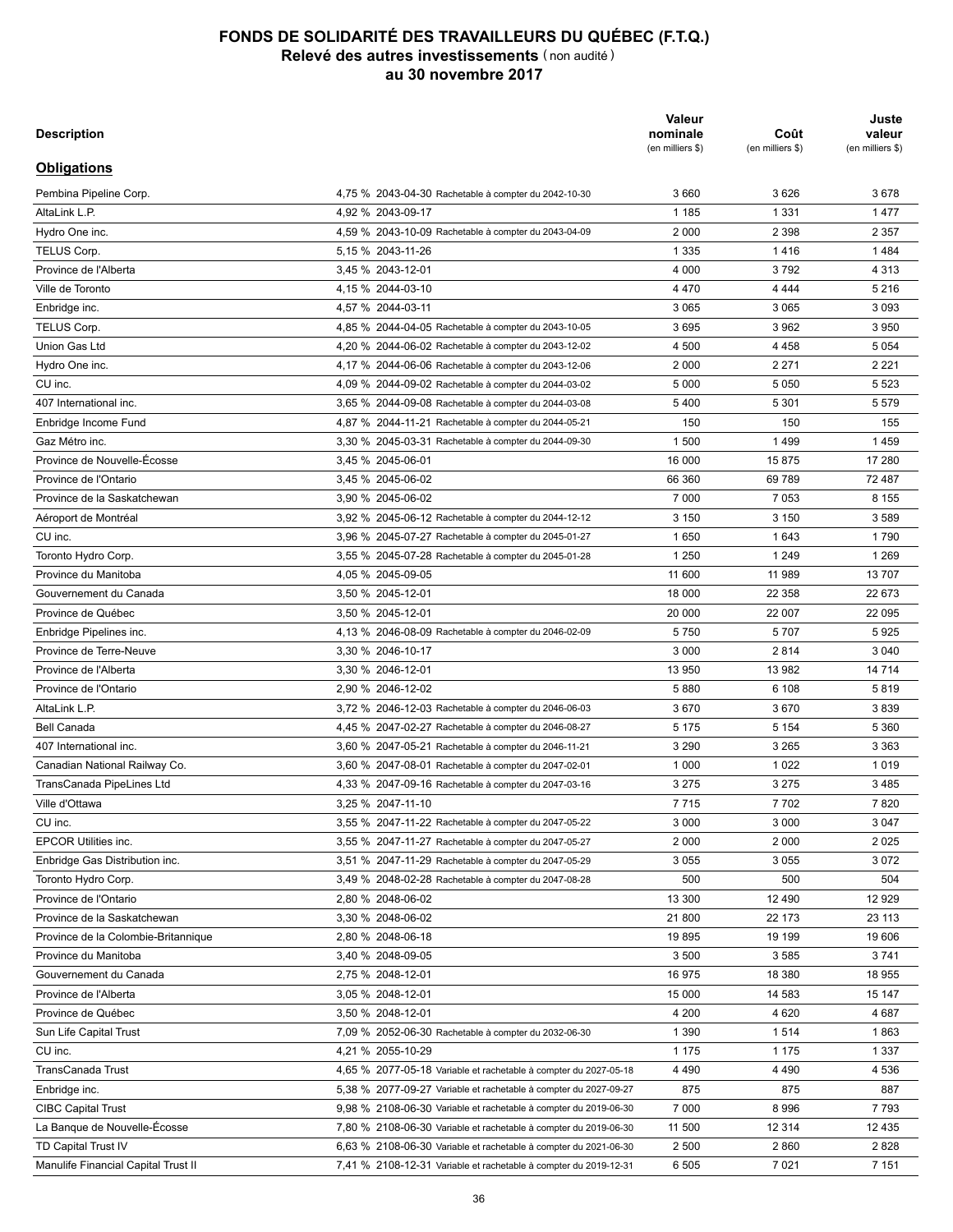# FONDS DE SOLIDARITÉ DES TRAVAILLEURS DU QUÉBEC (F.T.Q.)
## Relevé des autres investissements (non audité)
## au 30 novembre 2017

| Description | | Valeur nominale (en milliers $) | Coût (en milliers $) | Juste valeur (en milliers $) |
|---|---|---|---|---|
| **Obligations** | | | | |
| Pembina Pipeline Corp. | 4,75 % 2043-04-30 Rachetable à compter du 2042-10-30 | 3 660 | 3 626 | 3 678 |
| AltaLink L.P. | 4,92 % 2043-09-17 | 1 185 | 1 331 | 1 477 |
| Hydro One inc. | 4,59 % 2043-10-09 Rachetable à compter du 2043-04-09 | 2 000 | 2 398 | 2 357 |
| TELUS Corp. | 5,15 % 2043-11-26 | 1 335 | 1 416 | 1 484 |
| Province de l'Alberta | 3,45 % 2043-12-01 | 4 000 | 3 792 | 4 313 |
| Ville de Toronto | 4,15 % 2044-03-10 | 4 470 | 4 444 | 5 216 |
| Enbridge inc. | 4,57 % 2044-03-11 | 3 065 | 3 065 | 3 093 |
| TELUS Corp. | 4,85 % 2044-04-05 Rachetable à compter du 2043-10-05 | 3 695 | 3 962 | 3 950 |
| Union Gas Ltd | 4,20 % 2044-06-02 Rachetable à compter du 2043-12-02 | 4 500 | 4 458 | 5 054 |
| Hydro One inc. | 4,17 % 2044-06-06 Rachetable à compter du 2043-12-06 | 2 000 | 2 271 | 2 221 |
| CU inc. | 4,09 % 2044-09-02 Rachetable à compter du 2044-03-02 | 5 000 | 5 050 | 5 523 |
| 407 International inc. | 3,65 % 2044-09-08 Rachetable à compter du 2044-03-08 | 5 400 | 5 301 | 5 579 |
| Enbridge Income Fund | 4,87 % 2044-11-21 Rachetable à compter du 2044-05-21 | 150 | 150 | 155 |
| Gaz Métro inc. | 3,30 % 2045-03-31 Rachetable à compter du 2044-09-30 | 1 500 | 1 499 | 1 459 |
| Province de Nouvelle-Écosse | 3,45 % 2045-06-01 | 16 000 | 15 875 | 17 280 |
| Province de l'Ontario | 3,45 % 2045-06-02 | 66 360 | 69 789 | 72 487 |
| Province de la Saskatchewan | 3,90 % 2045-06-02 | 7 000 | 7 053 | 8 155 |
| Aéroport de Montréal | 3,92 % 2045-06-12 Rachetable à compter du 2044-12-12 | 3 150 | 3 150 | 3 589 |
| CU inc. | 3,96 % 2045-07-27 Rachetable à compter du 2045-01-27 | 1 650 | 1 643 | 1 790 |
| Toronto Hydro Corp. | 3,55 % 2045-07-28 Rachetable à compter du 2045-01-28 | 1 250 | 1 249 | 1 269 |
| Province du Manitoba | 4,05 % 2045-09-05 | 11 600 | 11 989 | 13 707 |
| Gouvernement du Canada | 3,50 % 2045-12-01 | 18 000 | 22 358 | 22 673 |
| Province de Québec | 3,50 % 2045-12-01 | 20 000 | 22 007 | 22 095 |
| Enbridge Pipelines inc. | 4,13 % 2046-08-09 Rachetable à compter du 2046-02-09 | 5 750 | 5 707 | 5 925 |
| Province de Terre-Neuve | 3,30 % 2046-10-17 | 3 000 | 2 814 | 3 040 |
| Province de l'Alberta | 3,30 % 2046-12-01 | 13 950 | 13 982 | 14 714 |
| Province de l'Ontario | 2,90 % 2046-12-02 | 5 880 | 6 108 | 5 819 |
| AltaLink L.P. | 3,72 % 2046-12-03 Rachetable à compter du 2046-06-03 | 3 670 | 3 670 | 3 839 |
| Bell Canada | 4,45 % 2047-02-27 Rachetable à compter du 2046-08-27 | 5 175 | 5 154 | 5 360 |
| 407 International inc. | 3,60 % 2047-05-21 Rachetable à compter du 2046-11-21 | 3 290 | 3 265 | 3 363 |
| Canadian National Railway Co. | 3,60 % 2047-08-01 Rachetable à compter du 2047-02-01 | 1 000 | 1 022 | 1 019 |
| TransCanada PipeLines Ltd | 4,33 % 2047-09-16 Rachetable à compter du 2047-03-16 | 3 275 | 3 275 | 3 485 |
| Ville d'Ottawa | 3,25 % 2047-11-10 | 7 715 | 7 702 | 7 820 |
| CU inc. | 3,55 % 2047-11-22 Rachetable à compter du 2047-05-22 | 3 000 | 3 000 | 3 047 |
| EPCOR Utilities inc. | 3,55 % 2047-11-27 Rachetable à compter du 2047-05-27 | 2 000 | 2 000 | 2 025 |
| Enbridge Gas Distribution inc. | 3,51 % 2047-11-29 Rachetable à compter du 2047-05-29 | 3 055 | 3 055 | 3 072 |
| Toronto Hydro Corp. | 3,49 % 2048-02-28 Rachetable à compter du 2047-08-28 | 500 | 500 | 504 |
| Province de l'Ontario | 2,80 % 2048-06-02 | 13 300 | 12 490 | 12 929 |
| Province de la Saskatchewan | 3,30 % 2048-06-02 | 21 800 | 22 173 | 23 113 |
| Province de la Colombie-Britannique | 2,80 % 2048-06-18 | 19 895 | 19 199 | 19 606 |
| Province du Manitoba | 3,40 % 2048-09-05 | 3 500 | 3 585 | 3 741 |
| Gouvernement du Canada | 2,75 % 2048-12-01 | 16 975 | 18 380 | 18 955 |
| Province de l'Alberta | 3,05 % 2048-12-01 | 15 000 | 14 583 | 15 147 |
| Province de Québec | 3,50 % 2048-12-01 | 4 200 | 4 620 | 4 687 |
| Sun Life Capital Trust | 7,09 % 2052-06-30 Rachetable à compter du 2032-06-30 | 1 390 | 1 514 | 1 863 |
| CU inc. | 4,21 % 2055-10-29 | 1 175 | 1 175 | 1 337 |
| TransCanada Trust | 4,65 % 2077-05-18 Variable et rachetable à compter du 2027-05-18 | 4 490 | 4 490 | 4 536 |
| Enbridge inc. | 5,38 % 2077-09-27 Variable et rachetable à compter du 2027-09-27 | 875 | 875 | 887 |
| CIBC Capital Trust | 9,98 % 2108-06-30 Variable et rachetable à compter du 2019-06-30 | 7 000 | 8 996 | 7 793 |
| La Banque de Nouvelle-Écosse | 7,80 % 2108-06-30 Variable et rachetable à compter du 2019-06-30 | 11 500 | 12 314 | 12 435 |
| TD Capital Trust IV | 6,63 % 2108-06-30 Variable et rachetable à compter du 2021-06-30 | 2 500 | 2 860 | 2 828 |
| Manulife Financial Capital Trust II | 7,41 % 2108-12-31 Variable et rachetable à compter du 2019-12-31 | 6 505 | 7 021 | 7 151 |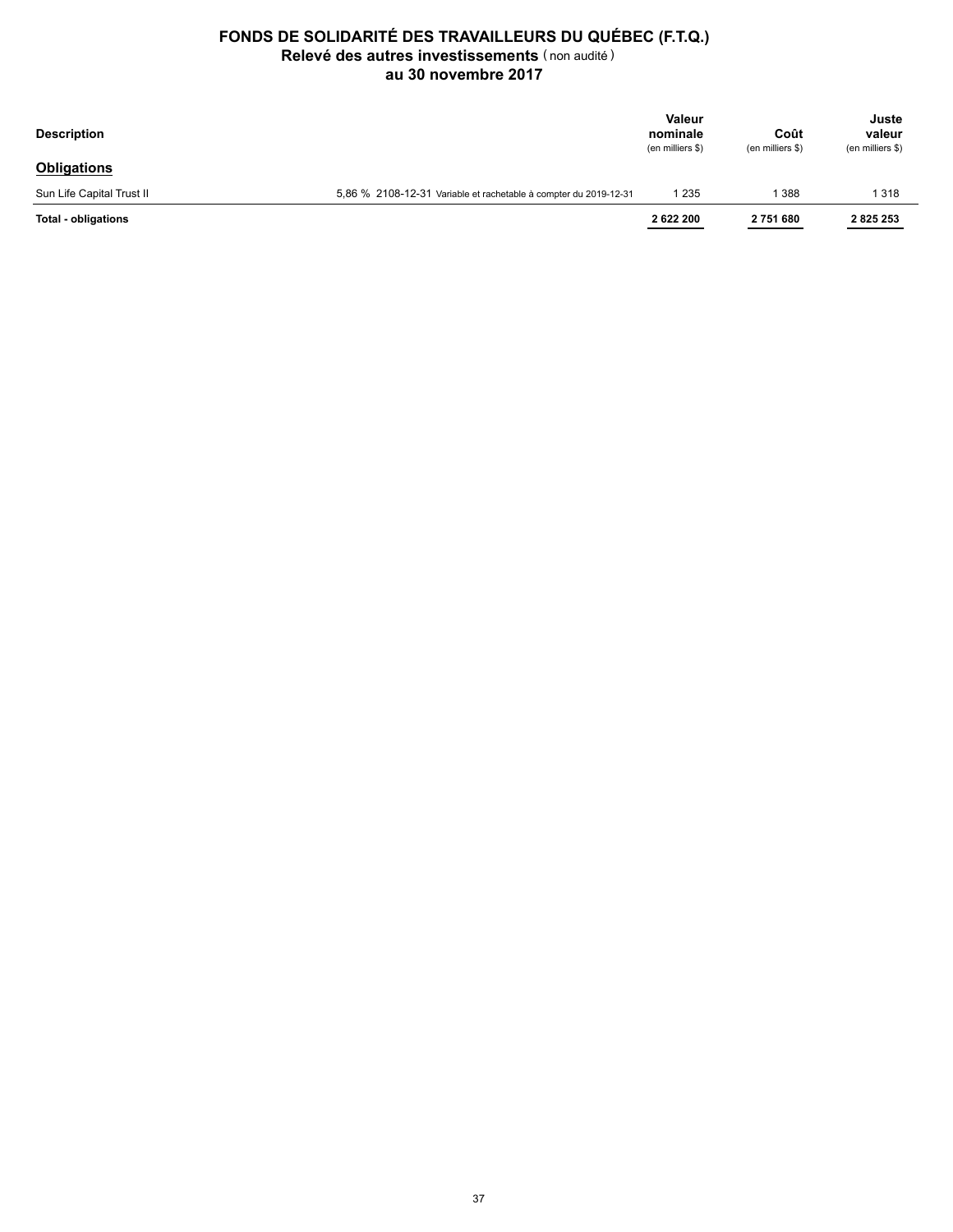# FONDS DE SOLIDARITÉ DES TRAVAILLEURS DU QUÉBEC (F.T.Q.)

## Relevé des autres investissements (non audité)

## au 30 novembre 2017

| Description | | Valeur nominale (en milliers $) | Coût (en milliers $) | Juste valeur (en milliers $) |
|---|---|---|---|---|
| **Obligations** | | | | |
| Sun Life Capital Trust II | 5,86 % 2108-12-31 Variable et rachetable à compter du 2019-12-31 | 1 235 | 1 388 | 1 318 |
| **Total - obligations** | | **2 622 200** | **2 751 680** | **2 825 253** |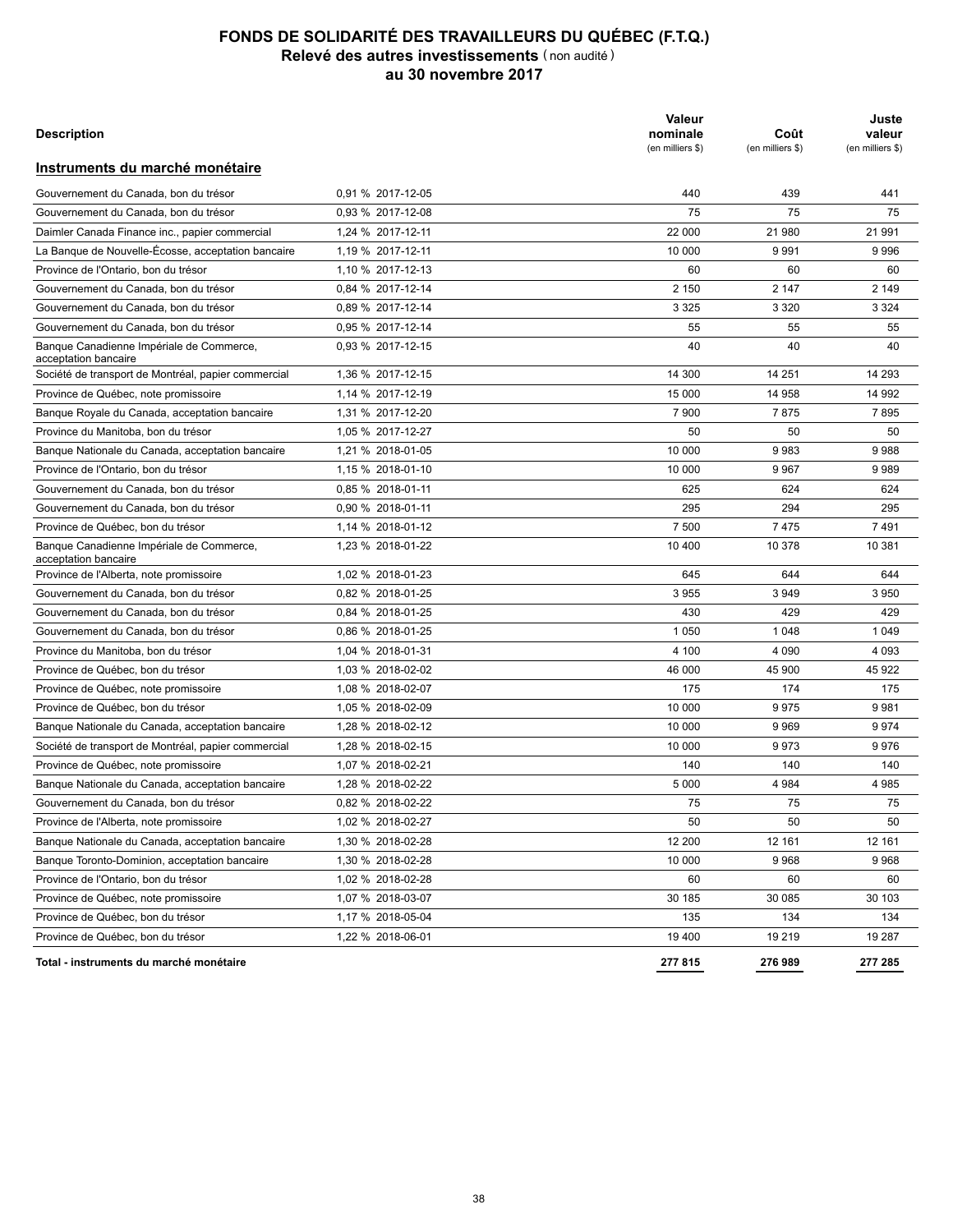# FONDS DE SOLIDARITÉ DES TRAVAILLEURS DU QUÉBEC (F.T.Q.)
## Relevé des autres investissements (non audité)
## au 30 novembre 2017

| Description | | Valeur nominale (en milliers $) | Coût (en milliers $) | Juste valeur (en milliers $) |
|---|---|---|---|---|
| **Instruments du marché monétaire** | | | | |
| Gouvernement du Canada, bon du trésor | 0,91 % 2017-12-05 | 440 | 439 | 441 |
| Gouvernement du Canada, bon du trésor | 0,93 % 2017-12-08 | 75 | 75 | 75 |
| Daimler Canada Finance inc., papier commercial | 1,24 % 2017-12-11 | 22 000 | 21 980 | 21 991 |
| La Banque de Nouvelle-Écosse, acceptation bancaire | 1,19 % 2017-12-11 | 10 000 | 9 991 | 9 996 |
| Province de l'Ontario, bon du trésor | 1,10 % 2017-12-13 | 60 | 60 | 60 |
| Gouvernement du Canada, bon du trésor | 0,84 % 2017-12-14 | 2 150 | 2 147 | 2 149 |
| Gouvernement du Canada, bon du trésor | 0,89 % 2017-12-14 | 3 325 | 3 320 | 3 324 |
| Gouvernement du Canada, bon du trésor | 0,95 % 2017-12-14 | 55 | 55 | 55 |
| Banque Canadienne Impériale de Commerce, acceptation bancaire | 0,93 % 2017-12-15 | 40 | 40 | 40 |
| Société de transport de Montréal, papier commercial | 1,36 % 2017-12-15 | 14 300 | 14 251 | 14 293 |
| Province de Québec, note promissoire | 1,14 % 2017-12-19 | 15 000 | 14 958 | 14 992 |
| Banque Royale du Canada, acceptation bancaire | 1,31 % 2017-12-20 | 7 900 | 7 875 | 7 895 |
| Province du Manitoba, bon du trésor | 1,05 % 2017-12-27 | 50 | 50 | 50 |
| Banque Nationale du Canada, acceptation bancaire | 1,21 % 2018-01-05 | 10 000 | 9 983 | 9 988 |
| Province de l'Ontario, bon du trésor | 1,15 % 2018-01-10 | 10 000 | 9 967 | 9 989 |
| Gouvernement du Canada, bon du trésor | 0,85 % 2018-01-11 | 625 | 624 | 624 |
| Gouvernement du Canada, bon du trésor | 0,90 % 2018-01-11 | 295 | 294 | 295 |
| Province de Québec, bon du trésor | 1,14 % 2018-01-12 | 7 500 | 7 475 | 7 491 |
| Banque Canadienne Impériale de Commerce, acceptation bancaire | 1,23 % 2018-01-22 | 10 400 | 10 378 | 10 381 |
| Province de l'Alberta, note promissoire | 1,02 % 2018-01-23 | 645 | 644 | 644 |
| Gouvernement du Canada, bon du trésor | 0,82 % 2018-01-25 | 3 955 | 3 949 | 3 950 |
| Gouvernement du Canada, bon du trésor | 0,84 % 2018-01-25 | 430 | 429 | 429 |
| Gouvernement du Canada, bon du trésor | 0,86 % 2018-01-25 | 1 050 | 1 048 | 1 049 |
| Province du Manitoba, bon du trésor | 1,04 % 2018-01-31 | 4 100 | 4 090 | 4 093 |
| Province de Québec, bon du trésor | 1,03 % 2018-02-02 | 46 000 | 45 900 | 45 922 |
| Province de Québec, note promissoire | 1,08 % 2018-02-07 | 175 | 174 | 175 |
| Province de Québec, bon du trésor | 1,05 % 2018-02-09 | 10 000 | 9 975 | 9 981 |
| Banque Nationale du Canada, acceptation bancaire | 1,28 % 2018-02-12 | 10 000 | 9 969 | 9 974 |
| Société de transport de Montréal, papier commercial | 1,28 % 2018-02-15 | 10 000 | 9 973 | 9 976 |
| Province de Québec, note promissoire | 1,07 % 2018-02-21 | 140 | 140 | 140 |
| Banque Nationale du Canada, acceptation bancaire | 1,28 % 2018-02-22 | 5 000 | 4 984 | 4 985 |
| Gouvernement du Canada, bon du trésor | 0,82 % 2018-02-22 | 75 | 75 | 75 |
| Province de l'Alberta, note promissoire | 1,02 % 2018-02-27 | 50 | 50 | 50 |
| Banque Nationale du Canada, acceptation bancaire | 1,30 % 2018-02-28 | 12 200 | 12 161 | 12 161 |
| Banque Toronto-Dominion, acceptation bancaire | 1,30 % 2018-02-28 | 10 000 | 9 968 | 9 968 |
| Province de l'Ontario, bon du trésor | 1,02 % 2018-02-28 | 60 | 60 | 60 |
| Province de Québec, note promissoire | 1,07 % 2018-03-07 | 30 185 | 30 085 | 30 103 |
| Province de Québec, bon du trésor | 1,17 % 2018-05-04 | 135 | 134 | 134 |
| Province de Québec, bon du trésor | 1,22 % 2018-06-01 | 19 400 | 19 219 | 19 287 |
| **Total - instruments du marché monétaire** | | **277 815** | **276 989** | **277 285** |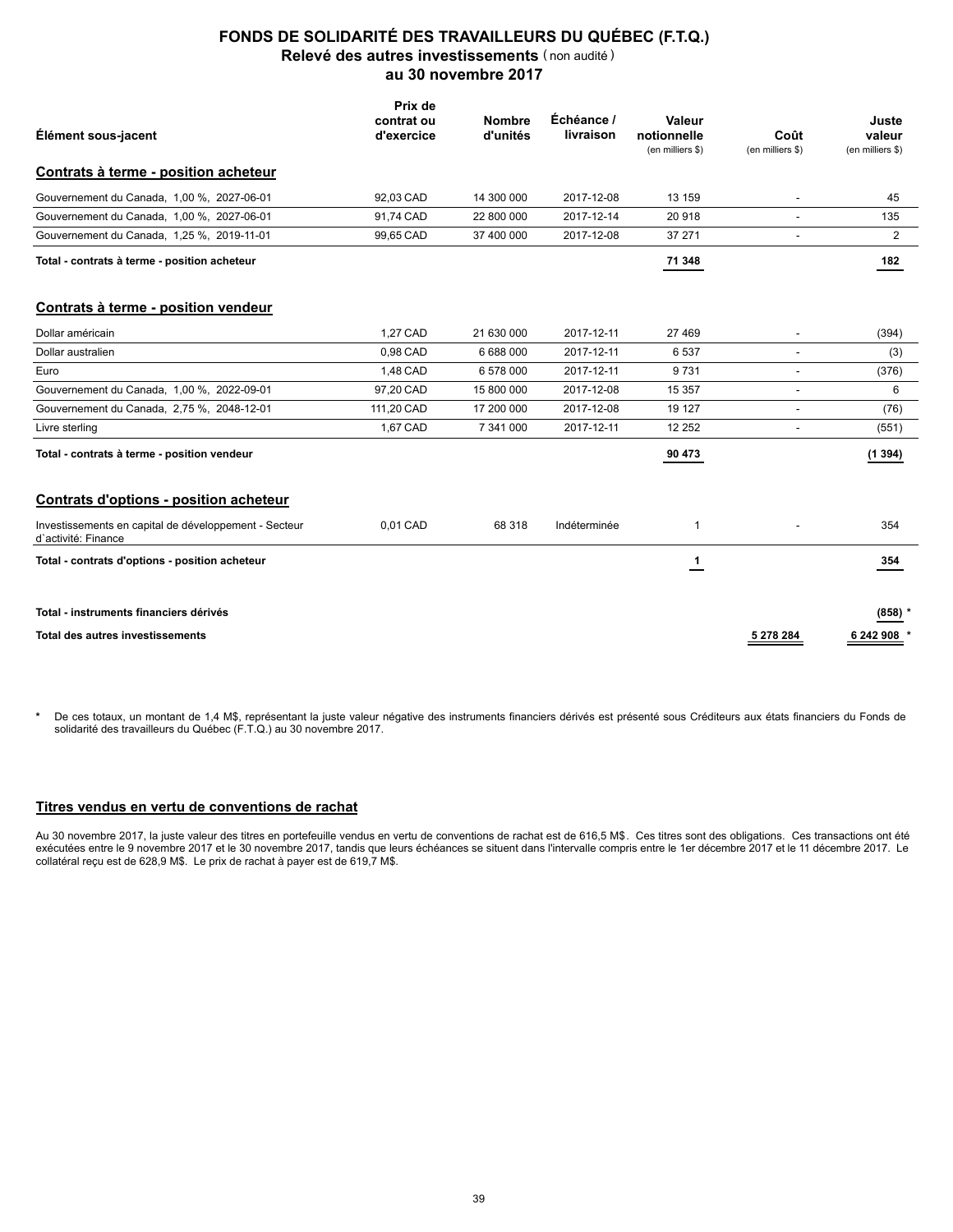# FONDS DE SOLIDARITÉ DES TRAVAILLEURS DU QUÉBEC (F.T.Q.)
## Relevé des autres investissements (non audité)
## au 30 novembre 2017

| Élément sous-jacent | Prix de contrat ou d'exercice | Nombre d'unités | Échéance / livraison | Valeur notionnelle (en milliers $) | Coût (en milliers $) | Juste valeur (en milliers $) |
|---|---|---|---|---|---|---|
| **Contrats à terme - position acheteur** | | | | | | |
| Gouvernement du Canada, 1,00 %, 2027-06-01 | 92,03 CAD | 14 300 000 | 2017-12-08 | 13 159 | - | 45 |
| Gouvernement du Canada, 1,00 %, 2027-06-01 | 91,74 CAD | 22 800 000 | 2017-12-14 | 20 918 | - | 135 |
| Gouvernement du Canada, 1,25 %, 2019-11-01 | 99,65 CAD | 37 400 000 | 2017-12-08 | 37 271 | - | 2 |
| **Total - contrats à terme - position acheteur** | | | | **71 348** | | **182** |
| **Contrats à terme - position vendeur** | | | | | | |
| Dollar américain | 1,27 CAD | 21 630 000 | 2017-12-11 | 27 469 | - | (394) |
| Dollar australien | 0,98 CAD | 6 688 000 | 2017-12-11 | 6 537 | - | (3) |
| Euro | 1,48 CAD | 6 578 000 | 2017-12-11 | 9 731 | - | (376) |
| Gouvernement du Canada, 1,00 %, 2022-09-01 | 97,20 CAD | 15 800 000 | 2017-12-08 | 15 357 | - | 6 |
| Gouvernement du Canada, 2,75 %, 2048-12-01 | 111,20 CAD | 17 200 000 | 2017-12-08 | 19 127 | - | (76) |
| Livre sterling | 1,67 CAD | 7 341 000 | 2017-12-11 | 12 252 | - | (551) |
| **Total - contrats à terme - position vendeur** | | | | **90 473** | | **(1 394)** |
| **Contrats d'options - position acheteur** | | | | | | |
| Investissements en capital de développement - Secteur d'activité: Finance | 0,01 CAD | 68 318 | Indéterminée | 1 | - | 354 |
| **Total - contrats d'options - position acheteur** | | | | **1** | | **354** |
| **Total - instruments financiers dérivés** | | | | | | **(858) *** |
| **Total des autres investissements** | | | | | **5 278 284** | **6 242 908 *** |

\* De ces totaux, un montant de 1,4 M$, représentant la juste valeur négative des instruments financiers dérivés est présenté sous Créditeurs aux états financiers du Fonds de solidarité des travailleurs du Québec (F.T.Q.) au 30 novembre 2017.

## Titres vendus en vertu de conventions de rachat

Au 30 novembre 2017, la juste valeur des titres en portefeuille vendus en vertu de conventions de rachat est de 616,5 M$. Ces titres sont des obligations. Ces transactions ont été exécutées entre le 9 novembre 2017 et le 30 novembre 2017, tandis que leurs échéances se situent dans l'intervalle compris entre le 1er décembre 2017 et le 11 décembre 2017. Le collatéral reçu est de 628,9 M$. Le prix de rachat à payer est de 619,7 M$.